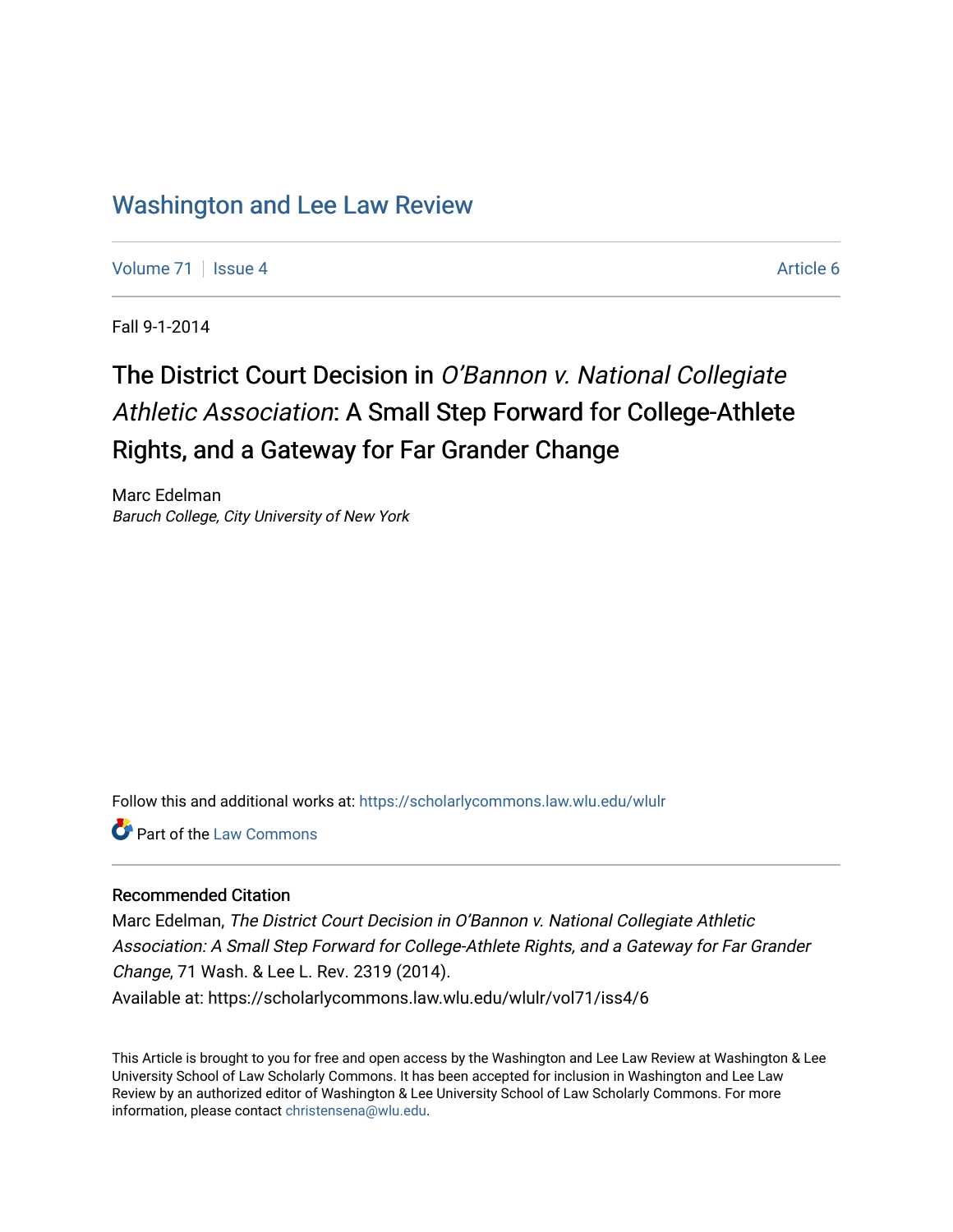# Washington and Lee Law Review

Volume 71 | Issue 4 | Article 6

Fall 9-1-2014

## The District Court Decision in *O'Bannon v. National Collegiate Athletic Association*: A Small Step Forward for College-Athlete Rights, and a Gateway for Far Grander Change

Marc Edelman
*Baruch College, City University of New York*

Follow this and additional works at: https://scholarlycommons.law.wlu.edu/wlulr

Part of the Law Commons

### Recommended Citation

Marc Edelman, *The District Court Decision in O'Bannon v. National Collegiate Athletic Association: A Small Step Forward for College-Athlete Rights, and a Gateway for Far Grander Change*, 71 Wash. & Lee L. Rev. 2319 (2014).
Available at: https://scholarlycommons.law.wlu.edu/wlulr/vol71/iss4/6

This Article is brought to you for free and open access by the Washington and Lee Law Review at Washington & Lee University School of Law Scholarly Commons. It has been accepted for inclusion in Washington and Lee Law Review by an authorized editor of Washington & Lee University School of Law Scholarly Commons. For more information, please contact christensena@wlu.edu.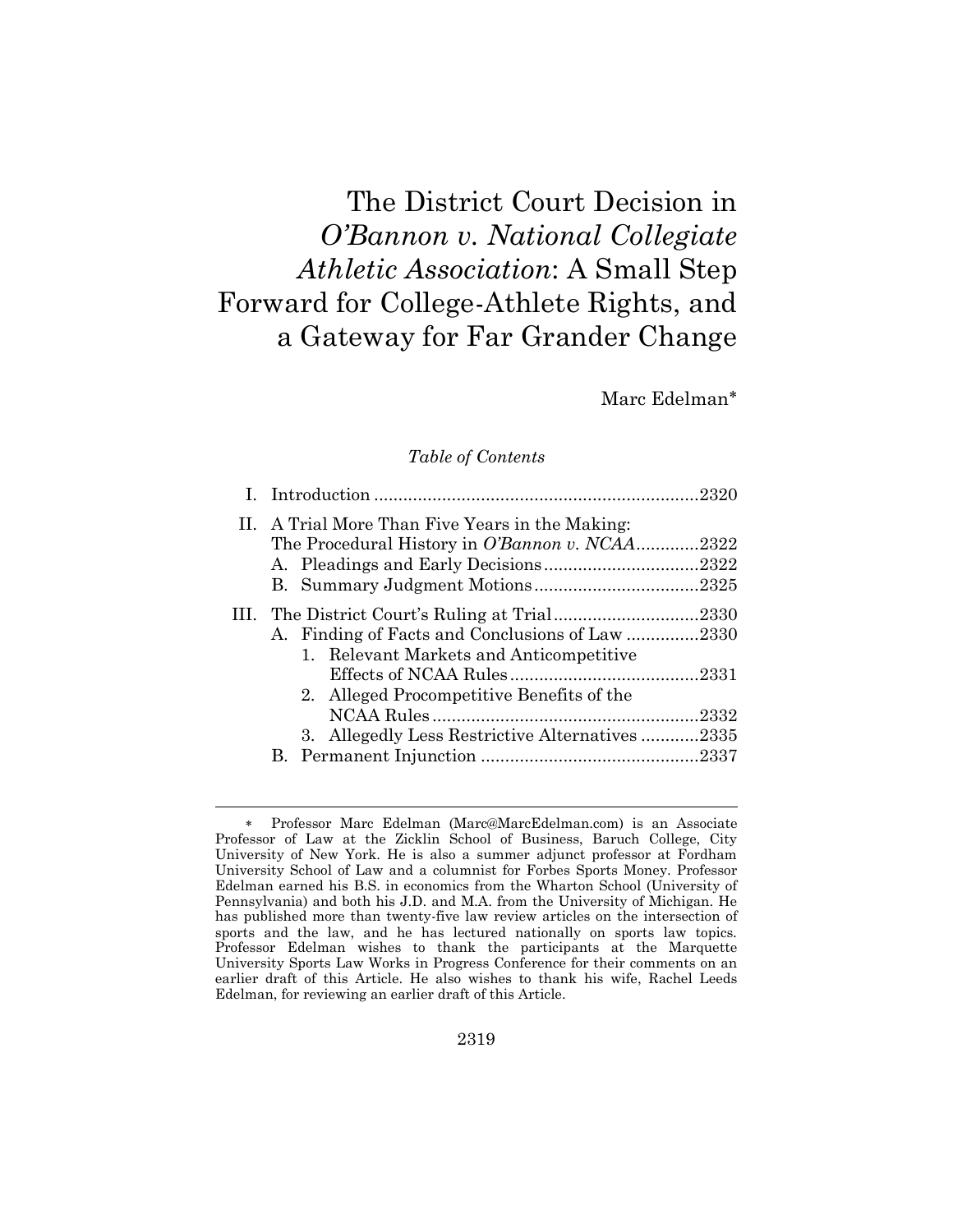# The District Court Decision in *O'Bannon v. National Collegiate Athletic Association*: A Small Step Forward for College-Athlete Rights, and a Gateway for Far Grander Change

Marc Edelman*

*Table of Contents*

I. Introduction ................................................................ 2320

II. A Trial More Than Five Years in the Making: The Procedural History in *O'Bannon v. NCAA* ............ 2322
- A. Pleadings and Early Decisions ................................ 2322
- B. Summary Judgment Motions .................................. 2325

III. The District Court's Ruling at Trial ............................ 2330
- A. Finding of Facts and Conclusions of Law ............... 2330
  1. Relevant Markets and Anticompetitive Effects of NCAA Rules ........................................ 2331
  2. Alleged Procompetitive Benefits of the NCAA Rules ........................................................ 2332
  3. Allegedly Less Restrictive Alternatives ............ 2335
- B. Permanent Injunction ............................................ 2337

---

\* Professor Marc Edelman (Marc@MarcEdelman.com) is an Associate Professor of Law at the Zicklin School of Business, Baruch College, City University of New York. He is also a summer adjunct professor at Fordham University School of Law and a columnist for Forbes Sports Money. Professor Edelman earned his B.S. in economics from the Wharton School (University of Pennsylvania) and both his J.D. and M.A. from the University of Michigan. He has published more than twenty-five law review articles on the intersection of sports and the law, and he has lectured nationally on sports law topics. Professor Edelman wishes to thank the participants at the Marquette University Sports Law Works in Progress Conference for their comments on an earlier draft of this Article. He also wishes to thank his wife, Rachel Leeds Edelman, for reviewing an earlier draft of this Article.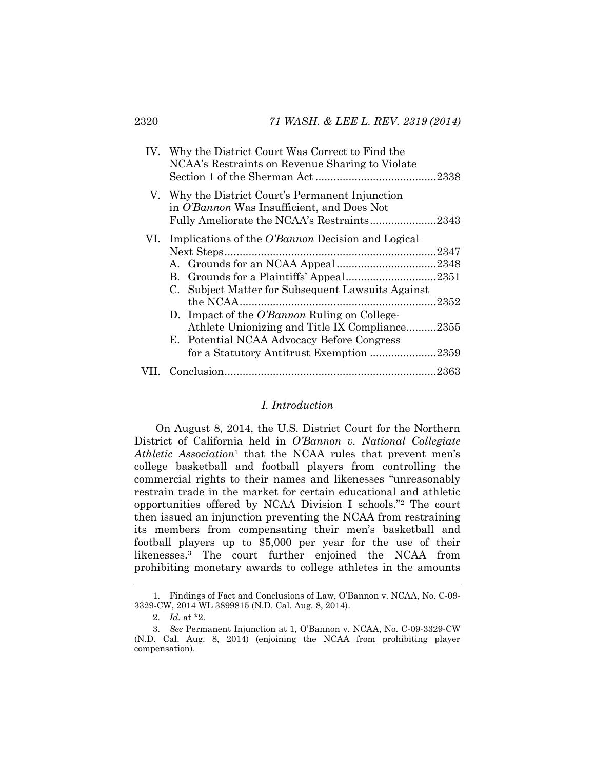IV. Why the District Court Was Correct to Find the NCAA's Restraints on Revenue Sharing to Violate Section 1 of the Sherman Act ........................................2338

V. Why the District Court's Permanent Injunction in *O'Bannon* Was Insufficient, and Does Not Fully Ameliorate the NCAA's Restraints......................2343

VI. Implications of the *O'Bannon* Decision and Logical Next Steps......................................................................2347
   - A. Grounds for an NCAA Appeal.................................2348
   - B. Grounds for a Plaintiffs' Appeal..............................2351
   - C. Subject Matter for Subsequent Lawsuits Against the NCAA.................................................................2352
   - D. Impact of the *O'Bannon* Ruling on College-Athlete Unionizing and Title IX Compliance..........2355
   - E. Potential NCAA Advocacy Before Congress for a Statutory Antitrust Exemption ......................2359

VII. Conclusion......................................................................2363

## *I. Introduction*

On August 8, 2014, the U.S. District Court for the Northern District of California held in *O'Bannon v. National Collegiate Athletic Association*[1] that the NCAA rules that prevent men's college basketball and football players from controlling the commercial rights to their names and likenesses "unreasonably restrain trade in the market for certain educational and athletic opportunities offered by NCAA Division I schools."[2] The court then issued an injunction preventing the NCAA from restraining its members from compensating their men's basketball and football players up to $5,000 per year for the use of their likenesses.[3] The court further enjoined the NCAA from prohibiting monetary awards to college athletes in the amounts

---

1. Findings of Fact and Conclusions of Law, O'Bannon v. NCAA, No. C-09-3329-CW, 2014 WL 3899815 (N.D. Cal. Aug. 8, 2014).

2. *Id.* at *2.

3. *See* Permanent Injunction at 1, O'Bannon v. NCAA, No. C-09-3329-CW (N.D. Cal. Aug. 8, 2014) (enjoining the NCAA from prohibiting player compensation).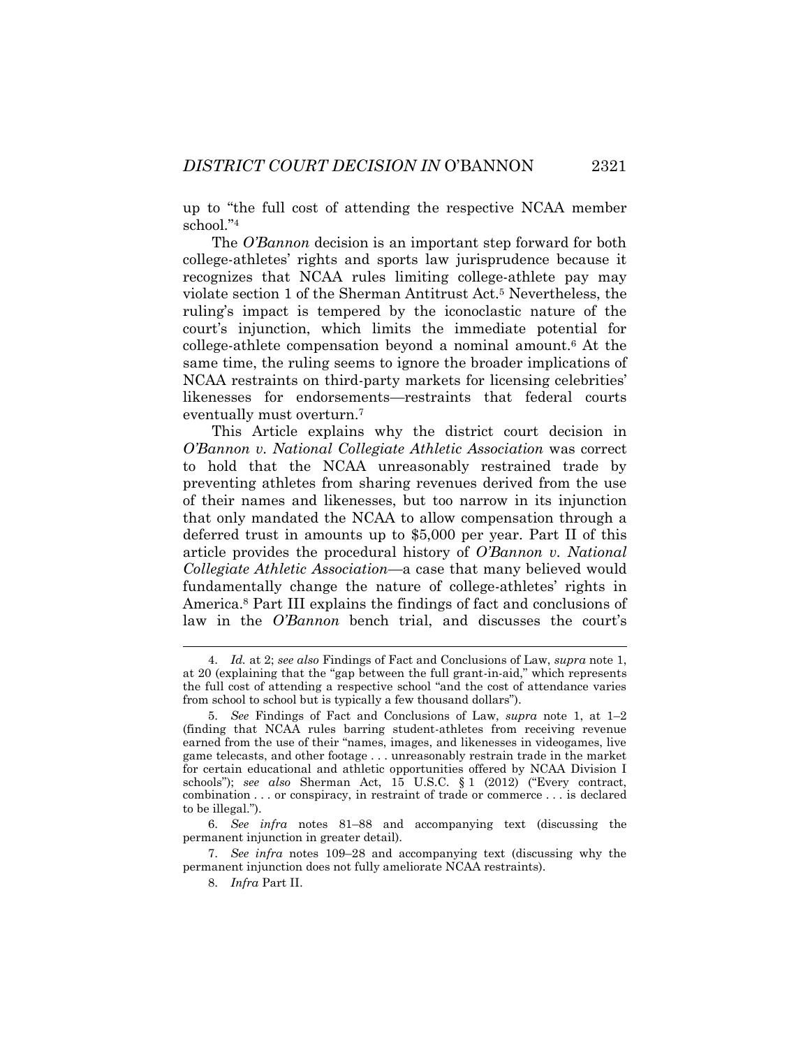up to "the full cost of attending the respective NCAA member school."[4]

The *O'Bannon* decision is an important step forward for both college-athletes' rights and sports law jurisprudence because it recognizes that NCAA rules limiting college-athlete pay may violate section 1 of the Sherman Antitrust Act.[5] Nevertheless, the ruling's impact is tempered by the iconoclastic nature of the court's injunction, which limits the immediate potential for college-athlete compensation beyond a nominal amount.[6] At the same time, the ruling seems to ignore the broader implications of NCAA restraints on third-party markets for licensing celebrities' likenesses for endorsements—restraints that federal courts eventually must overturn.[7]

This Article explains why the district court decision in *O'Bannon v. National Collegiate Athletic Association* was correct to hold that the NCAA unreasonably restrained trade by preventing athletes from sharing revenues derived from the use of their names and likenesses, but too narrow in its injunction that only mandated the NCAA to allow compensation through a deferred trust in amounts up to $5,000 per year. Part II of this article provides the procedural history of *O'Bannon v. National Collegiate Athletic Association*—a case that many believed would fundamentally change the nature of college-athletes' rights in America.[8] Part III explains the findings of fact and conclusions of law in the *O'Bannon* bench trial, and discusses the court's

---

4. *Id.* at 2; *see also* Findings of Fact and Conclusions of Law, *supra* note 1, at 20 (explaining that the "gap between the full grant-in-aid," which represents the full cost of attending a respective school "and the cost of attendance varies from school to school but is typically a few thousand dollars").

5. *See* Findings of Fact and Conclusions of Law, *supra* note 1, at 1–2 (finding that NCAA rules barring student-athletes from receiving revenue earned from the use of their "names, images, and likenesses in videogames, live game telecasts, and other footage . . . unreasonably restrain trade in the market for certain educational and athletic opportunities offered by NCAA Division I schools"); *see also* Sherman Act, 15 U.S.C. § 1 (2012) ("Every contract, combination . . . or conspiracy, in restraint of trade or commerce . . . is declared to be illegal.").

6. *See infra* notes 81–88 and accompanying text (discussing the permanent injunction in greater detail).

7. *See infra* notes 109–28 and accompanying text (discussing why the permanent injunction does not fully ameliorate NCAA restraints).

8. *Infra* Part II.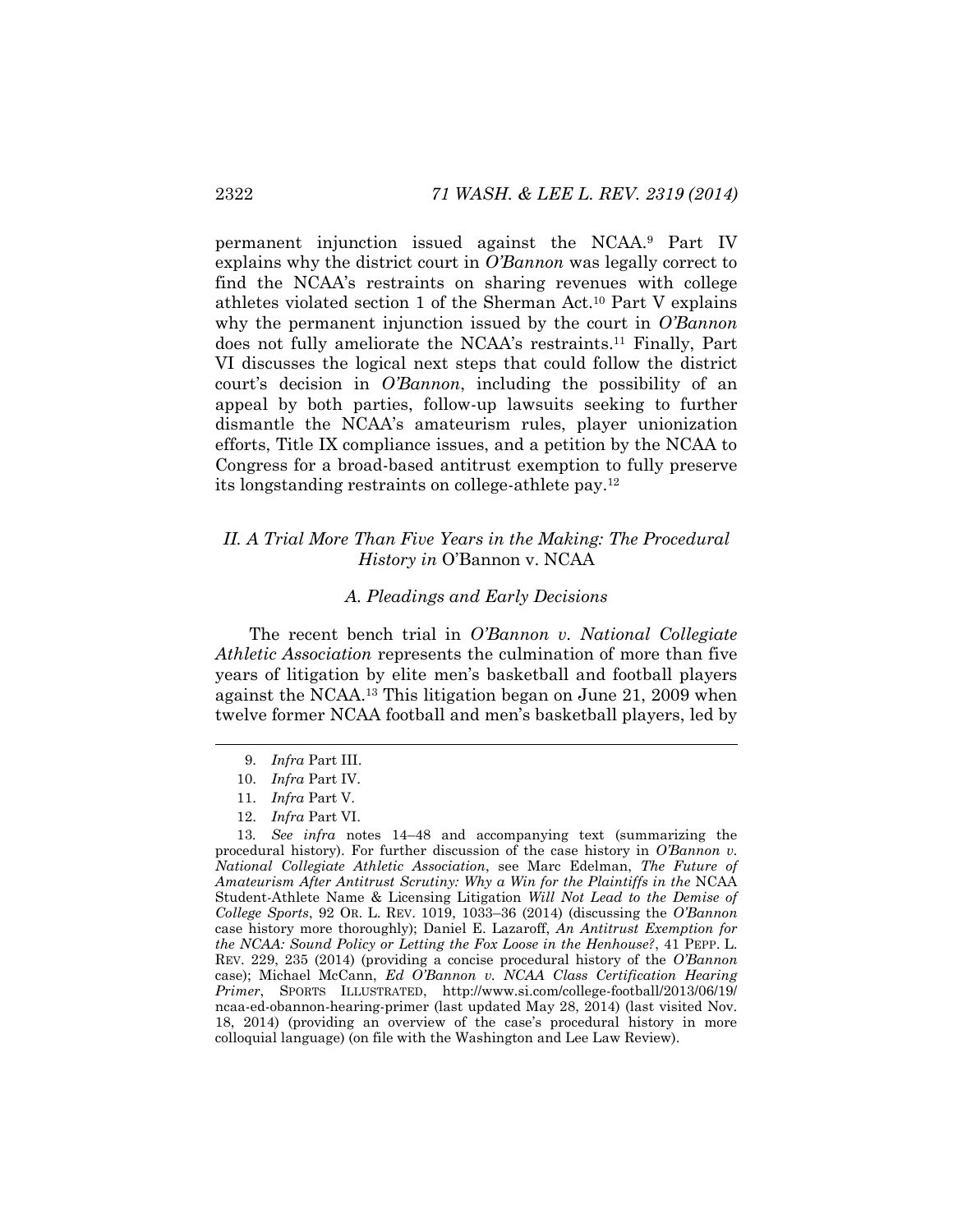permanent injunction issued against the NCAA.[9] Part IV explains why the district court in *O'Bannon* was legally correct to find the NCAA's restraints on sharing revenues with college athletes violated section 1 of the Sherman Act.[10] Part V explains why the permanent injunction issued by the court in *O'Bannon* does not fully ameliorate the NCAA's restraints.[11] Finally, Part VI discusses the logical next steps that could follow the district court's decision in *O'Bannon*, including the possibility of an appeal by both parties, follow-up lawsuits seeking to further dismantle the NCAA's amateurism rules, player unionization efforts, Title IX compliance issues, and a petition by the NCAA to Congress for a broad-based antitrust exemption to fully preserve its longstanding restraints on college-athlete pay.[12]

## *II. A Trial More Than Five Years in the Making: The Procedural History in* O'Bannon v. NCAA

### *A. Pleadings and Early Decisions*

The recent bench trial in *O'Bannon v. National Collegiate Athletic Association* represents the culmination of more than five years of litigation by elite men's basketball and football players against the NCAA.[13] This litigation began on June 21, 2009 when twelve former NCAA football and men's basketball players, led by

---

9. *Infra* Part III.

10. *Infra* Part IV.

11. *Infra* Part V.

12. *Infra* Part VI.

13. *See infra* notes 14–48 and accompanying text (summarizing the procedural history). For further discussion of the case history in *O'Bannon v. National Collegiate Athletic Association*, see Marc Edelman, *The Future of Amateurism After Antitrust Scrutiny: Why a Win for the Plaintiffs in the* NCAA Student-Athlete Name & Licensing Litigation *Will Not Lead to the Demise of College Sports*, 92 OR. L. REV. 1019, 1033–36 (2014) (discussing the *O'Bannon* case history more thoroughly); Daniel E. Lazaroff, *An Antitrust Exemption for the NCAA: Sound Policy or Letting the Fox Loose in the Henhouse?*, 41 PEPP. L. REV. 229, 235 (2014) (providing a concise procedural history of the *O'Bannon* case); Michael McCann, *Ed O'Bannon v. NCAA Class Certification Hearing Primer*, SPORTS ILLUSTRATED, http://www.si.com/college-football/2013/06/19/ncaa-ed-obannon-hearing-primer (last updated May 28, 2014) (last visited Nov. 18, 2014) (providing an overview of the case's procedural history in more colloquial language) (on file with the Washington and Lee Law Review).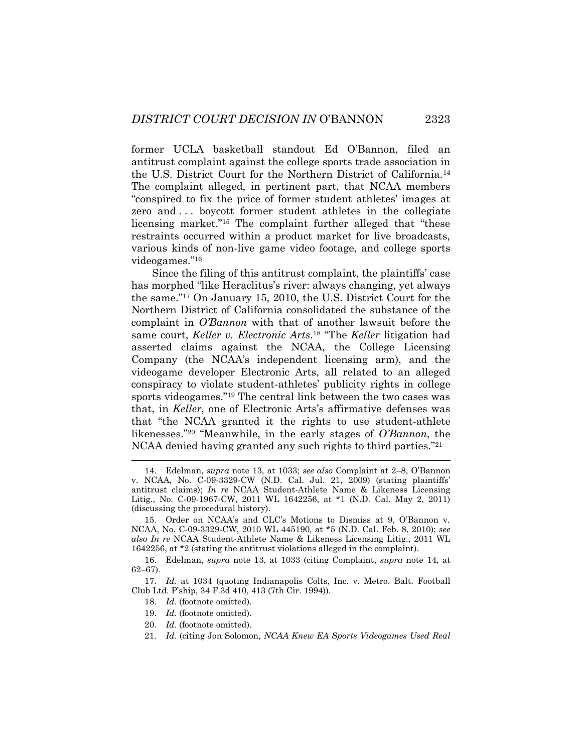former UCLA basketball standout Ed O'Bannon, filed an antitrust complaint against the college sports trade association in the U.S. District Court for the Northern District of California.[14] The complaint alleged, in pertinent part, that NCAA members "conspired to fix the price of former student athletes' images at zero and . . . boycott former student athletes in the collegiate licensing market."[15] The complaint further alleged that "these restraints occurred within a product market for live broadcasts, various kinds of non-live game video footage, and college sports videogames."[16]

Since the filing of this antitrust complaint, the plaintiffs' case has morphed "like Heraclitus's river: always changing, yet always the same."[17] On January 15, 2010, the U.S. District Court for the Northern District of California consolidated the substance of the complaint in *O'Bannon* with that of another lawsuit before the same court, *Keller v. Electronic Arts*.[18] "The *Keller* litigation had asserted claims against the NCAA, the College Licensing Company (the NCAA's independent licensing arm), and the videogame developer Electronic Arts, all related to an alleged conspiracy to violate student-athletes' publicity rights in college sports videogames."[19] The central link between the two cases was that, in *Keller*, one of Electronic Arts's affirmative defenses was that "the NCAA granted it the rights to use student-athlete likenesses."[20] "Meanwhile, in the early stages of *O'Bannon*, the NCAA denied having granted any such rights to third parties."[21]

---

14. Edelman, *supra* note 13, at 1033; *see also* Complaint at 2–8, O'Bannon v. NCAA, No. C-09-3329-CW (N.D. Cal. Jul. 21, 2009) (stating plaintiffs' antitrust claims); *In re* NCAA Student-Athlete Name & Likeness Licensing Litig., No. C-09-1967-CW, 2011 WL 1642256, at *1 (N.D. Cal. May 2, 2011) (discussing the procedural history).

15. Order on NCAA's and CLC's Motions to Dismiss at 9, O'Bannon v. NCAA, No. C-09-3329-CW, 2010 WL 445190, at *5 (N.D. Cal. Feb. 8, 2010); *see also In re* NCAA Student-Athlete Name & Likeness Licensing Litig., 2011 WL 1642256, at *2 (stating the antitrust violations alleged in the complaint).

16. Edelman, *supra* note 13, at 1033 (citing Complaint, *supra* note 14, at 62–67).

17. *Id.* at 1034 (quoting Indianapolis Colts, Inc. v. Metro. Balt. Football Club Ltd. P'ship, 34 F.3d 410, 413 (7th Cir. 1994)).

18. *Id.* (footnote omitted).

19. *Id.* (footnote omitted).

20. *Id.* (footnote omitted).

21. *Id.* (citing Jon Solomon, *NCAA Knew EA Sports Videogames Used Real*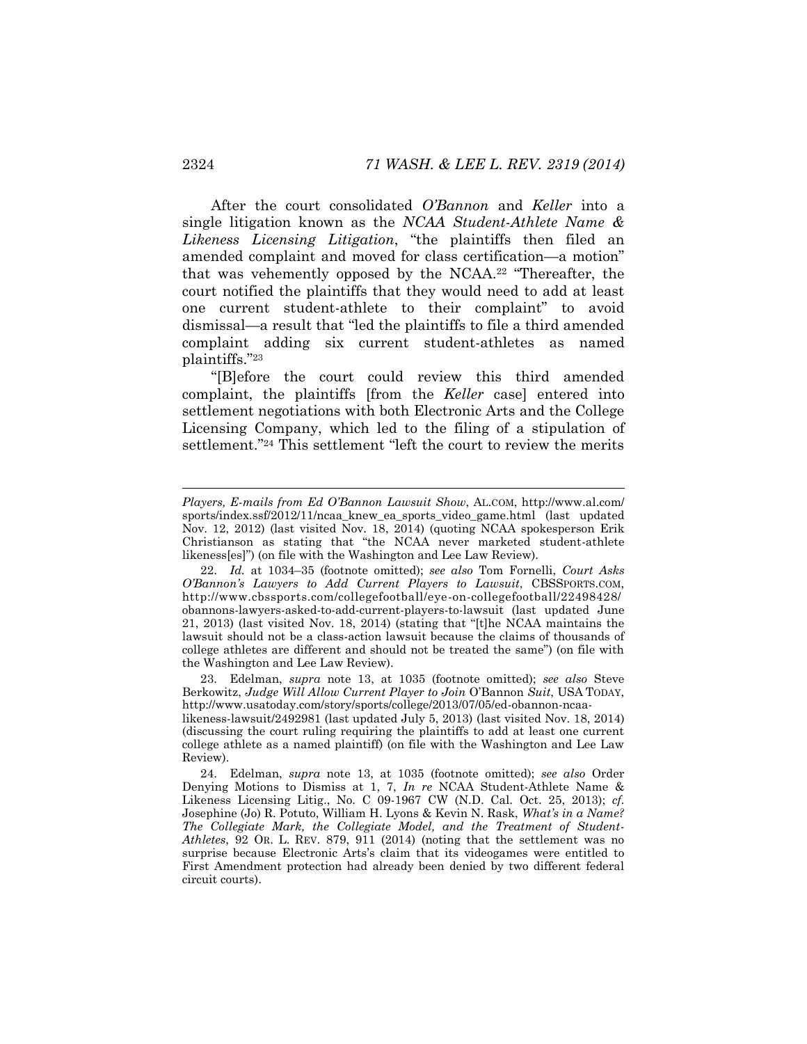After the court consolidated *O'Bannon* and *Keller* into a single litigation known as the *NCAA Student-Athlete Name & Likeness Licensing Litigation*, "the plaintiffs then filed an amended complaint and moved for class certification—a motion" that was vehemently opposed by the NCAA.[22] "Thereafter, the court notified the plaintiffs that they would need to add at least one current student-athlete to their complaint" to avoid dismissal—a result that "led the plaintiffs to file a third amended complaint adding six current student-athletes as named plaintiffs."[23]

"[B]efore the court could review this third amended complaint, the plaintiffs [from the *Keller* case] entered into settlement negotiations with both Electronic Arts and the College Licensing Company, which led to the filing of a stipulation of settlement."[24] This settlement "left the court to review the merits

---

*Players, E-mails from Ed O'Bannon Lawsuit Show*, AL.COM, http://www.al.com/sports/index.ssf/2012/11/ncaa_knew_ea_sports_video_game.html (last updated Nov. 12, 2012) (last visited Nov. 18, 2014) (quoting NCAA spokesperson Erik Christianson as stating that "the NCAA never marketed student-athlete likeness[es]") (on file with the Washington and Lee Law Review).

22. *Id.* at 1034–35 (footnote omitted); *see also* Tom Fornelli, *Court Asks O'Bannon's Lawyers to Add Current Players to Lawsuit*, CBSSPORTS.COM, http://www.cbssports.com/collegefootball/eye-on-collegefootball/22498428/obannons-lawyers-asked-to-add-current-players-to-lawsuit (last updated June 21, 2013) (last visited Nov. 18, 2014) (stating that "[t]he NCAA maintains the lawsuit should not be a class-action lawsuit because the claims of thousands of college athletes are different and should not be treated the same") (on file with the Washington and Lee Law Review).

23. Edelman, *supra* note 13, at 1035 (footnote omitted); *see also* Steve Berkowitz, *Judge Will Allow Current Player to Join* O'Bannon *Suit*, USA TODAY, http://www.usatoday.com/story/sports/college/2013/07/05/ed-obannon-ncaa-likeness-lawsuit/2492981 (last updated July 5, 2013) (last visited Nov. 18, 2014) (discussing the court ruling requiring the plaintiffs to add at least one current college athlete as a named plaintiff) (on file with the Washington and Lee Law Review).

24. Edelman, *supra* note 13, at 1035 (footnote omitted); *see also* Order Denying Motions to Dismiss at 1, 7, *In re* NCAA Student-Athlete Name & Likeness Licensing Litig., No. C 09-1967 CW (N.D. Cal. Oct. 25, 2013); *cf.* Josephine (Jo) R. Potuto, William H. Lyons & Kevin N. Rask, *What's in a Name? The Collegiate Mark, the Collegiate Model, and the Treatment of Student-Athletes*, 92 OR. L. REV. 879, 911 (2014) (noting that the settlement was no surprise because Electronic Arts's claim that its videogames were entitled to First Amendment protection had already been denied by two different federal circuit courts).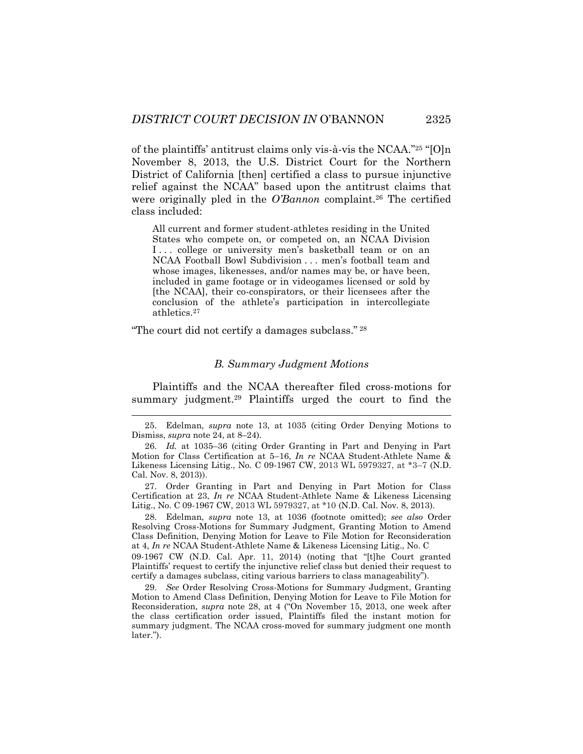of the plaintiffs' antitrust claims only vis-à-vis the NCAA."[25] "[O]n November 8, 2013, the U.S. District Court for the Northern District of California [then] certified a class to pursue injunctive relief against the NCAA" based upon the antitrust claims that were originally pled in the *O'Bannon* complaint.[26] The certified class included:

> All current and former student-athletes residing in the United States who compete on, or competed on, an NCAA Division I . . . college or university men's basketball team or on an NCAA Football Bowl Subdivision . . . men's football team and whose images, likenesses, and/or names may be, or have been, included in game footage or in videogames licensed or sold by [the NCAA], their co-conspirators, or their licensees after the conclusion of the athlete's participation in intercollegiate athletics.[27]

"The court did not certify a damages subclass." [28]

### *B. Summary Judgment Motions*

Plaintiffs and the NCAA thereafter filed cross-motions for summary judgment.[29] Plaintiffs urged the court to find the

---

25. Edelman, *supra* note 13, at 1035 (citing Order Denying Motions to Dismiss, *supra* note 24, at 8–24).

26. *Id.* at 1035–36 (citing Order Granting in Part and Denying in Part Motion for Class Certification at 5–16, *In re* NCAA Student-Athlete Name & Likeness Licensing Litig., No. C 09-1967 CW, 2013 WL 5979327, at *3–7 (N.D. Cal. Nov. 8, 2013)).

27. Order Granting in Part and Denying in Part Motion for Class Certification at 23, *In re* NCAA Student-Athlete Name & Likeness Licensing Litig., No. C 09-1967 CW, 2013 WL 5979327, at *10 (N.D. Cal. Nov. 8, 2013).

28. Edelman, *supra* note 13, at 1036 (footnote omitted); *see also* Order Resolving Cross-Motions for Summary Judgment, Granting Motion to Amend Class Definition, Denying Motion for Leave to File Motion for Reconsideration at 4, *In re* NCAA Student-Athlete Name & Likeness Licensing Litig., No. C 09-1967 CW (N.D. Cal. Apr. 11, 2014) (noting that "[t]he Court granted Plaintiffs' request to certify the injunctive relief class but denied their request to certify a damages subclass, citing various barriers to class manageability").

29. *See* Order Resolving Cross-Motions for Summary Judgment, Granting Motion to Amend Class Definition, Denying Motion for Leave to File Motion for Reconsideration, *supra* note 28, at 4 ("On November 15, 2013, one week after the class certification order issued, Plaintiffs filed the instant motion for summary judgment. The NCAA cross-moved for summary judgment one month later.").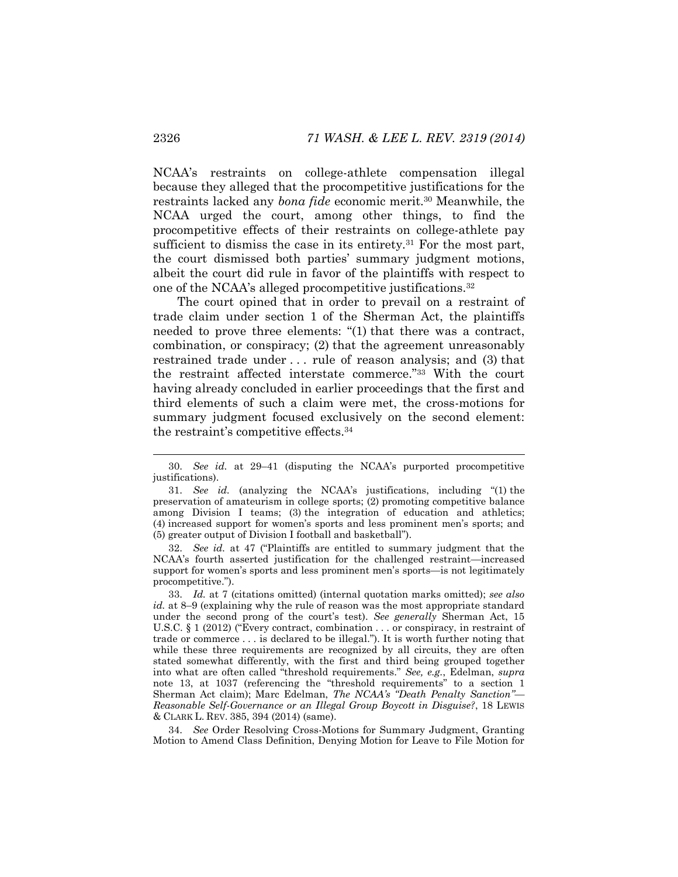NCAA's restraints on college-athlete compensation illegal because they alleged that the procompetitive justifications for the restraints lacked any *bona fide* economic merit.[30] Meanwhile, the NCAA urged the court, among other things, to find the procompetitive effects of their restraints on college-athlete pay sufficient to dismiss the case in its entirety.[31] For the most part, the court dismissed both parties' summary judgment motions, albeit the court did rule in favor of the plaintiffs with respect to one of the NCAA's alleged procompetitive justifications.[32]

The court opined that in order to prevail on a restraint of trade claim under section 1 of the Sherman Act, the plaintiffs needed to prove three elements: "(1) that there was a contract, combination, or conspiracy; (2) that the agreement unreasonably restrained trade under . . . rule of reason analysis; and (3) that the restraint affected interstate commerce."[33] With the court having already concluded in earlier proceedings that the first and third elements of such a claim were met, the cross-motions for summary judgment focused exclusively on the second element: the restraint's competitive effects.[34]

---

30. *See id.* at 29–41 (disputing the NCAA's purported procompetitive justifications).

31. *See id.* (analyzing the NCAA's justifications, including "(1) the preservation of amateurism in college sports; (2) promoting competitive balance among Division I teams; (3) the integration of education and athletics; (4) increased support for women's sports and less prominent men's sports; and (5) greater output of Division I football and basketball").

32. *See id.* at 47 ("Plaintiffs are entitled to summary judgment that the NCAA's fourth asserted justification for the challenged restraint—increased support for women's sports and less prominent men's sports—is not legitimately procompetitive.").

33. *Id.* at 7 (citations omitted) (internal quotation marks omitted); *see also id.* at 8–9 (explaining why the rule of reason was the most appropriate standard under the second prong of the court's test). *See generally* Sherman Act, 15 U.S.C. § 1 (2012) ("Every contract, combination . . . or conspiracy, in restraint of trade or commerce . . . is declared to be illegal."). It is worth further noting that while these three requirements are recognized by all circuits, they are often stated somewhat differently, with the first and third being grouped together into what are often called "threshold requirements." *See, e.g.*, Edelman, *supra* note 13, at 1037 (referencing the "threshold requirements" to a section 1 Sherman Act claim); Marc Edelman, *The NCAA's "Death Penalty Sanction"—Reasonable Self-Governance or an Illegal Group Boycott in Disguise?*, 18 LEWIS & CLARK L. REV. 385, 394 (2014) (same).

34. *See* Order Resolving Cross-Motions for Summary Judgment, Granting Motion to Amend Class Definition, Denying Motion for Leave to File Motion for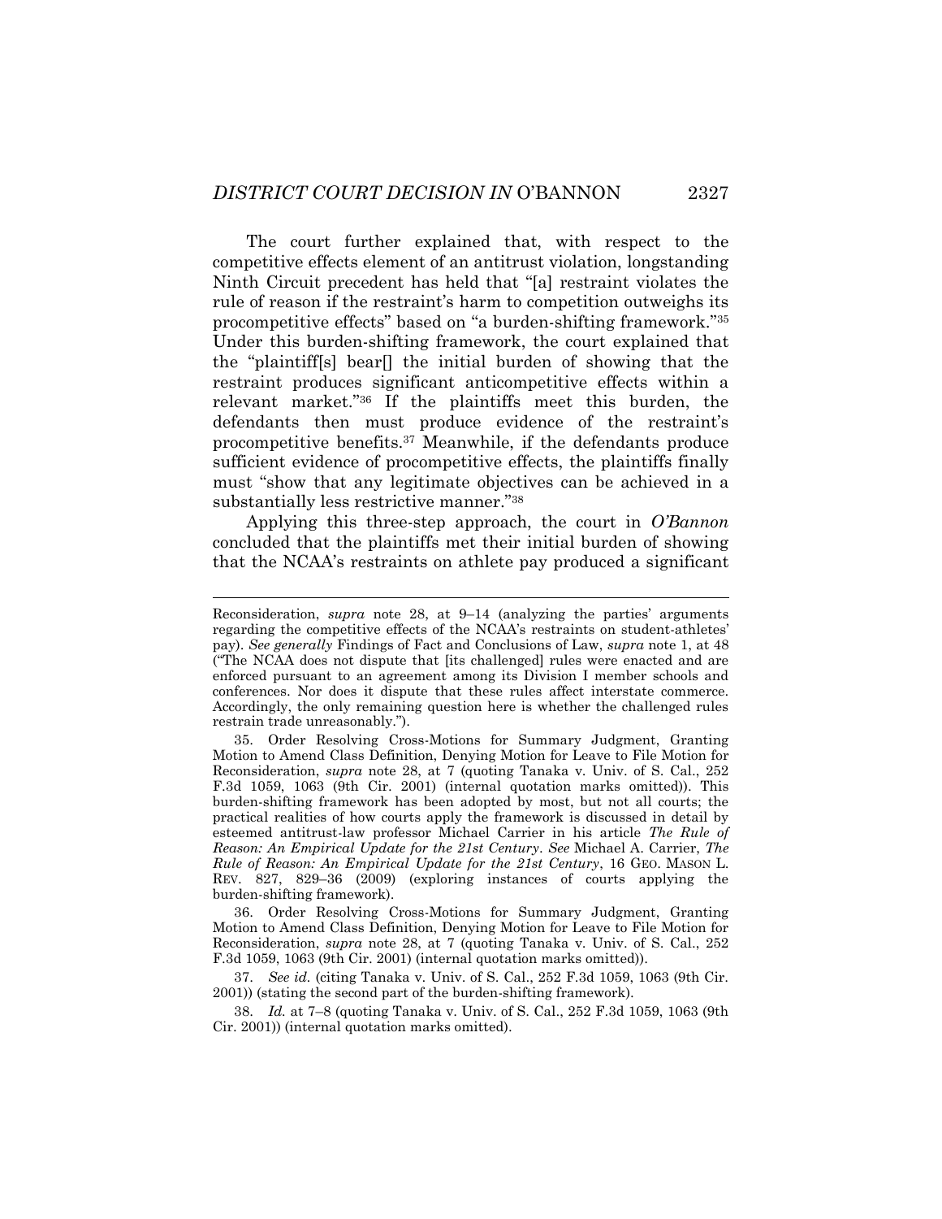The court further explained that, with respect to the competitive effects element of an antitrust violation, longstanding Ninth Circuit precedent has held that "[a] restraint violates the rule of reason if the restraint's harm to competition outweighs its procompetitive effects" based on "a burden-shifting framework."[35] Under this burden-shifting framework, the court explained that the "plaintiff[s] bear[] the initial burden of showing that the restraint produces significant anticompetitive effects within a relevant market."[36] If the plaintiffs meet this burden, the defendants then must produce evidence of the restraint's procompetitive benefits.[37] Meanwhile, if the defendants produce sufficient evidence of procompetitive effects, the plaintiffs finally must "show that any legitimate objectives can be achieved in a substantially less restrictive manner."[38]

Applying this three-step approach, the court in *O'Bannon* concluded that the plaintiffs met their initial burden of showing that the NCAA's restraints on athlete pay produced a significant

---

Reconsideration, *supra* note 28, at 9–14 (analyzing the parties' arguments regarding the competitive effects of the NCAA's restraints on student-athletes' pay). *See generally* Findings of Fact and Conclusions of Law, *supra* note 1, at 48 ("The NCAA does not dispute that [its challenged] rules were enacted and are enforced pursuant to an agreement among its Division I member schools and conferences. Nor does it dispute that these rules affect interstate commerce. Accordingly, the only remaining question here is whether the challenged rules restrain trade unreasonably.").

35. Order Resolving Cross-Motions for Summary Judgment, Granting Motion to Amend Class Definition, Denying Motion for Leave to File Motion for Reconsideration, *supra* note 28, at 7 (quoting Tanaka v. Univ. of S. Cal., 252 F.3d 1059, 1063 (9th Cir. 2001) (internal quotation marks omitted)). This burden-shifting framework has been adopted by most, but not all courts; the practical realities of how courts apply the framework is discussed in detail by esteemed antitrust-law professor Michael Carrier in his article *The Rule of Reason: An Empirical Update for the 21st Century*. *See* Michael A. Carrier, *The Rule of Reason: An Empirical Update for the 21st Century*, 16 GEO. MASON L. REV. 827, 829–36 (2009) (exploring instances of courts applying the burden-shifting framework).

36. Order Resolving Cross-Motions for Summary Judgment, Granting Motion to Amend Class Definition, Denying Motion for Leave to File Motion for Reconsideration, *supra* note 28, at 7 (quoting Tanaka v. Univ. of S. Cal., 252 F.3d 1059, 1063 (9th Cir. 2001) (internal quotation marks omitted)).

37. *See id.* (citing Tanaka v. Univ. of S. Cal., 252 F.3d 1059, 1063 (9th Cir. 2001)) (stating the second part of the burden-shifting framework).

38. *Id.* at 7–8 (quoting Tanaka v. Univ. of S. Cal., 252 F.3d 1059, 1063 (9th Cir. 2001)) (internal quotation marks omitted).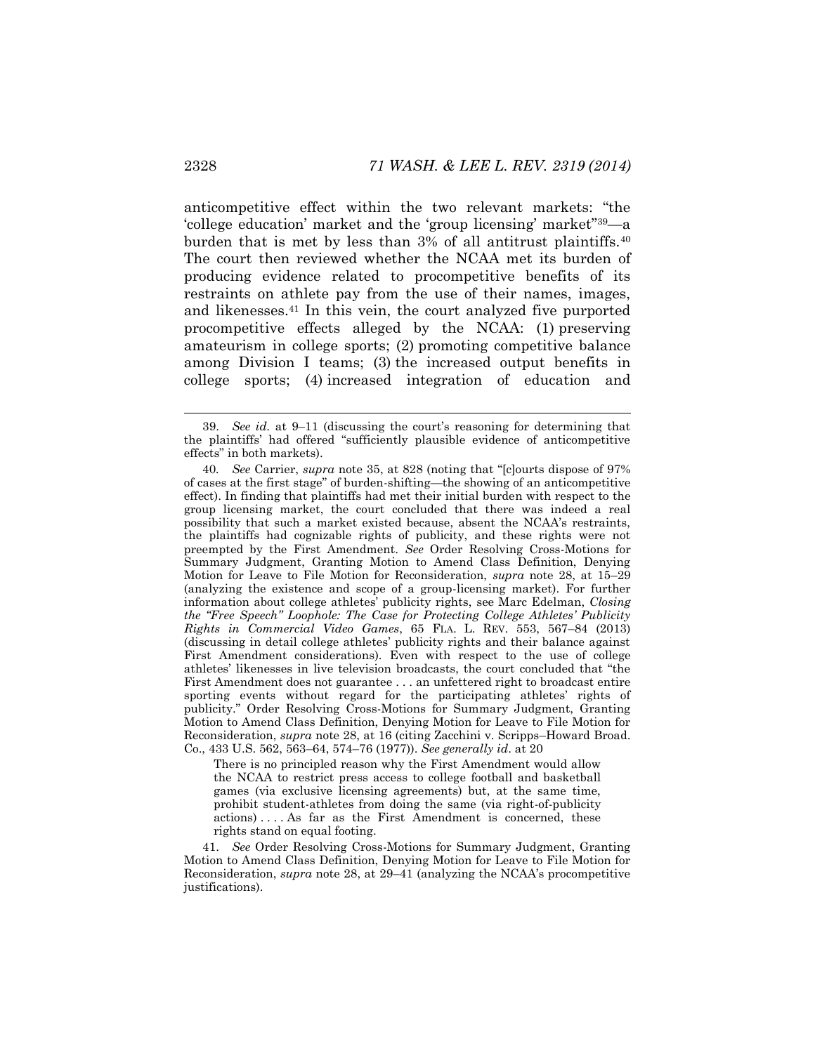anticompetitive effect within the two relevant markets: "the 'college education' market and the 'group licensing' market"[39]—a burden that is met by less than 3% of all antitrust plaintiffs.[40] The court then reviewed whether the NCAA met its burden of producing evidence related to procompetitive benefits of its restraints on athlete pay from the use of their names, images, and likenesses.[41] In this vein, the court analyzed five purported procompetitive effects alleged by the NCAA: (1) preserving amateurism in college sports; (2) promoting competitive balance among Division I teams; (3) the increased output benefits in college sports; (4) increased integration of education and

---

39. *See id.* at 9–11 (discussing the court's reasoning for determining that the plaintiffs' had offered "sufficiently plausible evidence of anticompetitive effects" in both markets).

40. *See* Carrier, *supra* note 35, at 828 (noting that "[c]ourts dispose of 97% of cases at the first stage" of burden-shifting—the showing of an anticompetitive effect). In finding that plaintiffs had met their initial burden with respect to the group licensing market, the court concluded that there was indeed a real possibility that such a market existed because, absent the NCAA's restraints, the plaintiffs had cognizable rights of publicity, and these rights were not preempted by the First Amendment. *See* Order Resolving Cross-Motions for Summary Judgment, Granting Motion to Amend Class Definition, Denying Motion for Leave to File Motion for Reconsideration, *supra* note 28, at 15–29 (analyzing the existence and scope of a group-licensing market). For further information about college athletes' publicity rights, see Marc Edelman, *Closing the "Free Speech" Loophole: The Case for Protecting College Athletes' Publicity Rights in Commercial Video Games*, 65 FLA. L. REV. 553, 567–84 (2013) (discussing in detail college athletes' publicity rights and their balance against First Amendment considerations). Even with respect to the use of college athletes' likenesses in live television broadcasts, the court concluded that "the First Amendment does not guarantee . . . an unfettered right to broadcast entire sporting events without regard for the participating athletes' rights of publicity." Order Resolving Cross-Motions for Summary Judgment, Granting Motion to Amend Class Definition, Denying Motion for Leave to File Motion for Reconsideration, *supra* note 28, at 16 (citing Zacchini v. Scripps–Howard Broad. Co., 433 U.S. 562, 563–64, 574–76 (1977)). *See generally id.* at 20

> There is no principled reason why the First Amendment would allow the NCAA to restrict press access to college football and basketball games (via exclusive licensing agreements) but, at the same time, prohibit student-athletes from doing the same (via right-of-publicity actions) . . . . As far as the First Amendment is concerned, these rights stand on equal footing.

41. *See* Order Resolving Cross-Motions for Summary Judgment, Granting Motion to Amend Class Definition, Denying Motion for Leave to File Motion for Reconsideration, *supra* note 28, at 29–41 (analyzing the NCAA's procompetitive justifications).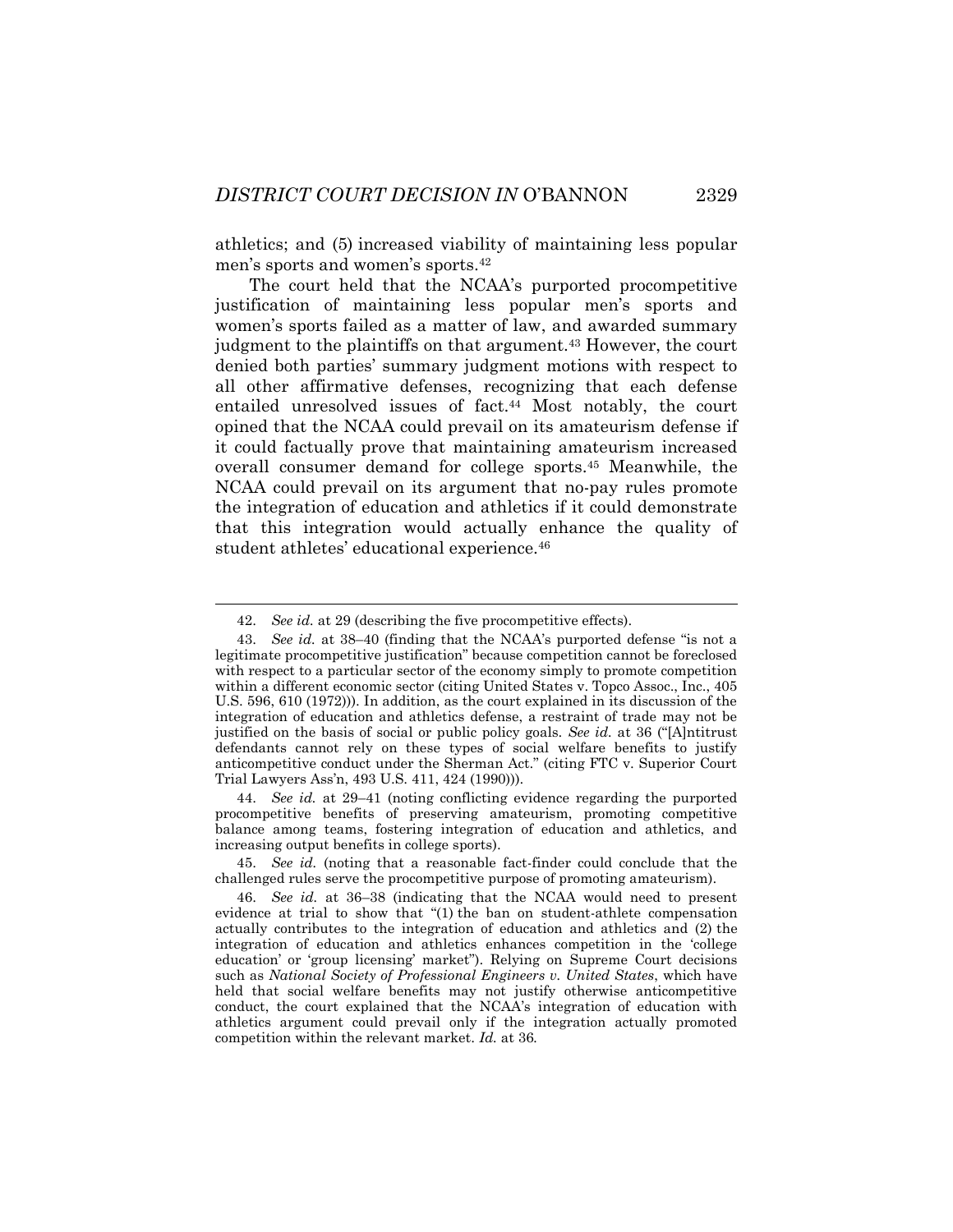athletics; and (5) increased viability of maintaining less popular men's sports and women's sports.[42]

The court held that the NCAA's purported procompetitive justification of maintaining less popular men's sports and women's sports failed as a matter of law, and awarded summary judgment to the plaintiffs on that argument.[43] However, the court denied both parties' summary judgment motions with respect to all other affirmative defenses, recognizing that each defense entailed unresolved issues of fact.[44] Most notably, the court opined that the NCAA could prevail on its amateurism defense if it could factually prove that maintaining amateurism increased overall consumer demand for college sports.[45] Meanwhile, the NCAA could prevail on its argument that no-pay rules promote the integration of education and athletics if it could demonstrate that this integration would actually enhance the quality of student athletes' educational experience.[46]

---

42. *See id.* at 29 (describing the five procompetitive effects).

43. *See id.* at 38–40 (finding that the NCAA's purported defense "is not a legitimate procompetitive justification" because competition cannot be foreclosed with respect to a particular sector of the economy simply to promote competition within a different economic sector (citing United States v. Topco Assoc., Inc., 405 U.S. 596, 610 (1972))). In addition, as the court explained in its discussion of the integration of education and athletics defense, a restraint of trade may not be justified on the basis of social or public policy goals. *See id.* at 36 ("[A]ntitrust defendants cannot rely on these types of social welfare benefits to justify anticompetitive conduct under the Sherman Act." (citing FTC v. Superior Court Trial Lawyers Ass'n, 493 U.S. 411, 424 (1990))).

44. *See id.* at 29–41 (noting conflicting evidence regarding the purported procompetitive benefits of preserving amateurism, promoting competitive balance among teams, fostering integration of education and athletics, and increasing output benefits in college sports).

45. *See id.* (noting that a reasonable fact-finder could conclude that the challenged rules serve the procompetitive purpose of promoting amateurism).

46. *See id.* at 36–38 (indicating that the NCAA would need to present evidence at trial to show that "(1) the ban on student-athlete compensation actually contributes to the integration of education and athletics and (2) the integration of education and athletics enhances competition in the 'college education' or 'group licensing' market"). Relying on Supreme Court decisions such as *National Society of Professional Engineers v. United States*, which have held that social welfare benefits may not justify otherwise anticompetitive conduct, the court explained that the NCAA's integration of education with athletics argument could prevail only if the integration actually promoted competition within the relevant market. *Id.* at 36.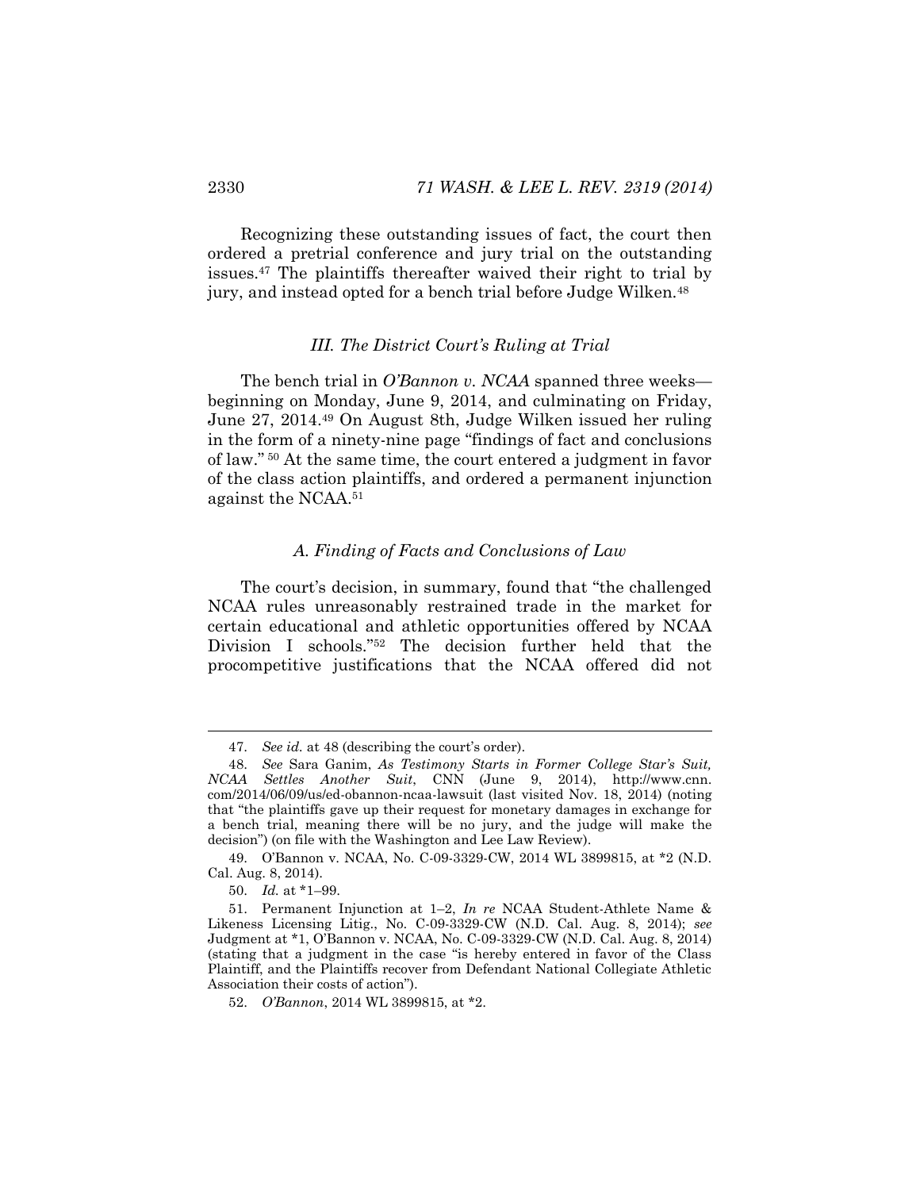Recognizing these outstanding issues of fact, the court then ordered a pretrial conference and jury trial on the outstanding issues.[47] The plaintiffs thereafter waived their right to trial by jury, and instead opted for a bench trial before Judge Wilken.[48]

### *III. The District Court's Ruling at Trial*

The bench trial in *O'Bannon v. NCAA* spanned three weeks—beginning on Monday, June 9, 2014, and culminating on Friday, June 27, 2014.[49] On August 8th, Judge Wilken issued her ruling in the form of a ninety-nine page "findings of fact and conclusions of law."[50] At the same time, the court entered a judgment in favor of the class action plaintiffs, and ordered a permanent injunction against the NCAA.[51]

#### *A. Finding of Facts and Conclusions of Law*

The court's decision, in summary, found that "the challenged NCAA rules unreasonably restrained trade in the market for certain educational and athletic opportunities offered by NCAA Division I schools."[52] The decision further held that the procompetitive justifications that the NCAA offered did not

---

47. *See id.* at 48 (describing the court's order).

48. *See* Sara Ganim, *As Testimony Starts in Former College Star's Suit, NCAA Settles Another Suit*, CNN (June 9, 2014), http://www.cnn.com/2014/06/09/us/ed-obannon-ncaa-lawsuit (last visited Nov. 18, 2014) (noting that "the plaintiffs gave up their request for monetary damages in exchange for a bench trial, meaning there will be no jury, and the judge will make the decision") (on file with the Washington and Lee Law Review).

49. O'Bannon v. NCAA, No. C-09-3329-CW, 2014 WL 3899815, at *2 (N.D. Cal. Aug. 8, 2014).

50. *Id.* at *1–99.

51. Permanent Injunction at 1–2, *In re* NCAA Student-Athlete Name & Likeness Licensing Litig., No. C-09-3329-CW (N.D. Cal. Aug. 8, 2014); *see* Judgment at *1, O'Bannon v. NCAA, No. C-09-3329-CW (N.D. Cal. Aug. 8, 2014) (stating that a judgment in the case "is hereby entered in favor of the Class Plaintiff, and the Plaintiffs recover from Defendant National Collegiate Athletic Association their costs of action").

52. *O'Bannon*, 2014 WL 3899815, at *2.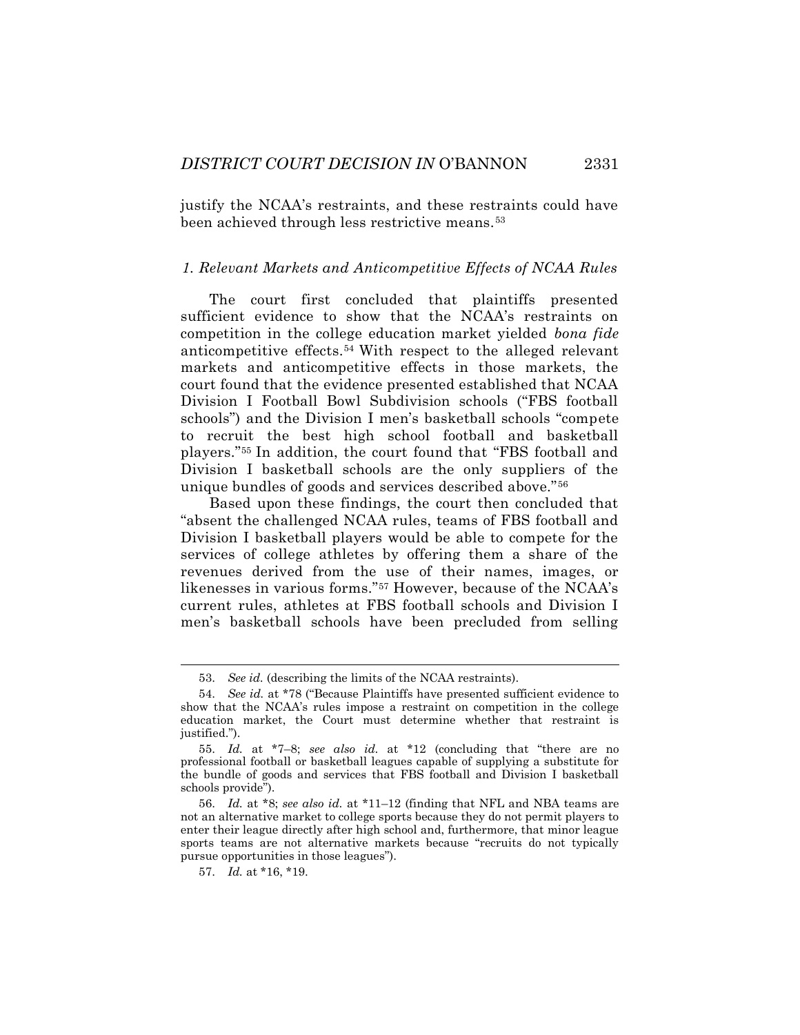justify the NCAA's restraints, and these restraints could have been achieved through less restrictive means.[53]

### *1. Relevant Markets and Anticompetitive Effects of NCAA Rules*

The court first concluded that plaintiffs presented sufficient evidence to show that the NCAA's restraints on competition in the college education market yielded *bona fide* anticompetitive effects.[54] With respect to the alleged relevant markets and anticompetitive effects in those markets, the court found that the evidence presented established that NCAA Division I Football Bowl Subdivision schools ("FBS football schools") and the Division I men's basketball schools "compete to recruit the best high school football and basketball players."[55] In addition, the court found that "FBS football and Division I basketball schools are the only suppliers of the unique bundles of goods and services described above."[56]

Based upon these findings, the court then concluded that "absent the challenged NCAA rules, teams of FBS football and Division I basketball players would be able to compete for the services of college athletes by offering them a share of the revenues derived from the use of their names, images, or likenesses in various forms."[57] However, because of the NCAA's current rules, athletes at FBS football schools and Division I men's basketball schools have been precluded from selling

---

53. *See id.* (describing the limits of the NCAA restraints).

54. *See id.* at *78 ("Because Plaintiffs have presented sufficient evidence to show that the NCAA's rules impose a restraint on competition in the college education market, the Court must determine whether that restraint is justified.").

55. *Id.* at *7–8; *see also id.* at *12 (concluding that "there are no professional football or basketball leagues capable of supplying a substitute for the bundle of goods and services that FBS football and Division I basketball schools provide").

56. *Id.* at *8; *see also id.* at *11–12 (finding that NFL and NBA teams are not an alternative market to college sports because they do not permit players to enter their league directly after high school and, furthermore, that minor league sports teams are not alternative markets because "recruits do not typically pursue opportunities in those leagues").

57. *Id.* at *16, *19.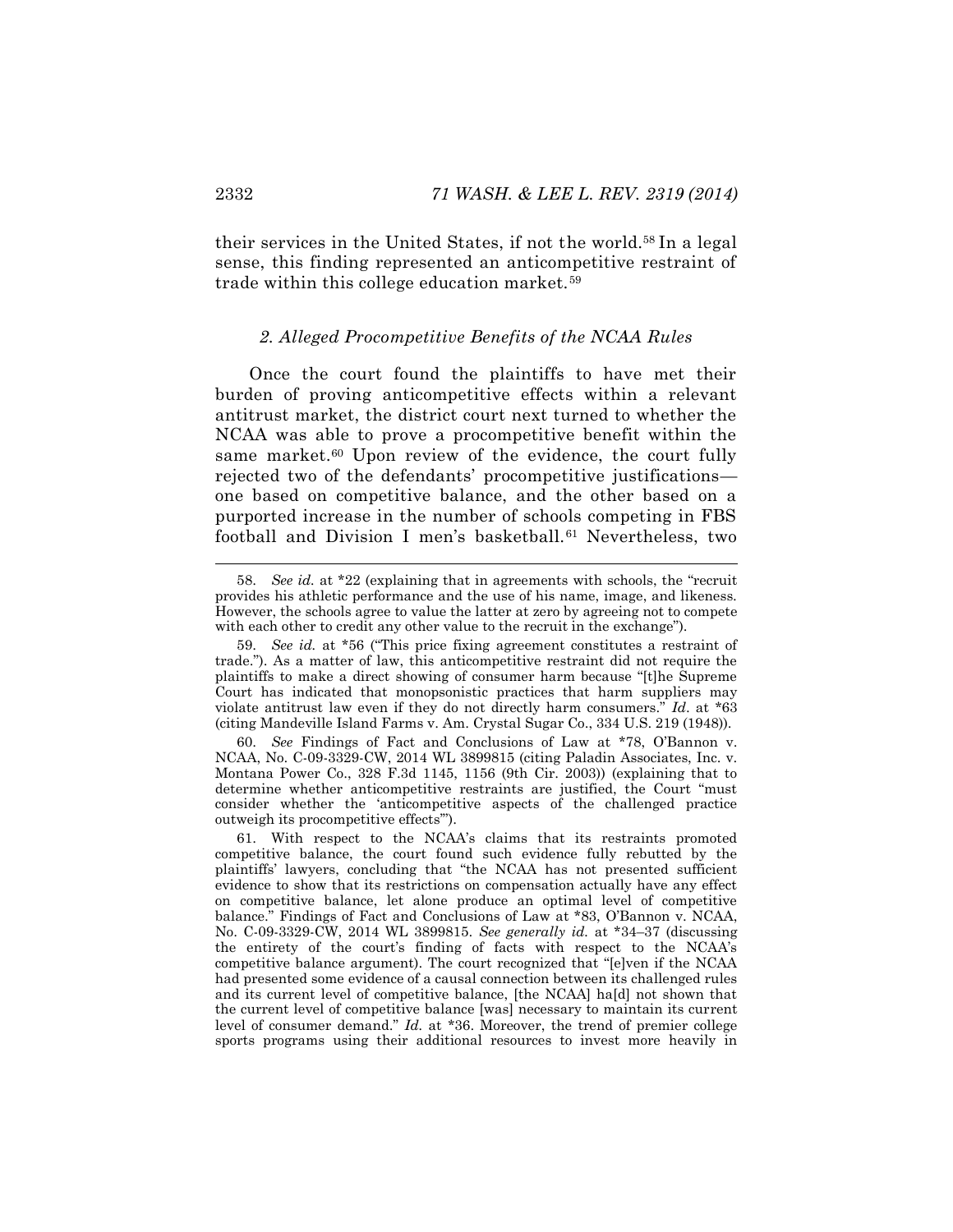their services in the United States, if not the world.[58] In a legal sense, this finding represented an anticompetitive restraint of trade within this college education market.[59]

### *2. Alleged Procompetitive Benefits of the NCAA Rules*

Once the court found the plaintiffs to have met their burden of proving anticompetitive effects within a relevant antitrust market, the district court next turned to whether the NCAA was able to prove a procompetitive benefit within the same market.[60] Upon review of the evidence, the court fully rejected two of the defendants' procompetitive justifications—one based on competitive balance, and the other based on a purported increase in the number of schools competing in FBS football and Division I men's basketball.[61] Nevertheless, two

---

58. *See id.* at *22 (explaining that in agreements with schools, the "recruit provides his athletic performance and the use of his name, image, and likeness. However, the schools agree to value the latter at zero by agreeing not to compete with each other to credit any other value to the recruit in the exchange").

59. *See id.* at *56 ("This price fixing agreement constitutes a restraint of trade."). As a matter of law, this anticompetitive restraint did not require the plaintiffs to make a direct showing of consumer harm because "[t]he Supreme Court has indicated that monopsonistic practices that harm suppliers may violate antitrust law even if they do not directly harm consumers." *Id*. at *63 (citing Mandeville Island Farms v. Am. Crystal Sugar Co., 334 U.S. 219 (1948)).

60. *See* Findings of Fact and Conclusions of Law at *78, O'Bannon v. NCAA, No. C-09-3329-CW, 2014 WL 3899815 (citing Paladin Associates, Inc. v. Montana Power Co., 328 F.3d 1145, 1156 (9th Cir. 2003)) (explaining that to determine whether anticompetitive restraints are justified, the Court "must consider whether the 'anticompetitive aspects of the challenged practice outweigh its procompetitive effects'").

61. With respect to the NCAA's claims that its restraints promoted competitive balance, the court found such evidence fully rebutted by the plaintiffs' lawyers, concluding that "the NCAA has not presented sufficient evidence to show that its restrictions on compensation actually have any effect on competitive balance, let alone produce an optimal level of competitive balance." Findings of Fact and Conclusions of Law at *83, O'Bannon v. NCAA, No. C-09-3329-CW, 2014 WL 3899815. *See generally id.* at *34–37 (discussing the entirety of the court's finding of facts with respect to the NCAA's competitive balance argument). The court recognized that "[e]ven if the NCAA had presented some evidence of a causal connection between its challenged rules and its current level of competitive balance, [the NCAA] ha[d] not shown that the current level of competitive balance [was] necessary to maintain its current level of consumer demand." *Id.* at *36. Moreover, the trend of premier college sports programs using their additional resources to invest more heavily in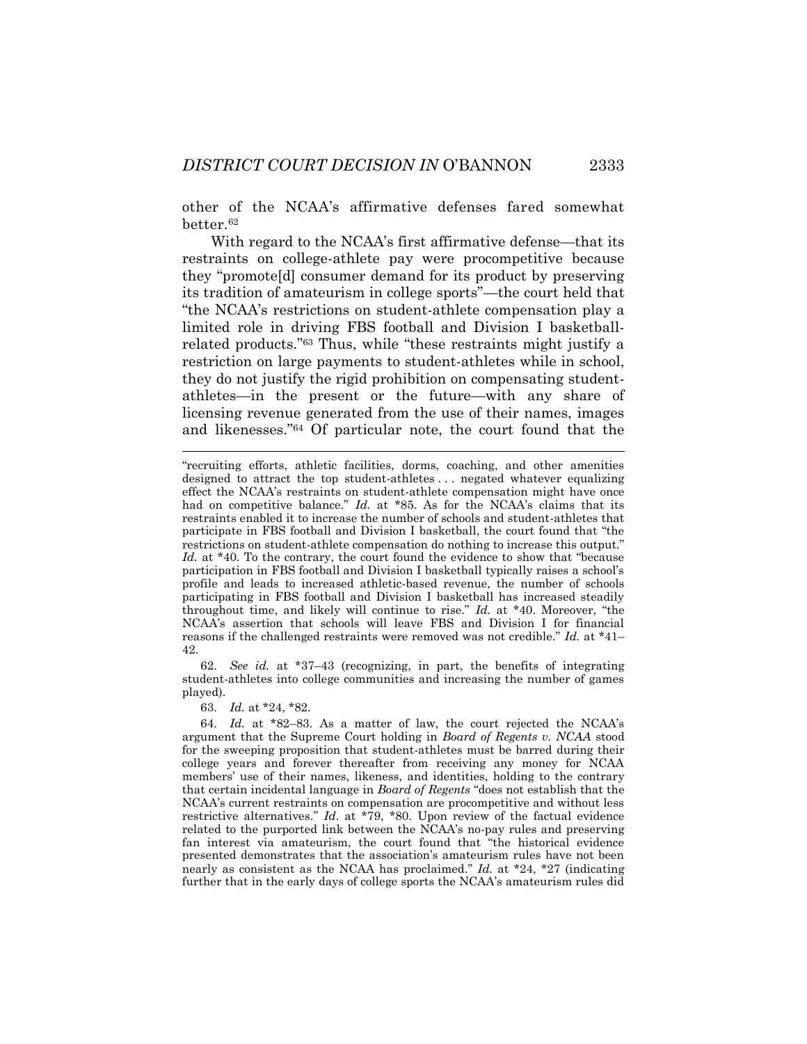other of the NCAA's affirmative defenses fared somewhat better.[62]

With regard to the NCAA's first affirmative defense—that its restraints on college-athlete pay were procompetitive because they "promote[d] consumer demand for its product by preserving its tradition of amateurism in college sports"—the court held that "the NCAA's restrictions on student-athlete compensation play a limited role in driving FBS football and Division I basketball-related products."[63] Thus, while "these restraints might justify a restriction on large payments to student-athletes while in school, they do not justify the rigid prohibition on compensating student-athletes—in the present or the future—with any share of licensing revenue generated from the use of their names, images and likenesses."[64] Of particular note, the court found that the

---

"recruiting efforts, athletic facilities, dorms, coaching, and other amenities designed to attract the top student-athletes . . . negated whatever equalizing effect the NCAA's restraints on student-athlete compensation might have once had on competitive balance." *Id.* at \*85. As for the NCAA's claims that its restraints enabled it to increase the number of schools and student-athletes that participate in FBS football and Division I basketball, the court found that "the restrictions on student-athlete compensation do nothing to increase this output." *Id.* at \*40. To the contrary, the court found the evidence to show that "because participation in FBS football and Division I basketball typically raises a school's profile and leads to increased athletic-based revenue, the number of schools participating in FBS football and Division I basketball has increased steadily throughout time, and likely will continue to rise." *Id.* at \*40. Moreover, "the NCAA's assertion that schools will leave FBS and Division I for financial reasons if the challenged restraints were removed was not credible." *Id.* at \*41–42.

62. *See id.* at \*37–43 (recognizing, in part, the benefits of integrating student-athletes into college communities and increasing the number of games played).

63. *Id.* at \*24, \*82.

64. *Id.* at \*82–83. As a matter of law, the court rejected the NCAA's argument that the Supreme Court holding in *Board of Regents v. NCAA* stood for the sweeping proposition that student-athletes must be barred during their college years and forever thereafter from receiving any money for NCAA members' use of their names, likeness, and identities, holding to the contrary that certain incidental language in *Board of Regents* "does not establish that the NCAA's current restraints on compensation are procompetitive and without less restrictive alternatives." *Id*. at \*79, \*80. Upon review of the factual evidence related to the purported link between the NCAA's no-pay rules and preserving fan interest via amateurism, the court found that "the historical evidence presented demonstrates that the association's amateurism rules have not been nearly as consistent as the NCAA has proclaimed." *Id.* at \*24, \*27 (indicating further that in the early days of college sports the NCAA's amateurism rules did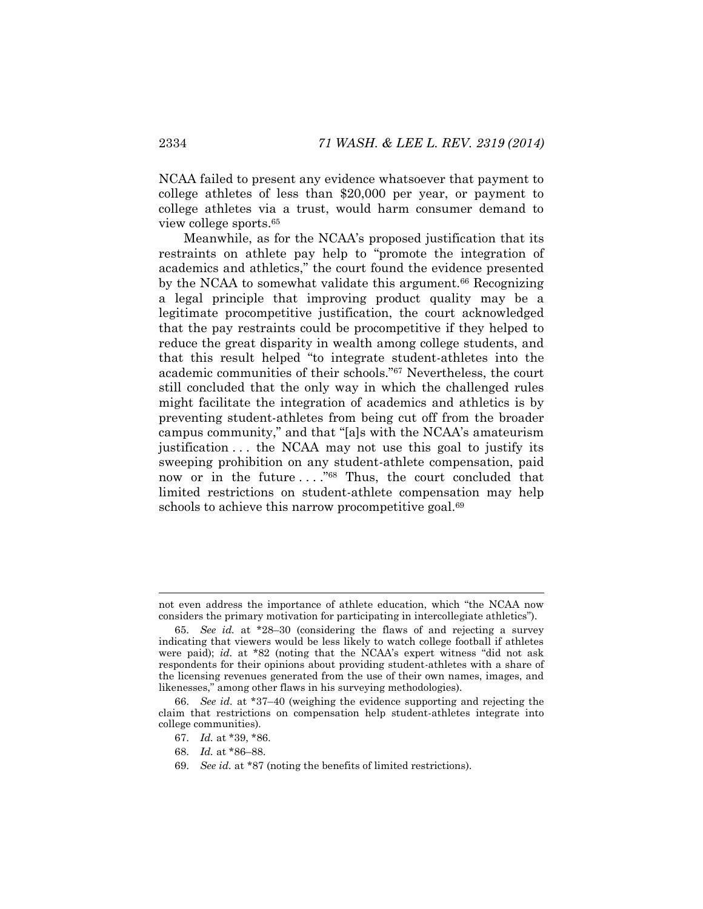NCAA failed to present any evidence whatsoever that payment to college athletes of less than $20,000 per year, or payment to college athletes via a trust, would harm consumer demand to view college sports.[65]

Meanwhile, as for the NCAA's proposed justification that its restraints on athlete pay help to "promote the integration of academics and athletics," the court found the evidence presented by the NCAA to somewhat validate this argument.[66] Recognizing a legal principle that improving product quality may be a legitimate procompetitive justification, the court acknowledged that the pay restraints could be procompetitive if they helped to reduce the great disparity in wealth among college students, and that this result helped "to integrate student-athletes into the academic communities of their schools."[67] Nevertheless, the court still concluded that the only way in which the challenged rules might facilitate the integration of academics and athletics is by preventing student-athletes from being cut off from the broader campus community," and that "[a]s with the NCAA's amateurism justification . . . the NCAA may not use this goal to justify its sweeping prohibition on any student-athlete compensation, paid now or in the future . . . ."[68] Thus, the court concluded that limited restrictions on student-athlete compensation may help schools to achieve this narrow procompetitive goal.[69]

---

not even address the importance of athlete education, which "the NCAA now considers the primary motivation for participating in intercollegiate athletics").

65. *See id.* at *28–30 (considering the flaws of and rejecting a survey indicating that viewers would be less likely to watch college football if athletes were paid); *id.* at *82 (noting that the NCAA's expert witness "did not ask respondents for their opinions about providing student-athletes with a share of the licensing revenues generated from the use of their own names, images, and likenesses," among other flaws in his surveying methodologies).

66. *See id.* at *37–40 (weighing the evidence supporting and rejecting the claim that restrictions on compensation help student-athletes integrate into college communities).

67. *Id.* at *39, *86.

68. *Id.* at *86–88.

69. *See id.* at *87 (noting the benefits of limited restrictions).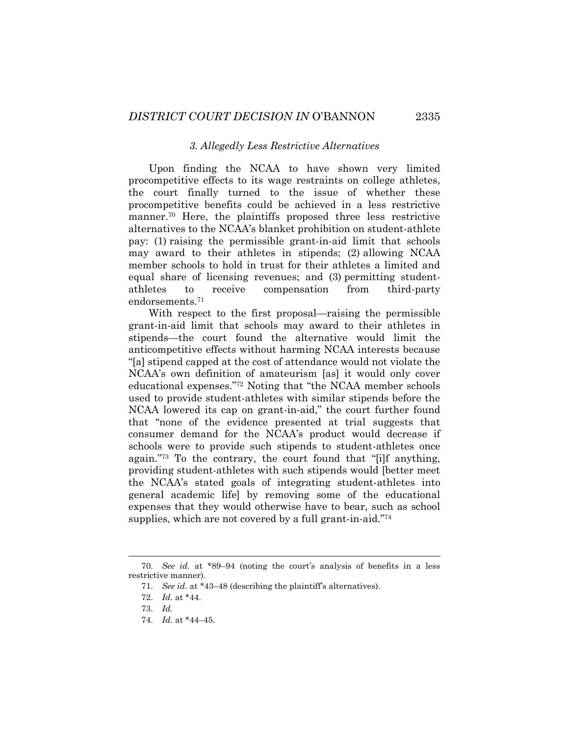### *3. Allegedly Less Restrictive Alternatives*

Upon finding the NCAA to have shown very limited procompetitive effects to its wage restraints on college athletes, the court finally turned to the issue of whether these procompetitive benefits could be achieved in a less restrictive manner.[70] Here, the plaintiffs proposed three less restrictive alternatives to the NCAA's blanket prohibition on student-athlete pay: (1) raising the permissible grant-in-aid limit that schools may award to their athletes in stipends; (2) allowing NCAA member schools to hold in trust for their athletes a limited and equal share of licensing revenues; and (3) permitting student-athletes to receive compensation from third-party endorsements.[71]

With respect to the first proposal—raising the permissible grant-in-aid limit that schools may award to their athletes in stipends—the court found the alternative would limit the anticompetitive effects without harming NCAA interests because "[a] stipend capped at the cost of attendance would not violate the NCAA's own definition of amateurism [as] it would only cover educational expenses."[72] Noting that "the NCAA member schools used to provide student-athletes with similar stipends before the NCAA lowered its cap on grant-in-aid," the court further found that "none of the evidence presented at trial suggests that consumer demand for the NCAA's product would decrease if schools were to provide such stipends to student-athletes once again."[73] To the contrary, the court found that "[i]f anything, providing student-athletes with such stipends would [better meet the NCAA's stated goals of integrating student-athletes into general academic life] by removing some of the educational expenses that they would otherwise have to bear, such as school supplies, which are not covered by a full grant-in-aid."[74]

---

70. *See id.* at *89–94 (noting the court's analysis of benefits in a less restrictive manner).

71. *See id.* at *43–48 (describing the plaintiff's alternatives).

72. *Id.* at *44.

73. *Id.*

74. *Id.* at *44–45.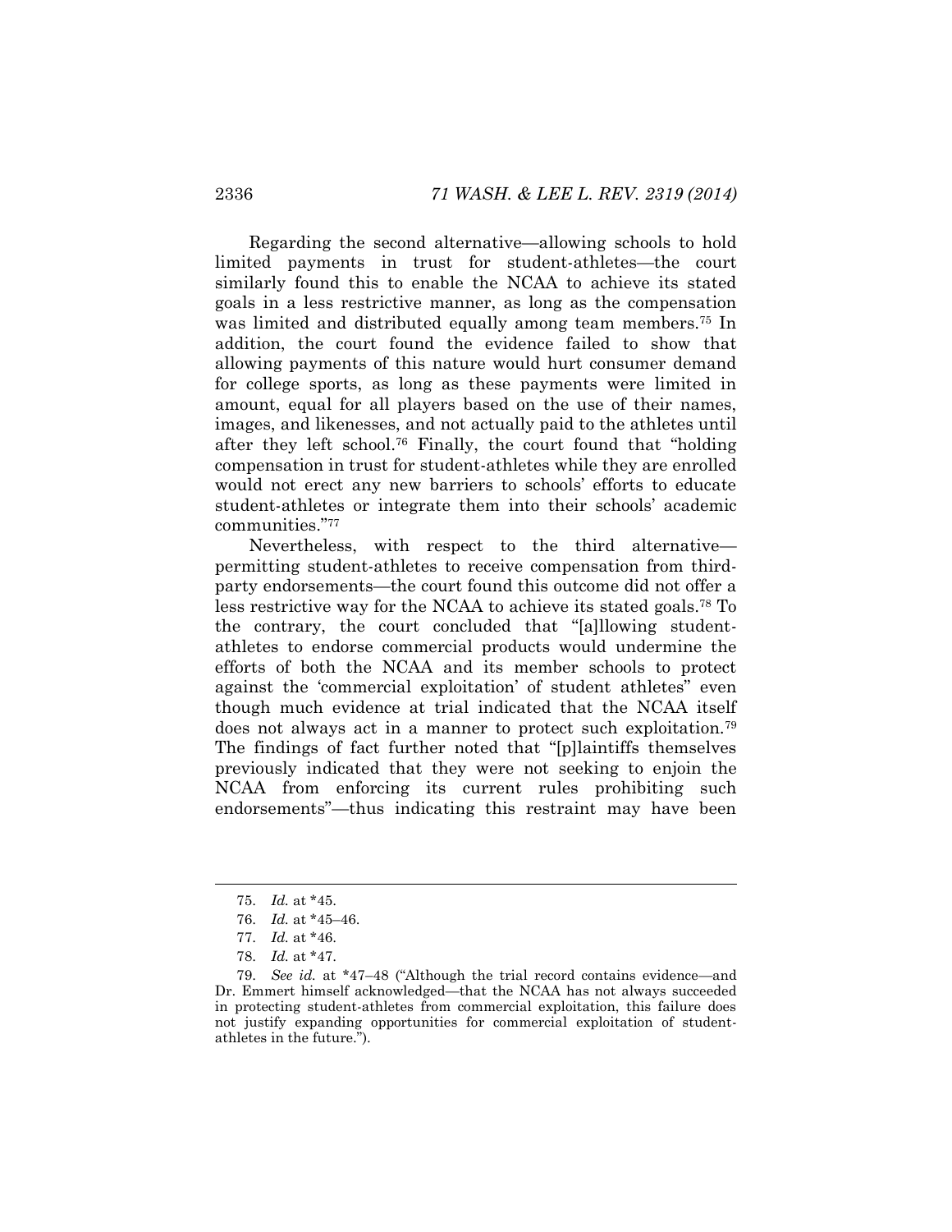Regarding the second alternative—allowing schools to hold limited payments in trust for student-athletes—the court similarly found this to enable the NCAA to achieve its stated goals in a less restrictive manner, as long as the compensation was limited and distributed equally among team members.[75] In addition, the court found the evidence failed to show that allowing payments of this nature would hurt consumer demand for college sports, as long as these payments were limited in amount, equal for all players based on the use of their names, images, and likenesses, and not actually paid to the athletes until after they left school.[76] Finally, the court found that "holding compensation in trust for student-athletes while they are enrolled would not erect any new barriers to schools' efforts to educate student-athletes or integrate them into their schools' academic communities."[77]

Nevertheless, with respect to the third alternative—permitting student-athletes to receive compensation from third-party endorsements—the court found this outcome did not offer a less restrictive way for the NCAA to achieve its stated goals.[78] To the contrary, the court concluded that "[a]llowing student-athletes to endorse commercial products would undermine the efforts of both the NCAA and its member schools to protect against the 'commercial exploitation' of student athletes" even though much evidence at trial indicated that the NCAA itself does not always act in a manner to protect such exploitation.[79] The findings of fact further noted that "[p]laintiffs themselves previously indicated that they were not seeking to enjoin the NCAA from enforcing its current rules prohibiting such endorsements"—thus indicating this restraint may have been

---

75. *Id.* at *45.

76. *Id.* at *45–46.

77. *Id.* at *46.

78. *Id.* at *47.

79. *See id.* at *47–48 ("Although the trial record contains evidence—and Dr. Emmert himself acknowledged—that the NCAA has not always succeeded in protecting student-athletes from commercial exploitation, this failure does not justify expanding opportunities for commercial exploitation of student-athletes in the future.").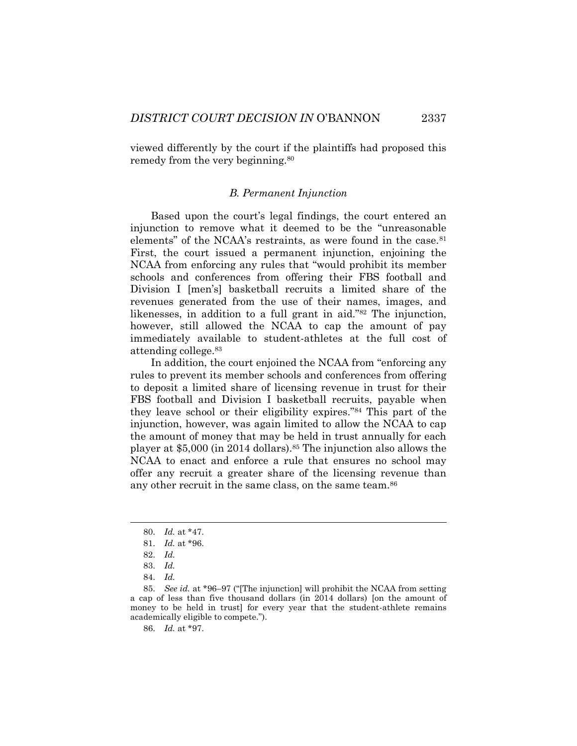viewed differently by the court if the plaintiffs had proposed this remedy from the very beginning.[80]

### *B. Permanent Injunction*

Based upon the court's legal findings, the court entered an injunction to remove what it deemed to be the "unreasonable elements" of the NCAA's restraints, as were found in the case.[81] First, the court issued a permanent injunction, enjoining the NCAA from enforcing any rules that "would prohibit its member schools and conferences from offering their FBS football and Division I [men's] basketball recruits a limited share of the revenues generated from the use of their names, images, and likenesses, in addition to a full grant in aid."[82] The injunction, however, still allowed the NCAA to cap the amount of pay immediately available to student-athletes at the full cost of attending college.[83]

In addition, the court enjoined the NCAA from "enforcing any rules to prevent its member schools and conferences from offering to deposit a limited share of licensing revenue in trust for their FBS football and Division I basketball recruits, payable when they leave school or their eligibility expires."[84] This part of the injunction, however, was again limited to allow the NCAA to cap the amount of money that may be held in trust annually for each player at $5,000 (in 2014 dollars).[85] The injunction also allows the NCAA to enact and enforce a rule that ensures no school may offer any recruit a greater share of the licensing revenue than any other recruit in the same class, on the same team.[86]

---

80. *Id.* at *47.

81. *Id.* at *96.

82. *Id.*

83. *Id.*

84. *Id.*

85. *See id.* at *96–97 ("[The injunction] will prohibit the NCAA from setting a cap of less than five thousand dollars (in 2014 dollars) [on the amount of money to be held in trust] for every year that the student-athlete remains academically eligible to compete.").

86. *Id.* at *97.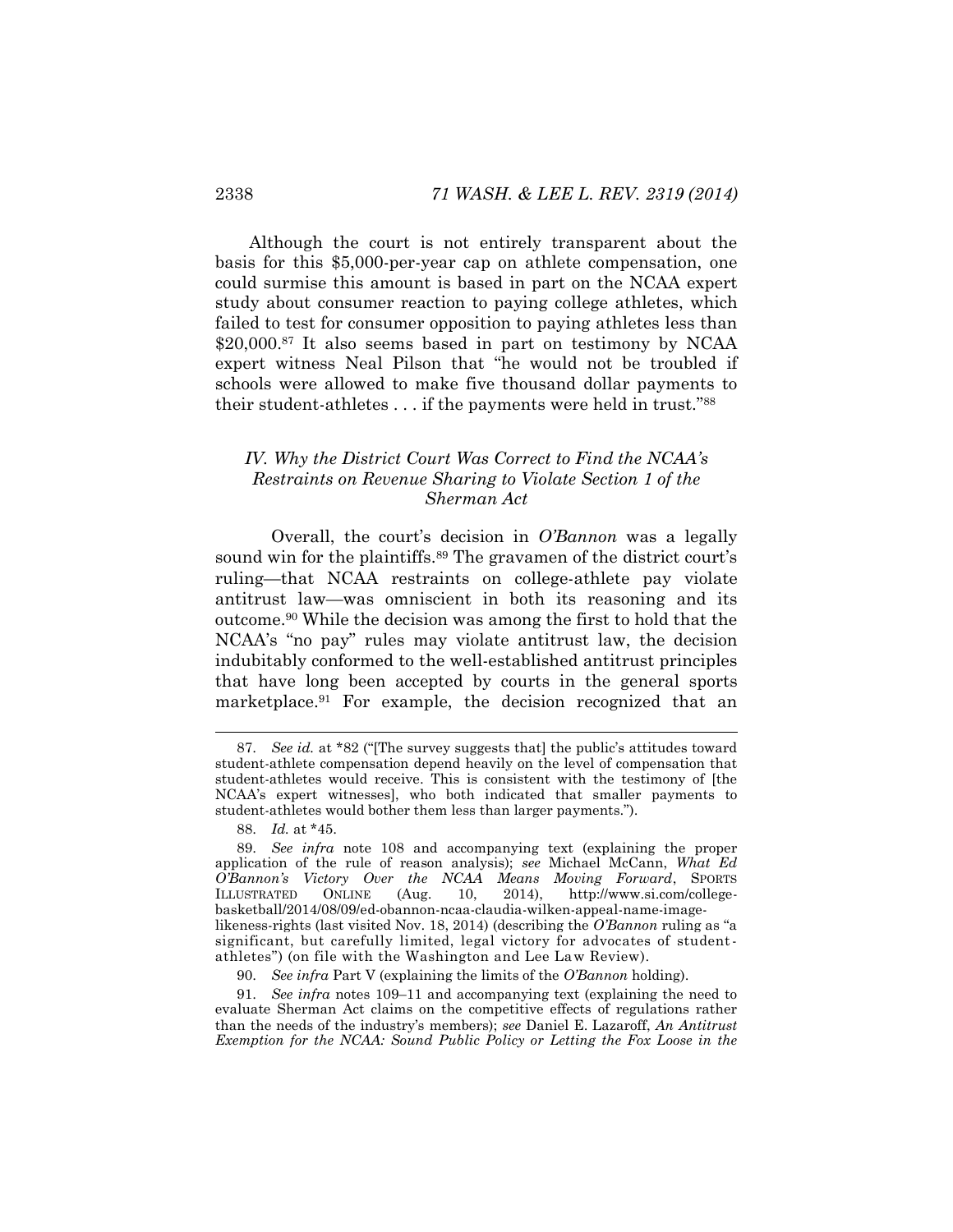Although the court is not entirely transparent about the basis for this $5,000-per-year cap on athlete compensation, one could surmise this amount is based in part on the NCAA expert study about consumer reaction to paying college athletes, which failed to test for consumer opposition to paying athletes less than $20,000.[87] It also seems based in part on testimony by NCAA expert witness Neal Pilson that "he would not be troubled if schools were allowed to make five thousand dollar payments to their student-athletes . . . if the payments were held in trust."[88]

### *IV. Why the District Court Was Correct to Find the NCAA's Restraints on Revenue Sharing to Violate Section 1 of the Sherman Act*

Overall, the court's decision in *O'Bannon* was a legally sound win for the plaintiffs.[89] The gravamen of the district court's ruling—that NCAA restraints on college-athlete pay violate antitrust law—was omniscient in both its reasoning and its outcome.[90] While the decision was among the first to hold that the NCAA's "no pay" rules may violate antitrust law, the decision indubitably conformed to the well-established antitrust principles that have long been accepted by courts in the general sports marketplace.[91] For example, the decision recognized that an

---

87. *See id.* at *82 ("[The survey suggests that] the public's attitudes toward student-athlete compensation depend heavily on the level of compensation that student-athletes would receive. This is consistent with the testimony of [the NCAA's expert witnesses], who both indicated that smaller payments to student-athletes would bother them less than larger payments.").

88. *Id.* at *45.

89. *See infra* note 108 and accompanying text (explaining the proper application of the rule of reason analysis); *see* Michael McCann, *What Ed O'Bannon's Victory Over the NCAA Means Moving Forward*, SPORTS ILLUSTRATED ONLINE (Aug. 10, 2014), http://www.si.com/college-basketball/2014/08/09/ed-obannon-ncaa-claudia-wilken-appeal-name-image-likeness-rights (last visited Nov. 18, 2014) (describing the *O'Bannon* ruling as "a significant, but carefully limited, legal victory for advocates of student-athletes") (on file with the Washington and Lee Law Review).

90. *See infra* Part V (explaining the limits of the *O'Bannon* holding).

91. *See infra* notes 109–11 and accompanying text (explaining the need to evaluate Sherman Act claims on the competitive effects of regulations rather than the needs of the industry's members); *see* Daniel E. Lazaroff, *An Antitrust Exemption for the NCAA: Sound Public Policy or Letting the Fox Loose in the*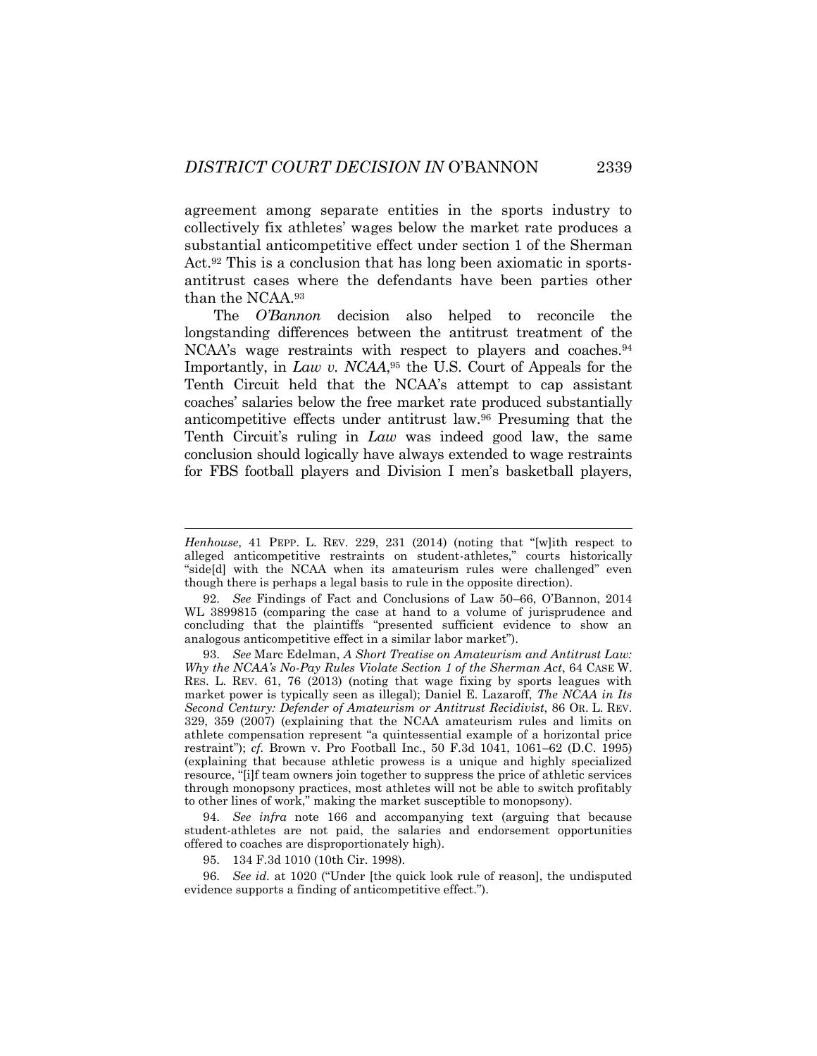agreement among separate entities in the sports industry to collectively fix athletes' wages below the market rate produces a substantial anticompetitive effect under section 1 of the Sherman Act.[92] This is a conclusion that has long been axiomatic in sports-antitrust cases where the defendants have been parties other than the NCAA.[93]

The *O'Bannon* decision also helped to reconcile the longstanding differences between the antitrust treatment of the NCAA's wage restraints with respect to players and coaches.[94] Importantly, in *Law v. NCAA*,[95] the U.S. Court of Appeals for the Tenth Circuit held that the NCAA's attempt to cap assistant coaches' salaries below the free market rate produced substantially anticompetitive effects under antitrust law.[96] Presuming that the Tenth Circuit's ruling in *Law* was indeed good law, the same conclusion should logically have always extended to wage restraints for FBS football players and Division I men's basketball players,

---

*Henhouse*, 41 PEPP. L. REV. 229, 231 (2014) (noting that "[w]ith respect to alleged anticompetitive restraints on student-athletes," courts historically "side[d] with the NCAA when its amateurism rules were challenged" even though there is perhaps a legal basis to rule in the opposite direction).

92. *See* Findings of Fact and Conclusions of Law 50–66, O'Bannon, 2014 WL 3899815 (comparing the case at hand to a volume of jurisprudence and concluding that the plaintiffs "presented sufficient evidence to show an analogous anticompetitive effect in a similar labor market").

93. *See* Marc Edelman, *A Short Treatise on Amateurism and Antitrust Law: Why the NCAA's No-Pay Rules Violate Section 1 of the Sherman Act*, 64 CASE W. RES. L. REV. 61, 76 (2013) (noting that wage fixing by sports leagues with market power is typically seen as illegal); Daniel E. Lazaroff, *The NCAA in Its Second Century: Defender of Amateurism or Antitrust Recidivist*, 86 OR. L. REV. 329, 359 (2007) (explaining that the NCAA amateurism rules and limits on athlete compensation represent "a quintessential example of a horizontal price restraint"); *cf.* Brown v. Pro Football Inc., 50 F.3d 1041, 1061–62 (D.C. 1995) (explaining that because athletic prowess is a unique and highly specialized resource, "[i]f team owners join together to suppress the price of athletic services through monopsony practices, most athletes will not be able to switch profitably to other lines of work," making the market susceptible to monopsony).

94. *See infra* note 166 and accompanying text (arguing that because student-athletes are not paid, the salaries and endorsement opportunities offered to coaches are disproportionately high).

95. 134 F.3d 1010 (10th Cir. 1998).

96. *See id.* at 1020 ("Under [the quick look rule of reason], the undisputed evidence supports a finding of anticompetitive effect.").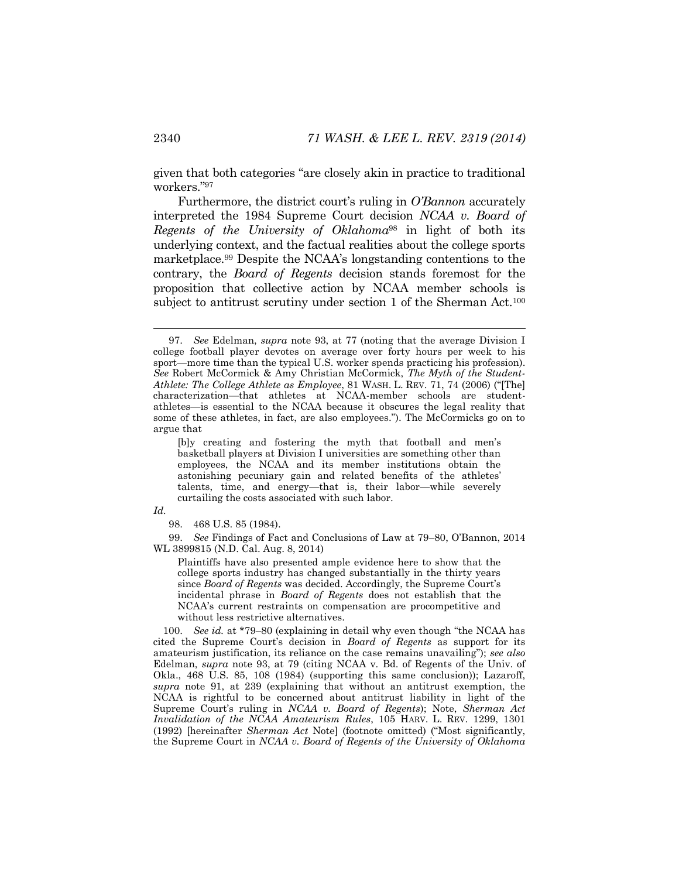given that both categories "are closely akin in practice to traditional workers."[97]

Furthermore, the district court's ruling in *O'Bannon* accurately interpreted the 1984 Supreme Court decision *NCAA v. Board of Regents of the University of Oklahoma*[98] in light of both its underlying context, and the factual realities about the college sports marketplace.[99] Despite the NCAA's longstanding contentions to the contrary, the *Board of Regents* decision stands foremost for the proposition that collective action by NCAA member schools is subject to antitrust scrutiny under section 1 of the Sherman Act.[100]

---

97. *See* Edelman, *supra* note 93, at 77 (noting that the average Division I college football player devotes on average over forty hours per week to his sport—more time than the typical U.S. worker spends practicing his profession). *See* Robert McCormick & Amy Christian McCormick, *The Myth of the Student-Athlete: The College Athlete as Employee*, 81 WASH. L. REV. 71, 74 (2006) ("[The] characterization—that athletes at NCAA-member schools are student-athletes—is essential to the NCAA because it obscures the legal reality that some of these athletes, in fact, are also employees."). The McCormicks go on to argue that

> [b]y creating and fostering the myth that football and men's basketball players at Division I universities are something other than employees, the NCAA and its member institutions obtain the astonishing pecuniary gain and related benefits of the athletes' talents, time, and energy—that is, their labor—while severely curtailing the costs associated with such labor.

*Id.*

98. 468 U.S. 85 (1984).

99. *See* Findings of Fact and Conclusions of Law at 79–80, O'Bannon, 2014 WL 3899815 (N.D. Cal. Aug. 8, 2014)

> Plaintiffs have also presented ample evidence here to show that the college sports industry has changed substantially in the thirty years since *Board of Regents* was decided. Accordingly, the Supreme Court's incidental phrase in *Board of Regents* does not establish that the NCAA's current restraints on compensation are procompetitive and without less restrictive alternatives.

100. *See id.* at *79–80 (explaining in detail why even though "the NCAA has cited the Supreme Court's decision in *Board of Regents* as support for its amateurism justification, its reliance on the case remains unavailing"); *see also* Edelman, *supra* note 93, at 79 (citing NCAA v. Bd. of Regents of the Univ. of Okla., 468 U.S. 85, 108 (1984) (supporting this same conclusion)); Lazaroff, *supra* note 91, at 239 (explaining that without an antitrust exemption, the NCAA is rightful to be concerned about antitrust liability in light of the Supreme Court's ruling in *NCAA v. Board of Regents*); Note, *Sherman Act Invalidation of the NCAA Amateurism Rules*, 105 HARV. L. REV. 1299, 1301 (1992) [hereinafter *Sherman Act* Note] (footnote omitted) ("Most significantly, the Supreme Court in *NCAA v. Board of Regents of the University of Oklahoma*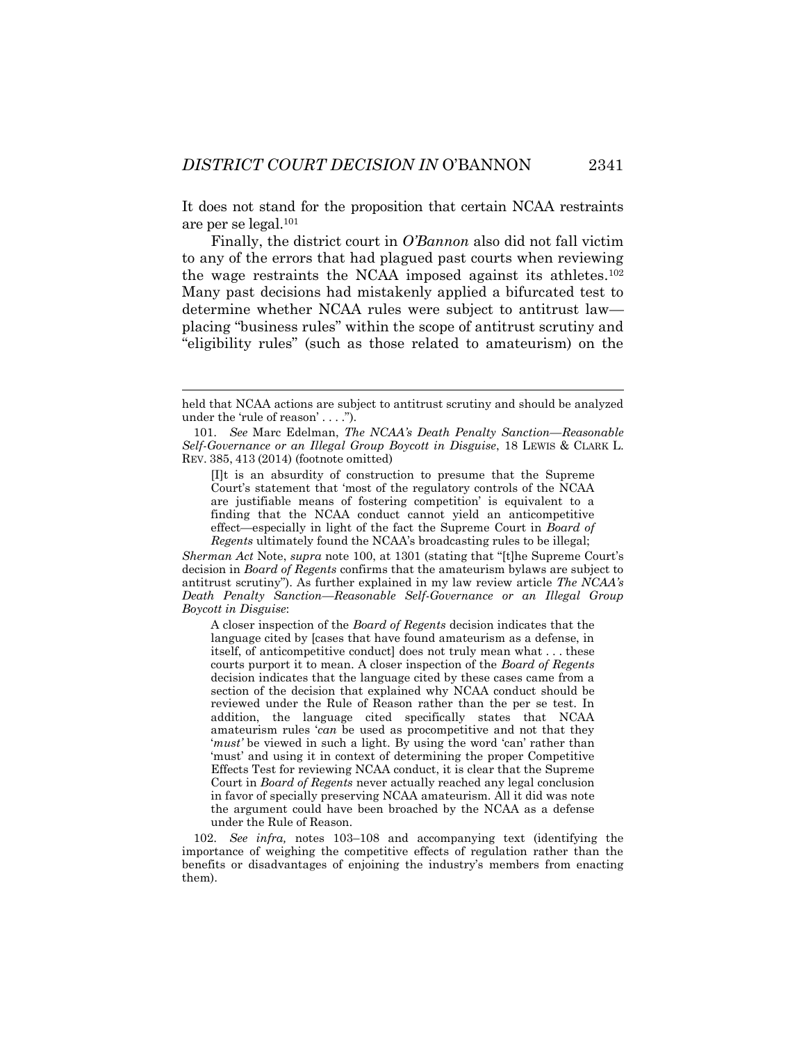It does not stand for the proposition that certain NCAA restraints are per se legal.[101]

Finally, the district court in *O'Bannon* also did not fall victim to any of the errors that had plagued past courts when reviewing the wage restraints the NCAA imposed against its athletes.[102] Many past decisions had mistakenly applied a bifurcated test to determine whether NCAA rules were subject to antitrust law—placing "business rules" within the scope of antitrust scrutiny and "eligibility rules" (such as those related to amateurism) on the

---

held that NCAA actions are subject to antitrust scrutiny and should be analyzed under the 'rule of reason' . . . .").

101. *See* Marc Edelman, *The NCAA's Death Penalty Sanction—Reasonable Self-Governance or an Illegal Group Boycott in Disguise*, 18 LEWIS & CLARK L. REV. 385, 413 (2014) (footnote omitted)

> [I]t is an absurdity of construction to presume that the Supreme Court's statement that 'most of the regulatory controls of the NCAA are justifiable means of fostering competition' is equivalent to a finding that the NCAA conduct cannot yield an anticompetitive effect—especially in light of the fact the Supreme Court in *Board of Regents* ultimately found the NCAA's broadcasting rules to be illegal;

*Sherman Act* Note, *supra* note 100, at 1301 (stating that "[t]he Supreme Court's decision in *Board of Regents* confirms that the amateurism bylaws are subject to antitrust scrutiny"). As further explained in my law review article *The NCAA's Death Penalty Sanction—Reasonable Self-Governance or an Illegal Group Boycott in Disguise*:

> A closer inspection of the *Board of Regents* decision indicates that the language cited by [cases that have found amateurism as a defense, in itself, of anticompetitive conduct] does not truly mean what . . . these courts purport it to mean. A closer inspection of the *Board of Regents* decision indicates that the language cited by these cases came from a section of the decision that explained why NCAA conduct should be reviewed under the Rule of Reason rather than the per se test. In addition, the language cited specifically states that NCAA amateurism rules '*can* be used as procompetitive and not that they '*must'* be viewed in such a light. By using the word 'can' rather than 'must' and using it in context of determining the proper Competitive Effects Test for reviewing NCAA conduct, it is clear that the Supreme Court in *Board of Regents* never actually reached any legal conclusion in favor of specially preserving NCAA amateurism. All it did was note the argument could have been broached by the NCAA as a defense under the Rule of Reason.

102. *See infra,* notes 103–108 and accompanying text (identifying the importance of weighing the competitive effects of regulation rather than the benefits or disadvantages of enjoining the industry's members from enacting them).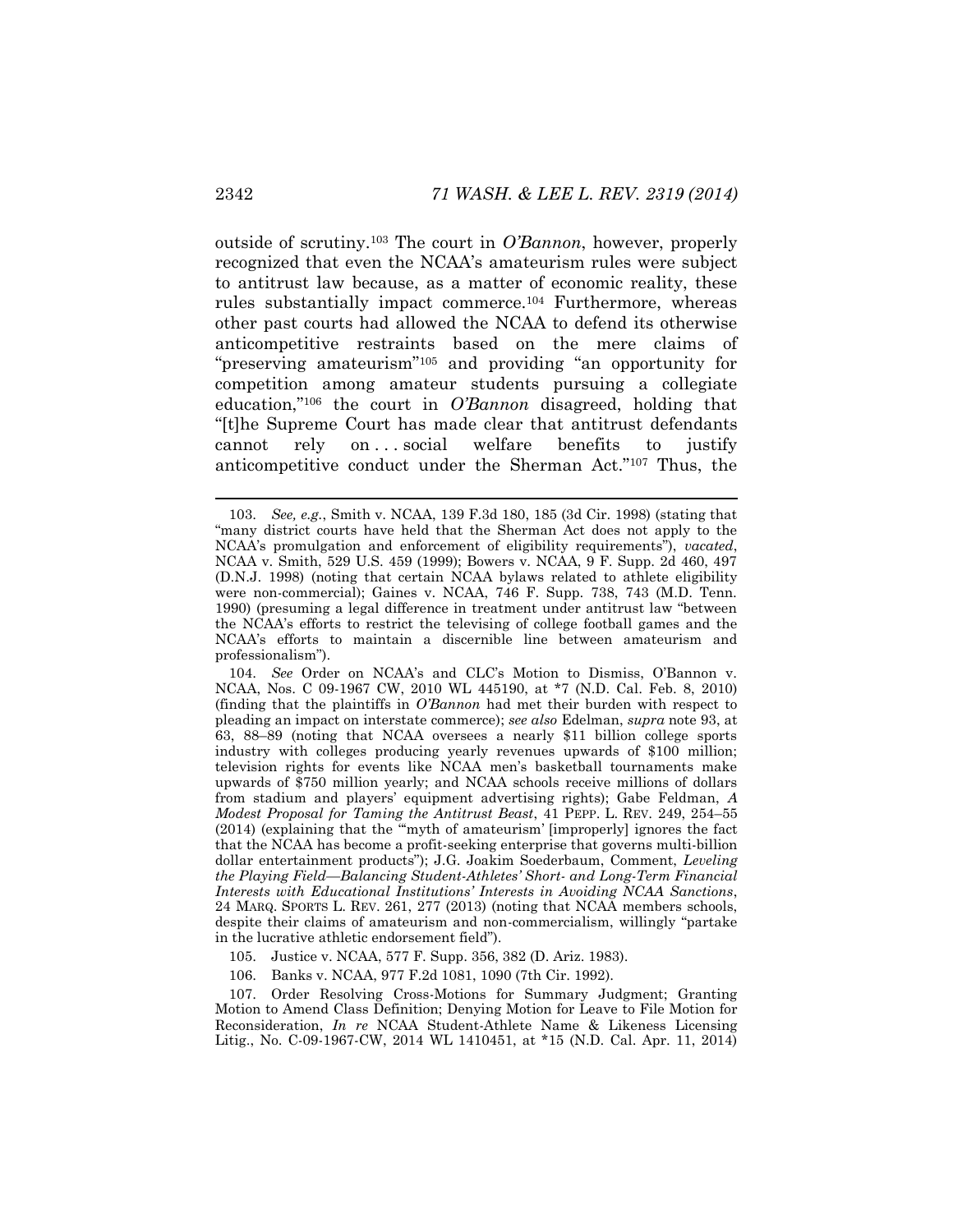outside of scrutiny.[103] The court in *O'Bannon*, however, properly recognized that even the NCAA's amateurism rules were subject to antitrust law because, as a matter of economic reality, these rules substantially impact commerce.[104] Furthermore, whereas other past courts had allowed the NCAA to defend its otherwise anticompetitive restraints based on the mere claims of "preserving amateurism"[105] and providing "an opportunity for competition among amateur students pursuing a collegiate education,"[106] the court in *O'Bannon* disagreed, holding that "[t]he Supreme Court has made clear that antitrust defendants cannot rely on . . . social welfare benefits to justify anticompetitive conduct under the Sherman Act."[107] Thus, the

---

103. *See, e.g.*, Smith v. NCAA, 139 F.3d 180, 185 (3d Cir. 1998) (stating that "many district courts have held that the Sherman Act does not apply to the NCAA's promulgation and enforcement of eligibility requirements"), *vacated*, NCAA v. Smith, 529 U.S. 459 (1999); Bowers v. NCAA, 9 F. Supp. 2d 460, 497 (D.N.J. 1998) (noting that certain NCAA bylaws related to athlete eligibility were non-commercial); Gaines v. NCAA, 746 F. Supp. 738, 743 (M.D. Tenn. 1990) (presuming a legal difference in treatment under antitrust law "between the NCAA's efforts to restrict the televising of college football games and the NCAA's efforts to maintain a discernible line between amateurism and professionalism").

104. *See* Order on NCAA's and CLC's Motion to Dismiss, O'Bannon v. NCAA, Nos. C 09-1967 CW, 2010 WL 445190, at *7 (N.D. Cal. Feb. 8, 2010) (finding that the plaintiffs in *O'Bannon* had met their burden with respect to pleading an impact on interstate commerce); *see also* Edelman, *supra* note 93, at 63, 88–89 (noting that NCAA oversees a nearly $11 billion college sports industry with colleges producing yearly revenues upwards of $100 million; television rights for events like NCAA men's basketball tournaments make upwards of $750 million yearly; and NCAA schools receive millions of dollars from stadium and players' equipment advertising rights); Gabe Feldman, *A Modest Proposal for Taming the Antitrust Beast*, 41 PEPP. L. REV. 249, 254–55 (2014) (explaining that the "'myth of amateurism' [improperly] ignores the fact that the NCAA has become a profit-seeking enterprise that governs multi-billion dollar entertainment products"); J.G. Joakim Soederbaum, Comment, *Leveling the Playing Field—Balancing Student-Athletes' Short- and Long-Term Financial Interests with Educational Institutions' Interests in Avoiding NCAA Sanctions*, 24 MARQ. SPORTS L. REV. 261, 277 (2013) (noting that NCAA members schools, despite their claims of amateurism and non-commercialism, willingly "partake in the lucrative athletic endorsement field").

105. Justice v. NCAA, 577 F. Supp. 356, 382 (D. Ariz. 1983).

106. Banks v. NCAA, 977 F.2d 1081, 1090 (7th Cir. 1992).

107. Order Resolving Cross-Motions for Summary Judgment; Granting Motion to Amend Class Definition; Denying Motion for Leave to File Motion for Reconsideration, *In re* NCAA Student-Athlete Name & Likeness Licensing Litig., No. C-09-1967-CW, 2014 WL 1410451, at *15 (N.D. Cal. Apr. 11, 2014)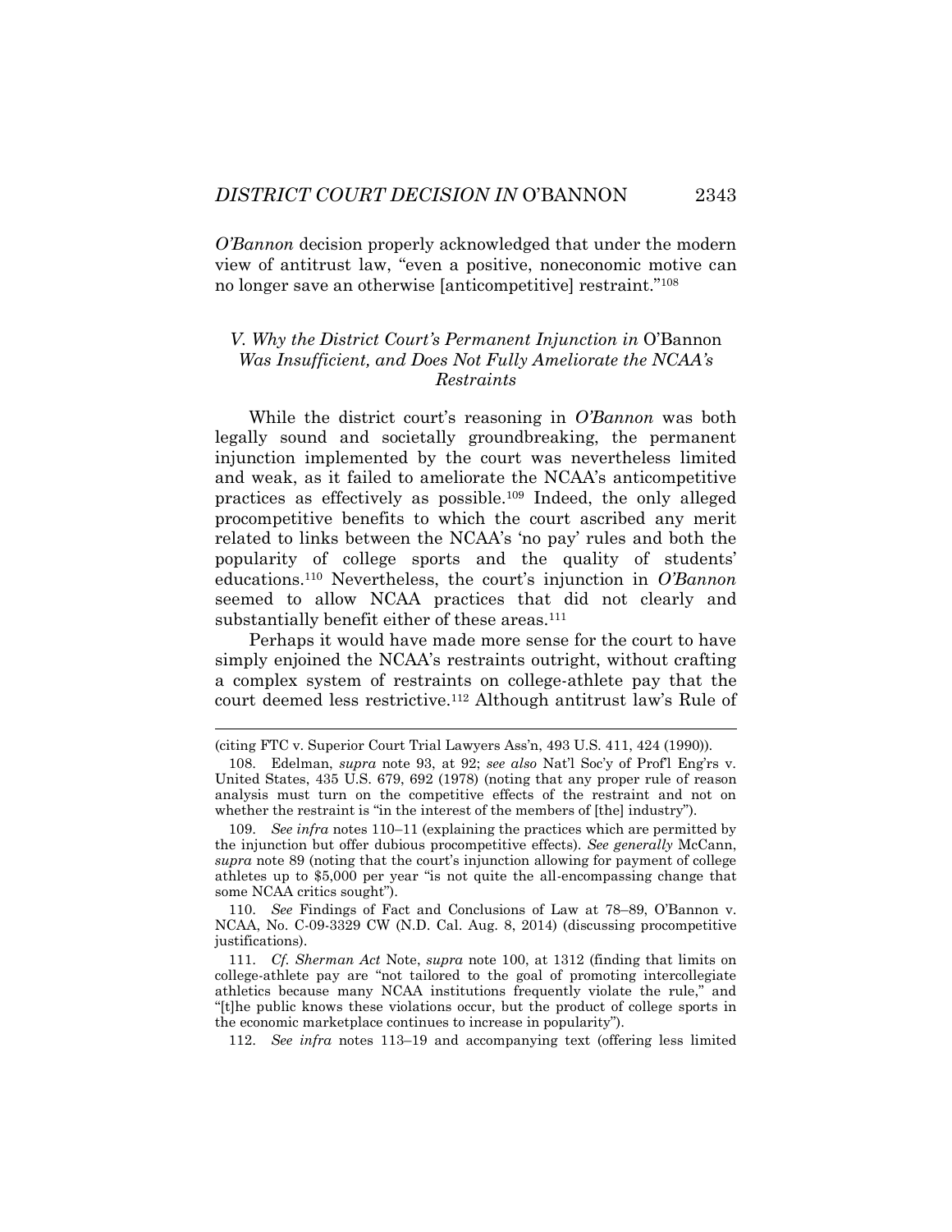*O'Bannon* decision properly acknowledged that under the modern view of antitrust law, "even a positive, noneconomic motive can no longer save an otherwise [anticompetitive] restraint."[108]

### *V. Why the District Court's Permanent Injunction in* O'Bannon *Was Insufficient, and Does Not Fully Ameliorate the NCAA's Restraints*

While the district court's reasoning in *O'Bannon* was both legally sound and societally groundbreaking, the permanent injunction implemented by the court was nevertheless limited and weak, as it failed to ameliorate the NCAA's anticompetitive practices as effectively as possible.[109] Indeed, the only alleged procompetitive benefits to which the court ascribed any merit related to links between the NCAA's 'no pay' rules and both the popularity of college sports and the quality of students' educations.[110] Nevertheless, the court's injunction in *O'Bannon* seemed to allow NCAA practices that did not clearly and substantially benefit either of these areas.[111]

Perhaps it would have made more sense for the court to have simply enjoined the NCAA's restraints outright, without crafting a complex system of restraints on college-athlete pay that the court deemed less restrictive.[112] Although antitrust law's Rule of

---

(citing FTC v. Superior Court Trial Lawyers Ass'n, 493 U.S. 411, 424 (1990)).

108. Edelman, *supra* note 93, at 92; *see also* Nat'l Soc'y of Prof'l Eng'rs v. United States, 435 U.S. 679, 692 (1978) (noting that any proper rule of reason analysis must turn on the competitive effects of the restraint and not on whether the restraint is "in the interest of the members of [the] industry").

109. *See infra* notes 110–11 (explaining the practices which are permitted by the injunction but offer dubious procompetitive effects). *See generally* McCann, *supra* note 89 (noting that the court's injunction allowing for payment of college athletes up to $5,000 per year "is not quite the all-encompassing change that some NCAA critics sought").

110. *See* Findings of Fact and Conclusions of Law at 78–89, O'Bannon v. NCAA, No. C-09-3329 CW (N.D. Cal. Aug. 8, 2014) (discussing procompetitive justifications).

111. *Cf. Sherman Act* Note, *supra* note 100, at 1312 (finding that limits on college-athlete pay are "not tailored to the goal of promoting intercollegiate athletics because many NCAA institutions frequently violate the rule," and "[t]he public knows these violations occur, but the product of college sports in the economic marketplace continues to increase in popularity").

112. *See infra* notes 113–19 and accompanying text (offering less limited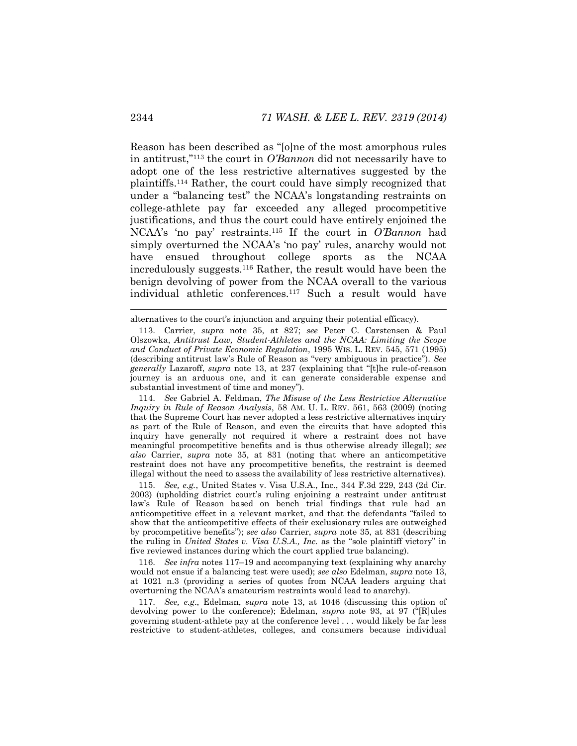Reason has been described as "[o]ne of the most amorphous rules in antitrust,"[113] the court in *O'Bannon* did not necessarily have to adopt one of the less restrictive alternatives suggested by the plaintiffs.[114] Rather, the court could have simply recognized that under a "balancing test" the NCAA's longstanding restraints on college-athlete pay far exceeded any alleged procompetitive justifications, and thus the court could have entirely enjoined the NCAA's 'no pay' restraints.[115] If the court in *O'Bannon* had simply overturned the NCAA's 'no pay' rules, anarchy would not have ensued throughout college sports as the NCAA incredulously suggests.[116] Rather, the result would have been the benign devolving of power from the NCAA overall to the various individual athletic conferences.[117] Such a result would have

---

alternatives to the court's injunction and arguing their potential efficacy).

113. Carrier, *supra* note 35, at 827; *see* Peter C. Carstensen & Paul Olszowka, *Antitrust Law, Student-Athletes and the NCAA: Limiting the Scope and Conduct of Private Economic Regulation*, 1995 WIS. L. REV. 545, 571 (1995) (describing antitrust law's Rule of Reason as "very ambiguous in practice"). *See generally* Lazaroff, *supra* note 13, at 237 (explaining that "[t]he rule-of-reason journey is an arduous one, and it can generate considerable expense and substantial investment of time and money").

114. *See* Gabriel A. Feldman, *The Misuse of the Less Restrictive Alternative Inquiry in Rule of Reason Analysis*, 58 AM. U. L. REV. 561, 563 (2009) (noting that the Supreme Court has never adopted a less restrictive alternatives inquiry as part of the Rule of Reason, and even the circuits that have adopted this inquiry have generally not required it where a restraint does not have meaningful procompetitive benefits and is thus otherwise already illegal); *see also* Carrier, *supra* note 35, at 831 (noting that where an anticompetitive restraint does not have any procompetitive benefits, the restraint is deemed illegal without the need to assess the availability of less restrictive alternatives).

115. *See, e.g.*, United States v. Visa U.S.A., Inc., 344 F.3d 229, 243 (2d Cir. 2003) (upholding district court's ruling enjoining a restraint under antitrust law's Rule of Reason based on bench trial findings that rule had an anticompetitive effect in a relevant market, and that the defendants "failed to show that the anticompetitive effects of their exclusionary rules are outweighed by procompetitive benefits"); *see also* Carrier, *supra* note 35, at 831 (describing the ruling in *United States v. Visa U.S.A., Inc.* as the "sole plaintiff victory" in five reviewed instances during which the court applied true balancing).

116. *See infra* notes 117–19 and accompanying text (explaining why anarchy would not ensue if a balancing test were used); *see also* Edelman, *supra* note 13, at 1021 n.3 (providing a series of quotes from NCAA leaders arguing that overturning the NCAA's amateurism restraints would lead to anarchy).

117. *See, e.g*., Edelman, *supra* note 13, at 1046 (discussing this option of devolving power to the conference); Edelman, *supra* note 93, at 97 ("[R]ules governing student-athlete pay at the conference level . . . would likely be far less restrictive to student-athletes, colleges, and consumers because individual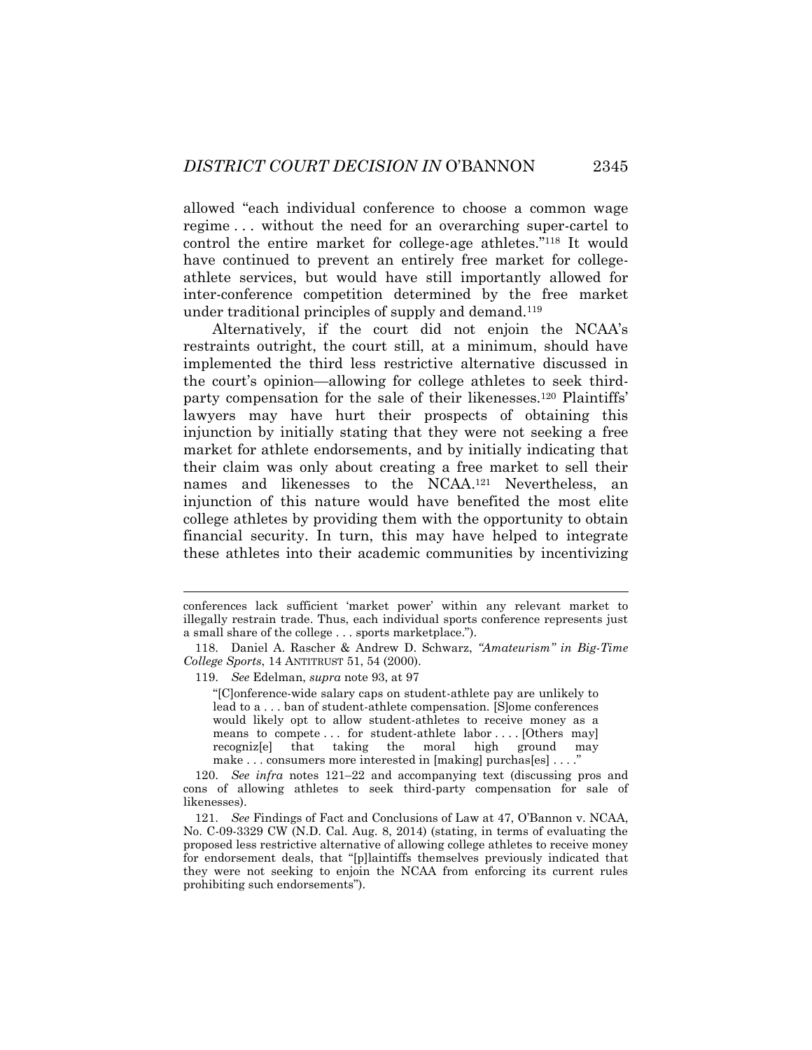allowed "each individual conference to choose a common wage regime . . . without the need for an overarching super-cartel to control the entire market for college-age athletes."[118] It would have continued to prevent an entirely free market for college-athlete services, but would have still importantly allowed for inter-conference competition determined by the free market under traditional principles of supply and demand.[119]

Alternatively, if the court did not enjoin the NCAA's restraints outright, the court still, at a minimum, should have implemented the third less restrictive alternative discussed in the court's opinion—allowing for college athletes to seek third-party compensation for the sale of their likenesses.[120] Plaintiffs' lawyers may have hurt their prospects of obtaining this injunction by initially stating that they were not seeking a free market for athlete endorsements, and by initially indicating that their claim was only about creating a free market to sell their names and likenesses to the NCAA.[121] Nevertheless, an injunction of this nature would have benefited the most elite college athletes by providing them with the opportunity to obtain financial security. In turn, this may have helped to integrate these athletes into their academic communities by incentivizing

---

conferences lack sufficient 'market power' within any relevant market to illegally restrain trade. Thus, each individual sports conference represents just a small share of the college . . . sports marketplace.").

118. Daniel A. Rascher & Andrew D. Schwarz, *"Amateurism" in Big-Time College Sports*, 14 ANTITRUST 51, 54 (2000).

119. *See* Edelman, *supra* note 93, at 97

> "[C]onference-wide salary caps on student-athlete pay are unlikely to lead to a . . . ban of student-athlete compensation. [S]ome conferences would likely opt to allow student-athletes to receive money as a means to compete . . . for student-athlete labor . . . . [Others may] recogniz[e] that taking the moral high ground may make . . . consumers more interested in [making] purchas[es] . . . ."

120. *See infra* notes 121–22 and accompanying text (discussing pros and cons of allowing athletes to seek third-party compensation for sale of likenesses).

121. *See* Findings of Fact and Conclusions of Law at 47, O'Bannon v. NCAA, No. C-09-3329 CW (N.D. Cal. Aug. 8, 2014) (stating, in terms of evaluating the proposed less restrictive alternative of allowing college athletes to receive money for endorsement deals, that "[p]laintiffs themselves previously indicated that they were not seeking to enjoin the NCAA from enforcing its current rules prohibiting such endorsements").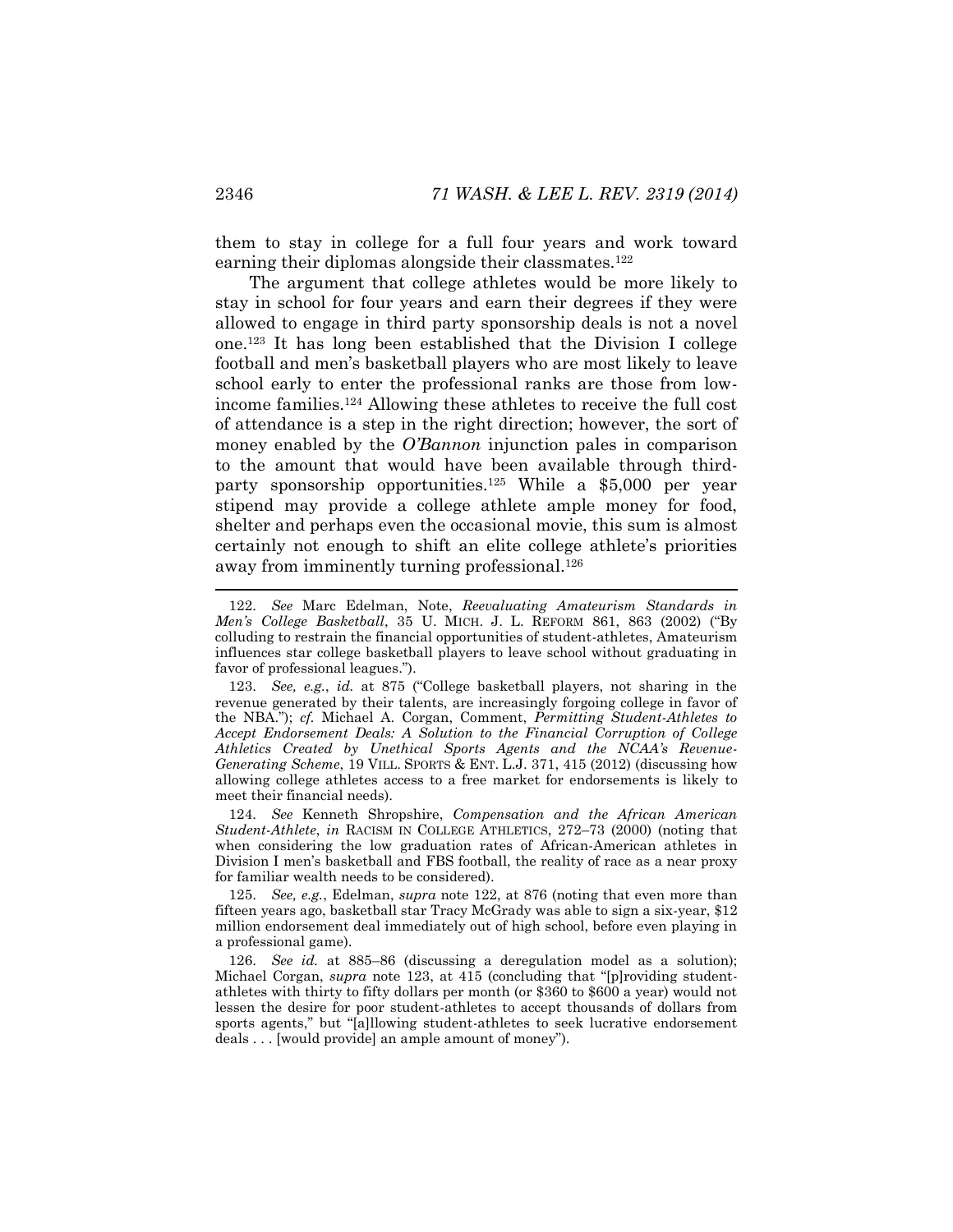them to stay in college for a full four years and work toward earning their diplomas alongside their classmates.[122]

The argument that college athletes would be more likely to stay in school for four years and earn their degrees if they were allowed to engage in third party sponsorship deals is not a novel one.[123] It has long been established that the Division I college football and men's basketball players who are most likely to leave school early to enter the professional ranks are those from low-income families.[124] Allowing these athletes to receive the full cost of attendance is a step in the right direction; however, the sort of money enabled by the *O'Bannon* injunction pales in comparison to the amount that would have been available through third-party sponsorship opportunities.[125] While a $5,000 per year stipend may provide a college athlete ample money for food, shelter and perhaps even the occasional movie, this sum is almost certainly not enough to shift an elite college athlete's priorities away from imminently turning professional.[126]

---

122. *See* Marc Edelman, Note, *Reevaluating Amateurism Standards in Men's College Basketball*, 35 U. MICH. J. L. REFORM 861, 863 (2002) ("By colluding to restrain the financial opportunities of student-athletes, Amateurism influences star college basketball players to leave school without graduating in favor of professional leagues.").

123. *See, e.g.*, *id.* at 875 ("College basketball players, not sharing in the revenue generated by their talents, are increasingly forgoing college in favor of the NBA."); *cf.* Michael A. Corgan, Comment, *Permitting Student-Athletes to Accept Endorsement Deals: A Solution to the Financial Corruption of College Athletics Created by Unethical Sports Agents and the NCAA's Revenue-Generating Scheme*, 19 VILL. SPORTS & ENT. L.J. 371, 415 (2012) (discussing how allowing college athletes access to a free market for endorsements is likely to meet their financial needs).

124. *See* Kenneth Shropshire, *Compensation and the African American Student-Athlete*, *in* RACISM IN COLLEGE ATHLETICS, 272–73 (2000) (noting that when considering the low graduation rates of African-American athletes in Division I men's basketball and FBS football, the reality of race as a near proxy for familiar wealth needs to be considered).

125. *See, e.g.*, Edelman, *supra* note 122, at 876 (noting that even more than fifteen years ago, basketball star Tracy McGrady was able to sign a six-year, $12 million endorsement deal immediately out of high school, before even playing in a professional game).

126. *See id.* at 885–86 (discussing a deregulation model as a solution); Michael Corgan, *supra* note 123, at 415 (concluding that "[p]roviding student-athletes with thirty to fifty dollars per month (or $360 to $600 a year) would not lessen the desire for poor student-athletes to accept thousands of dollars from sports agents," but "[a]llowing student-athletes to seek lucrative endorsement deals . . . [would provide] an ample amount of money").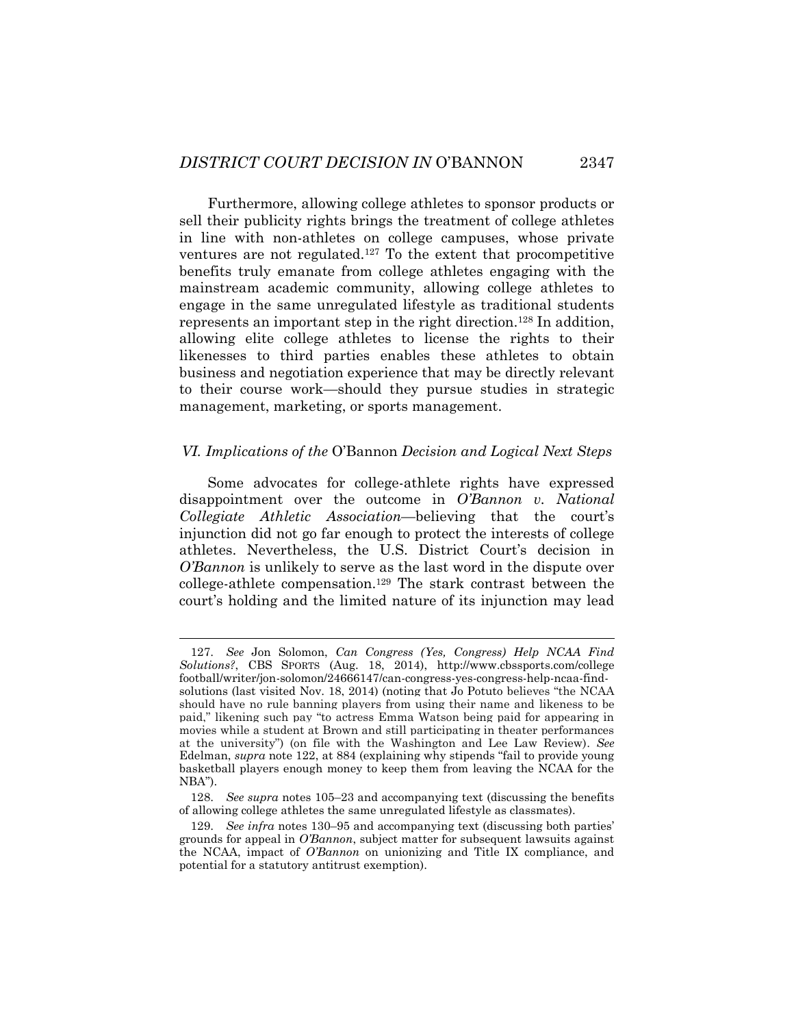Furthermore, allowing college athletes to sponsor products or sell their publicity rights brings the treatment of college athletes in line with non-athletes on college campuses, whose private ventures are not regulated.[127] To the extent that procompetitive benefits truly emanate from college athletes engaging with the mainstream academic community, allowing college athletes to engage in the same unregulated lifestyle as traditional students represents an important step in the right direction.[128] In addition, allowing elite college athletes to license the rights to their likenesses to third parties enables these athletes to obtain business and negotiation experience that may be directly relevant to their course work—should they pursue studies in strategic management, marketing, or sports management.

### *VI. Implications of the* O'Bannon *Decision and Logical Next Steps*

Some advocates for college-athlete rights have expressed disappointment over the outcome in *O'Bannon v. National Collegiate Athletic Association*—believing that the court's injunction did not go far enough to protect the interests of college athletes. Nevertheless, the U.S. District Court's decision in *O'Bannon* is unlikely to serve as the last word in the dispute over college-athlete compensation.[129] The stark contrast between the court's holding and the limited nature of its injunction may lead

---

127. *See* Jon Solomon, *Can Congress (Yes, Congress) Help NCAA Find Solutions?*, CBS SPORTS (Aug. 18, 2014), http://www.cbssports.com/collegefootball/writer/jon-solomon/24666147/can-congress-yes-congress-help-ncaa-find-solutions (last visited Nov. 18, 2014) (noting that Jo Potuto believes "the NCAA should have no rule banning players from using their name and likeness to be paid," likening such pay "to actress Emma Watson being paid for appearing in movies while a student at Brown and still participating in theater performances at the university") (on file with the Washington and Lee Law Review). *See* Edelman, *supra* note 122, at 884 (explaining why stipends "fail to provide young basketball players enough money to keep them from leaving the NCAA for the NBA").

128. *See supra* notes 105–23 and accompanying text (discussing the benefits of allowing college athletes the same unregulated lifestyle as classmates).

129. *See infra* notes 130–95 and accompanying text (discussing both parties' grounds for appeal in *O'Bannon*, subject matter for subsequent lawsuits against the NCAA, impact of *O'Bannon* on unionizing and Title IX compliance, and potential for a statutory antitrust exemption).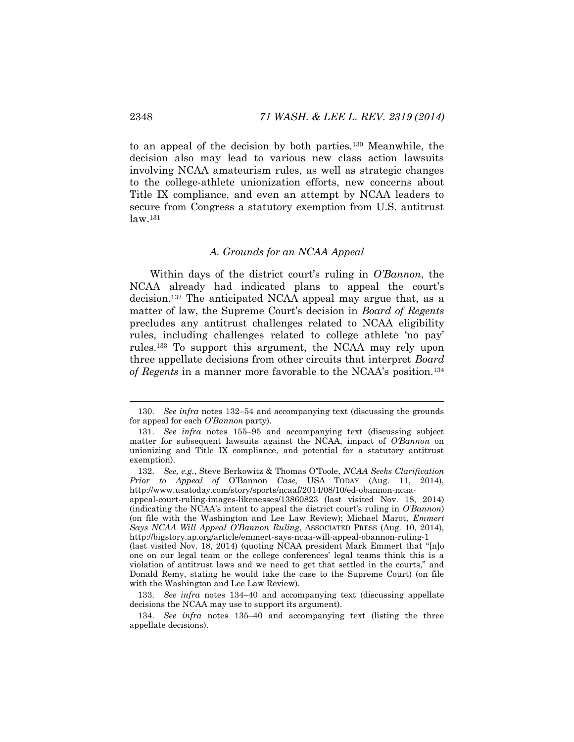to an appeal of the decision by both parties.[130] Meanwhile, the decision also may lead to various new class action lawsuits involving NCAA amateurism rules, as well as strategic changes to the college-athlete unionization efforts, new concerns about Title IX compliance, and even an attempt by NCAA leaders to secure from Congress a statutory exemption from U.S. antitrust law.[131]

### *A. Grounds for an NCAA Appeal*

Within days of the district court's ruling in *O'Bannon*, the NCAA already had indicated plans to appeal the court's decision.[132] The anticipated NCAA appeal may argue that, as a matter of law, the Supreme Court's decision in *Board of Regents* precludes any antitrust challenges related to NCAA eligibility rules, including challenges related to college athlete 'no pay' rules.[133] To support this argument, the NCAA may rely upon three appellate decisions from other circuits that interpret *Board of Regents* in a manner more favorable to the NCAA's position.[134]

---

130. *See infra* notes 132–54 and accompanying text (discussing the grounds for appeal for each *O'Bannon* party).

131. *See infra* notes 155–95 and accompanying text (discussing subject matter for subsequent lawsuits against the NCAA, impact of *O'Bannon* on unionizing and Title IX compliance, and potential for a statutory antitrust exemption).

132. *See, e.g.*, Steve Berkowitz & Thomas O'Toole, *NCAA Seeks Clarification Prior to Appeal of* O'Bannon *Case*, USA TODAY (Aug. 11, 2014), http://www.usatoday.com/story/sports/ncaaf/2014/08/10/ed-obannon-ncaa-appeal-court-ruling-images-likenesses/13860823 (last visited Nov. 18, 2014) (indicating the NCAA's intent to appeal the district court's ruling in *O'Bannon*) (on file with the Washington and Lee Law Review); Michael Marot, *Emmert Says NCAA Will Appeal O'Bannon Ruling*, ASSOCIATED PRESS (Aug. 10, 2014), http://bigstory.ap.org/article/emmert-says-ncaa-will-appeal-obannon-ruling-1 (last visited Nov. 18, 2014) (quoting NCAA president Mark Emmert that "[n]o one on our legal team or the college conferences' legal teams think this is a violation of antitrust laws and we need to get that settled in the courts," and Donald Remy, stating he would take the case to the Supreme Court) (on file with the Washington and Lee Law Review).

133. *See infra* notes 134–40 and accompanying text (discussing appellate decisions the NCAA may use to support its argument).

134. *See infra* notes 135–40 and accompanying text (listing the three appellate decisions).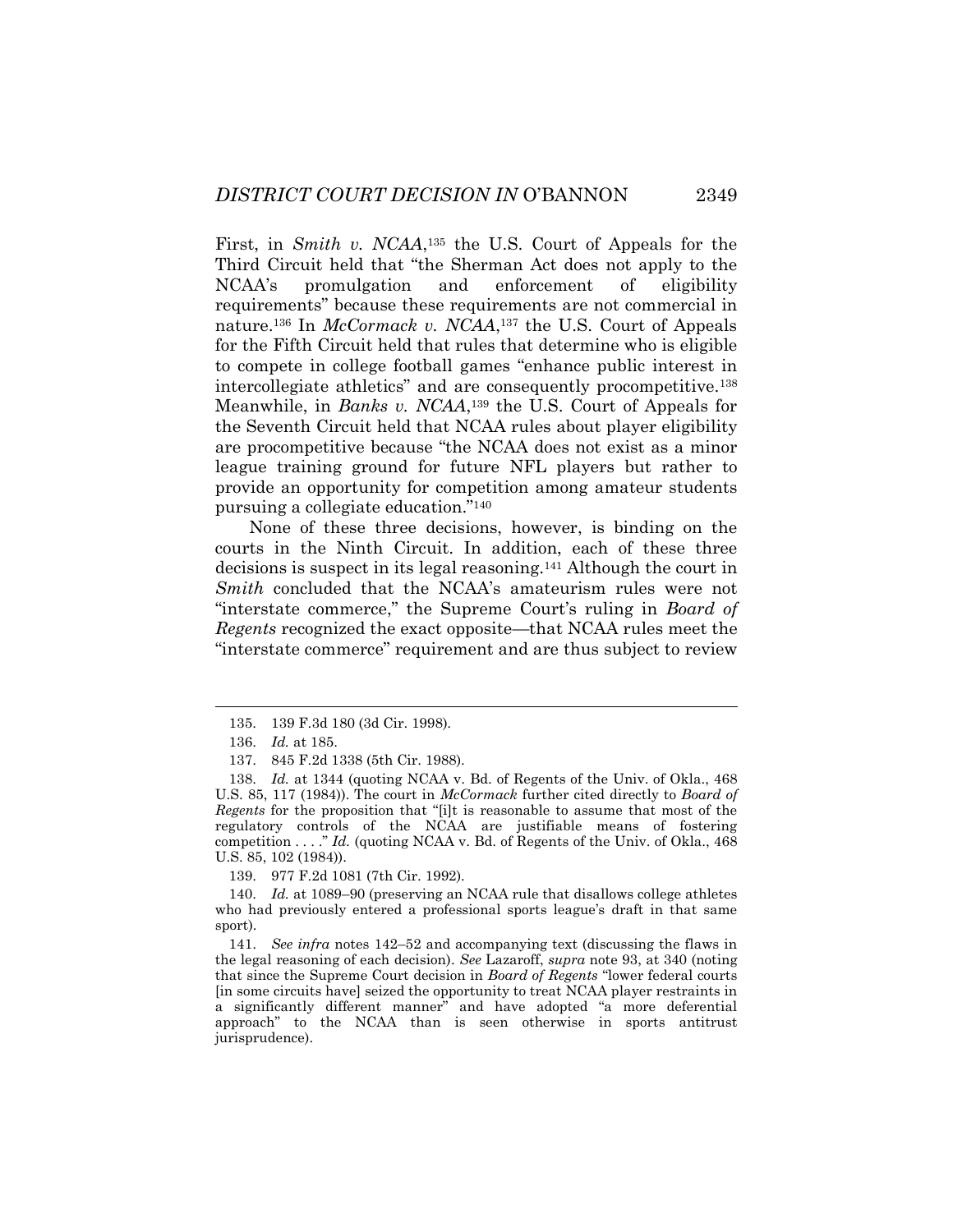First, in *Smith v. NCAA*,[135] the U.S. Court of Appeals for the Third Circuit held that "the Sherman Act does not apply to the NCAA's promulgation and enforcement of eligibility requirements" because these requirements are not commercial in nature.[136] In *McCormack v. NCAA*,[137] the U.S. Court of Appeals for the Fifth Circuit held that rules that determine who is eligible to compete in college football games "enhance public interest in intercollegiate athletics" and are consequently procompetitive.[138] Meanwhile, in *Banks v. NCAA*,[139] the U.S. Court of Appeals for the Seventh Circuit held that NCAA rules about player eligibility are procompetitive because "the NCAA does not exist as a minor league training ground for future NFL players but rather to provide an opportunity for competition among amateur students pursuing a collegiate education."[140]

None of these three decisions, however, is binding on the courts in the Ninth Circuit. In addition, each of these three decisions is suspect in its legal reasoning.[141] Although the court in *Smith* concluded that the NCAA's amateurism rules were not "interstate commerce," the Supreme Court's ruling in *Board of Regents* recognized the exact opposite—that NCAA rules meet the "interstate commerce" requirement and are thus subject to review

---

135. 139 F.3d 180 (3d Cir. 1998).

136. *Id.* at 185.

137. 845 F.2d 1338 (5th Cir. 1988).

138. *Id.* at 1344 (quoting NCAA v. Bd. of Regents of the Univ. of Okla., 468 U.S. 85, 117 (1984)). The court in *McCormack* further cited directly to *Board of Regents* for the proposition that "[i]t is reasonable to assume that most of the regulatory controls of the NCAA are justifiable means of fostering competition . . . ." *Id.* (quoting NCAA v. Bd. of Regents of the Univ. of Okla., 468 U.S. 85, 102 (1984)).

139. 977 F.2d 1081 (7th Cir. 1992).

140. *Id.* at 1089–90 (preserving an NCAA rule that disallows college athletes who had previously entered a professional sports league's draft in that same sport).

141. *See infra* notes 142–52 and accompanying text (discussing the flaws in the legal reasoning of each decision). *See* Lazaroff, *supra* note 93, at 340 (noting that since the Supreme Court decision in *Board of Regents* "lower federal courts [in some circuits have] seized the opportunity to treat NCAA player restraints in a significantly different manner" and have adopted "a more deferential approach" to the NCAA than is seen otherwise in sports antitrust jurisprudence).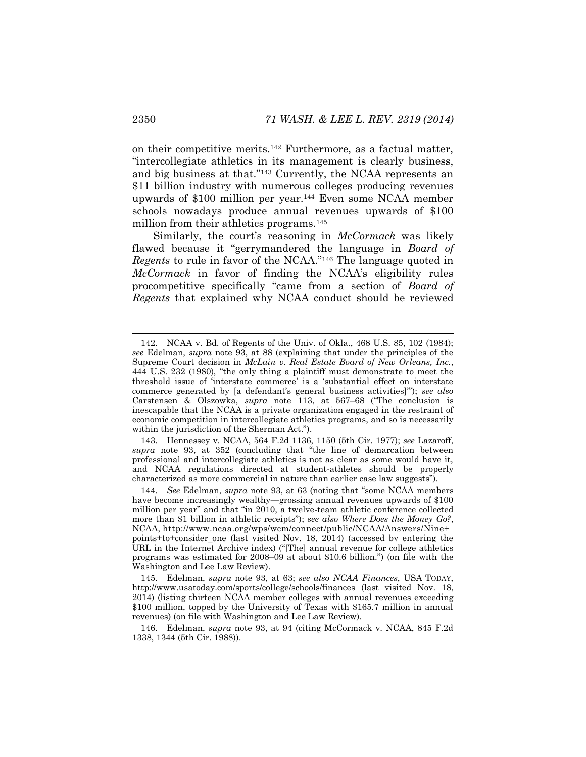on their competitive merits.[142] Furthermore, as a factual matter, "intercollegiate athletics in its management is clearly business, and big business at that."[143] Currently, the NCAA represents an $11 billion industry with numerous colleges producing revenues upwards of $100 million per year.[144] Even some NCAA member schools nowadays produce annual revenues upwards of $100 million from their athletics programs.[145]

Similarly, the court's reasoning in *McCormack* was likely flawed because it "gerrymandered the language in *Board of Regents* to rule in favor of the NCAA."[146] The language quoted in *McCormack* in favor of finding the NCAA's eligibility rules procompetitive specifically "came from a section of *Board of Regents* that explained why NCAA conduct should be reviewed

---

142. NCAA v. Bd. of Regents of the Univ. of Okla., 468 U.S. 85, 102 (1984); *see* Edelman, *supra* note 93, at 88 (explaining that under the principles of the Supreme Court decision in *McLain v. Real Estate Board of New Orleans, Inc.*, 444 U.S. 232 (1980), "the only thing a plaintiff must demonstrate to meet the threshold issue of 'interstate commerce' is a 'substantial effect on interstate commerce generated by [a defendant's general business activities]'"); *see also* Carstensen & Olszowka, *supra* note 113, at 567–68 ("The conclusion is inescapable that the NCAA is a private organization engaged in the restraint of economic competition in intercollegiate athletics programs, and so is necessarily within the jurisdiction of the Sherman Act.").

143. Hennessey v. NCAA, 564 F.2d 1136, 1150 (5th Cir. 1977); *see* Lazaroff, *supra* note 93, at 352 (concluding that "the line of demarcation between professional and intercollegiate athletics is not as clear as some would have it, and NCAA regulations directed at student-athletes should be properly characterized as more commercial in nature than earlier case law suggests").

144. *See* Edelman, *supra* note 93, at 63 (noting that "some NCAA members have become increasingly wealthy—grossing annual revenues upwards of $100 million per year" and that "in 2010, a twelve-team athletic conference collected more than $1 billion in athletic receipts"); *see also Where Does the Money Go?*, NCAA, http://www.ncaa.org/wps/wcm/connect/public/NCAA/Answers/Nine+points+to+consider_one (last visited Nov. 18, 2014) (accessed by entering the URL in the Internet Archive index) ("[The] annual revenue for college athletics programs was estimated for 2008–09 at about $10.6 billion.") (on file with the Washington and Lee Law Review).

145. Edelman, *supra* note 93, at 63; *see also NCAA Finances*, USA TODAY, http://www.usatoday.com/sports/college/schools/finances (last visited Nov. 18, 2014) (listing thirteen NCAA member colleges with annual revenues exceeding $100 million, topped by the University of Texas with $165.7 million in annual revenues) (on file with Washington and Lee Law Review).

146. Edelman, *supra* note 93, at 94 (citing McCormack v. NCAA, 845 F.2d 1338, 1344 (5th Cir. 1988)).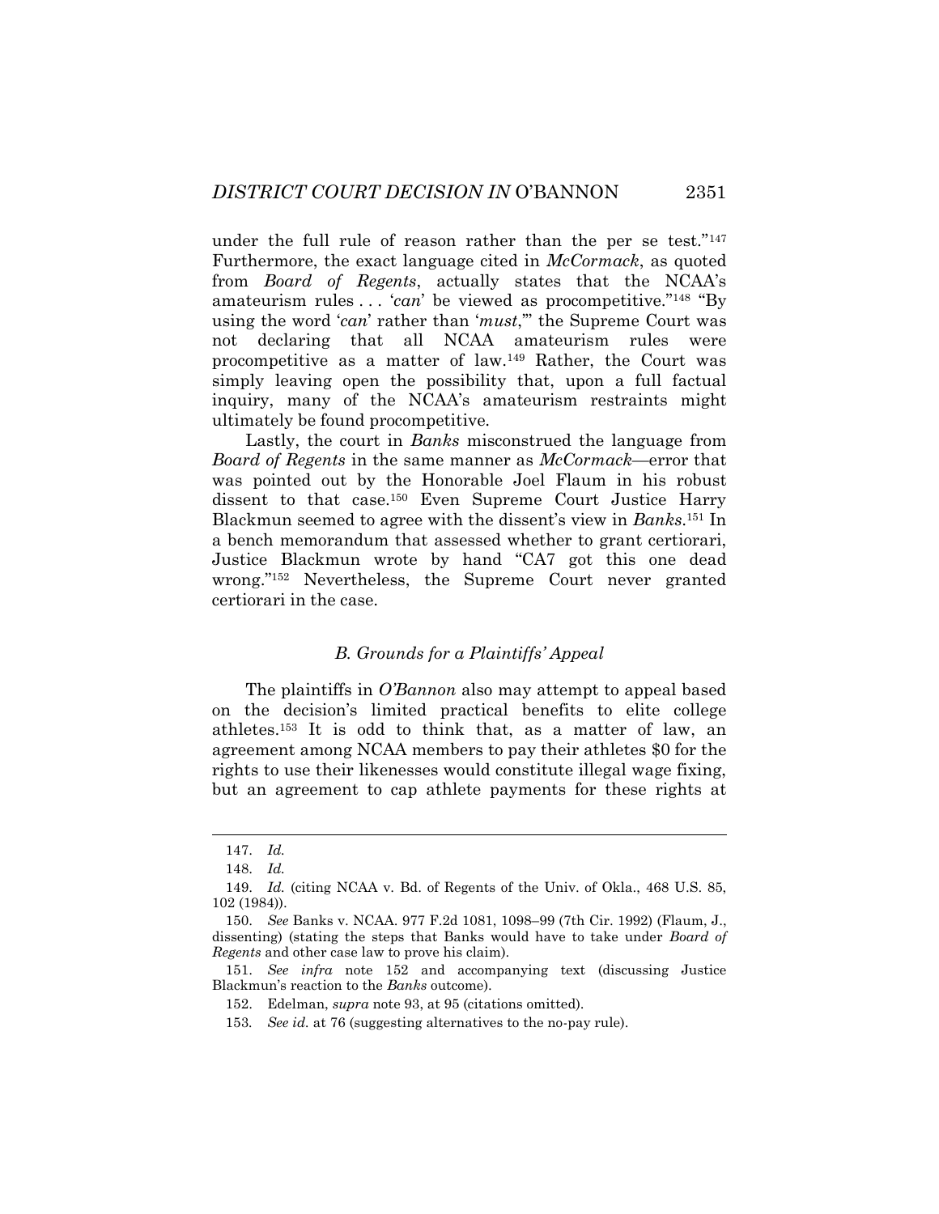under the full rule of reason rather than the per se test."[147] Furthermore, the exact language cited in *McCormack*, as quoted from *Board of Regents*, actually states that the NCAA's amateurism rules . . . '*can*' be viewed as procompetitive."[148] "By using the word '*can*' rather than '*must*,'" the Supreme Court was not declaring that all NCAA amateurism rules were procompetitive as a matter of law.[149] Rather, the Court was simply leaving open the possibility that, upon a full factual inquiry, many of the NCAA's amateurism restraints might ultimately be found procompetitive.

Lastly, the court in *Banks* misconstrued the language from *Board of Regents* in the same manner as *McCormack*—error that was pointed out by the Honorable Joel Flaum in his robust dissent to that case.[150] Even Supreme Court Justice Harry Blackmun seemed to agree with the dissent's view in *Banks*.[151] In a bench memorandum that assessed whether to grant certiorari, Justice Blackmun wrote by hand "CA7 got this one dead wrong."[152] Nevertheless, the Supreme Court never granted certiorari in the case.

### *B. Grounds for a Plaintiffs' Appeal*

The plaintiffs in *O'Bannon* also may attempt to appeal based on the decision's limited practical benefits to elite college athletes.[153] It is odd to think that, as a matter of law, an agreement among NCAA members to pay their athletes $0 for the rights to use their likenesses would constitute illegal wage fixing, but an agreement to cap athlete payments for these rights at

---

147. *Id.*

148. *Id.*

149. *Id.* (citing NCAA v. Bd. of Regents of the Univ. of Okla., 468 U.S. 85, 102 (1984)).

150. *See* Banks v. NCAA. 977 F.2d 1081, 1098–99 (7th Cir. 1992) (Flaum, J., dissenting) (stating the steps that Banks would have to take under *Board of Regents* and other case law to prove his claim).

151. *See infra* note 152 and accompanying text (discussing Justice Blackmun's reaction to the *Banks* outcome).

152. Edelman, *supra* note 93, at 95 (citations omitted).

153. *See id.* at 76 (suggesting alternatives to the no-pay rule).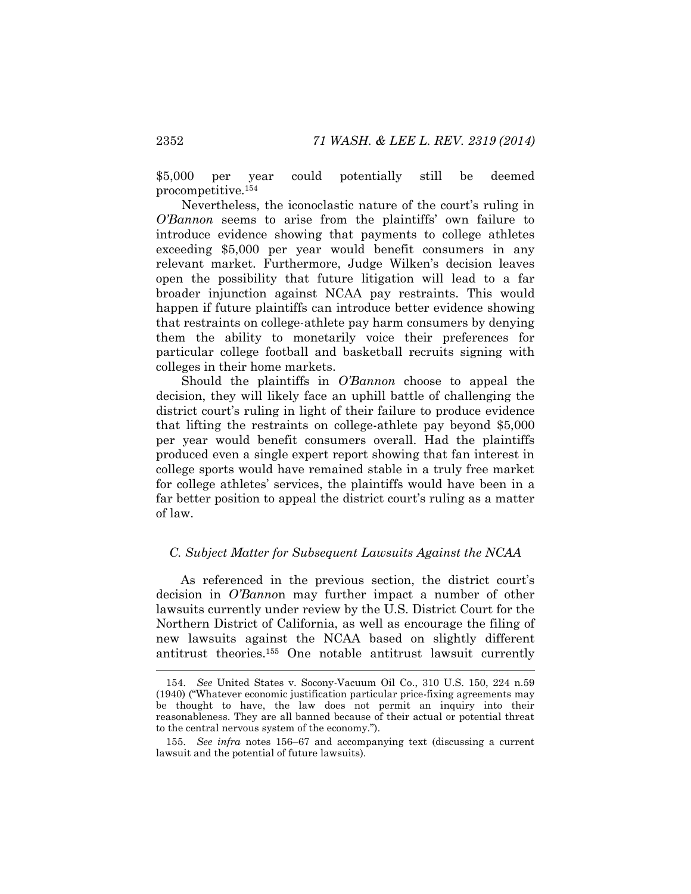$5,000 per year could potentially still be deemed procompetitive.[154]

Nevertheless, the iconoclastic nature of the court's ruling in *O'Bannon* seems to arise from the plaintiffs' own failure to introduce evidence showing that payments to college athletes exceeding $5,000 per year would benefit consumers in any relevant market. Furthermore, Judge Wilken's decision leaves open the possibility that future litigation will lead to a far broader injunction against NCAA pay restraints. This would happen if future plaintiffs can introduce better evidence showing that restraints on college-athlete pay harm consumers by denying them the ability to monetarily voice their preferences for particular college football and basketball recruits signing with colleges in their home markets.

Should the plaintiffs in *O'Bannon* choose to appeal the decision, they will likely face an uphill battle of challenging the district court's ruling in light of their failure to produce evidence that lifting the restraints on college-athlete pay beyond $5,000 per year would benefit consumers overall. Had the plaintiffs produced even a single expert report showing that fan interest in college sports would have remained stable in a truly free market for college athletes' services, the plaintiffs would have been in a far better position to appeal the district court's ruling as a matter of law.

### *C. Subject Matter for Subsequent Lawsuits Against the NCAA*

As referenced in the previous section, the district court's decision in *O'Bannon* may further impact a number of other lawsuits currently under review by the U.S. District Court for the Northern District of California, as well as encourage the filing of new lawsuits against the NCAA based on slightly different antitrust theories.[155] One notable antitrust lawsuit currently

---

154. *See* United States v. Socony-Vacuum Oil Co., 310 U.S. 150, 224 n.59 (1940) ("Whatever economic justification particular price-fixing agreements may be thought to have, the law does not permit an inquiry into their reasonableness. They are all banned because of their actual or potential threat to the central nervous system of the economy.").

155. *See infra* notes 156–67 and accompanying text (discussing a current lawsuit and the potential of future lawsuits).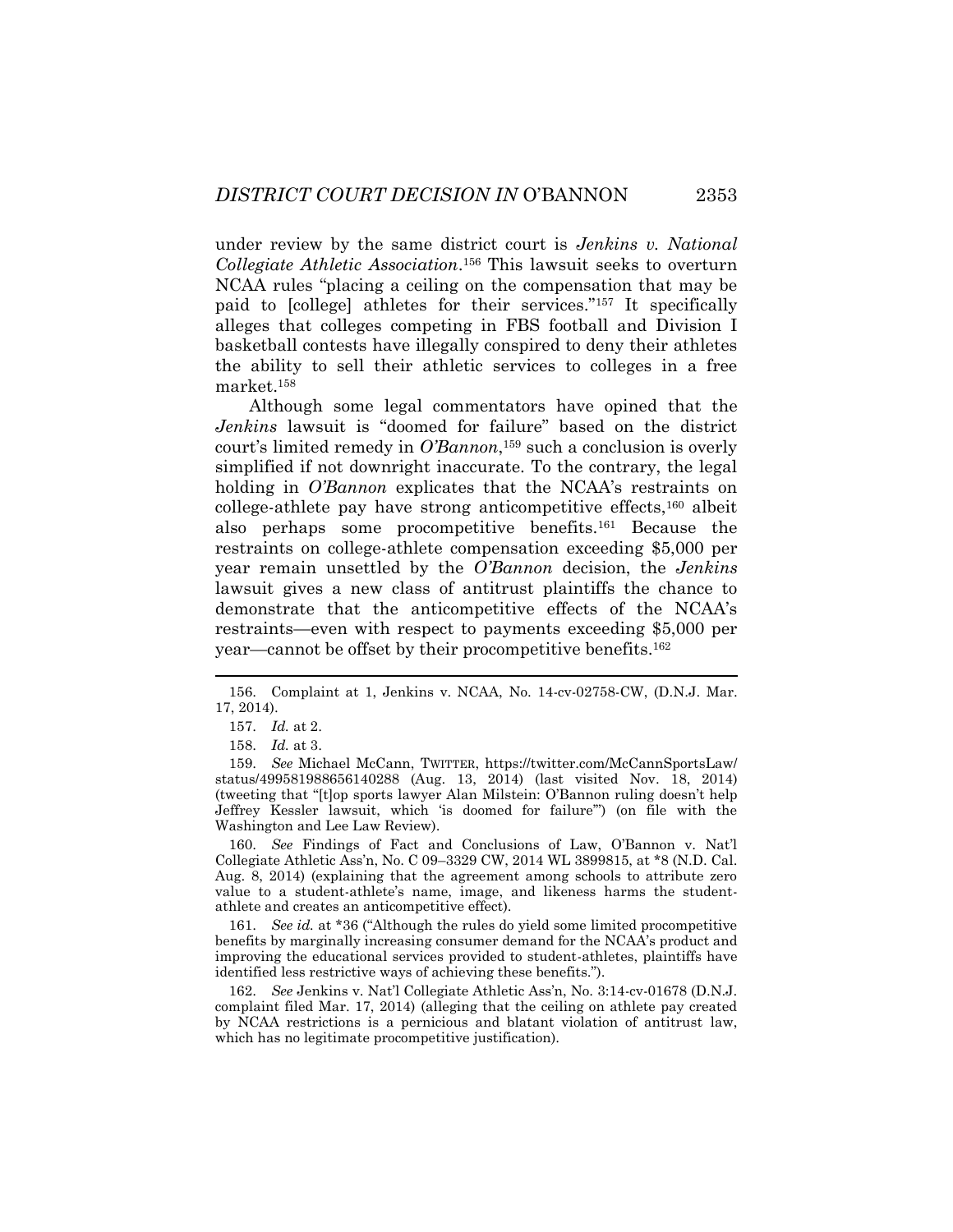under review by the same district court is *Jenkins v. National Collegiate Athletic Association*.[156] This lawsuit seeks to overturn NCAA rules "placing a ceiling on the compensation that may be paid to [college] athletes for their services."[157] It specifically alleges that colleges competing in FBS football and Division I basketball contests have illegally conspired to deny their athletes the ability to sell their athletic services to colleges in a free market.[158]

Although some legal commentators have opined that the *Jenkins* lawsuit is "doomed for failure" based on the district court's limited remedy in *O'Bannon*,[159] such a conclusion is overly simplified if not downright inaccurate. To the contrary, the legal holding in *O'Bannon* explicates that the NCAA's restraints on college-athlete pay have strong anticompetitive effects,[160] albeit also perhaps some procompetitive benefits.[161] Because the restraints on college-athlete compensation exceeding $5,000 per year remain unsettled by the *O'Bannon* decision, the *Jenkins* lawsuit gives a new class of antitrust plaintiffs the chance to demonstrate that the anticompetitive effects of the NCAA's restraints—even with respect to payments exceeding $5,000 per year—cannot be offset by their procompetitive benefits.[162]

---

156. Complaint at 1, Jenkins v. NCAA, No. 14-cv-02758-CW, (D.N.J. Mar. 17, 2014).

157. *Id.* at 2.

158. *Id.* at 3.

159. *See* Michael McCann, TWITTER, https://twitter.com/McCannSportsLaw/status/499581988656140288 (Aug. 13, 2014) (last visited Nov. 18, 2014) (tweeting that "[t]op sports lawyer Alan Milstein: O'Bannon ruling doesn't help Jeffrey Kessler lawsuit, which 'is doomed for failure'") (on file with the Washington and Lee Law Review).

160. *See* Findings of Fact and Conclusions of Law, O'Bannon v. Nat'l Collegiate Athletic Ass'n, No. C 09–3329 CW, 2014 WL 3899815, at *8 (N.D. Cal. Aug. 8, 2014) (explaining that the agreement among schools to attribute zero value to a student-athlete's name, image, and likeness harms the student-athlete and creates an anticompetitive effect).

161. *See id.* at *36 ("Although the rules do yield some limited procompetitive benefits by marginally increasing consumer demand for the NCAA's product and improving the educational services provided to student-athletes, plaintiffs have identified less restrictive ways of achieving these benefits.").

162. *See* Jenkins v. Nat'l Collegiate Athletic Ass'n, No. 3:14-cv-01678 (D.N.J. complaint filed Mar. 17, 2014) (alleging that the ceiling on athlete pay created by NCAA restrictions is a pernicious and blatant violation of antitrust law, which has no legitimate procompetitive justification).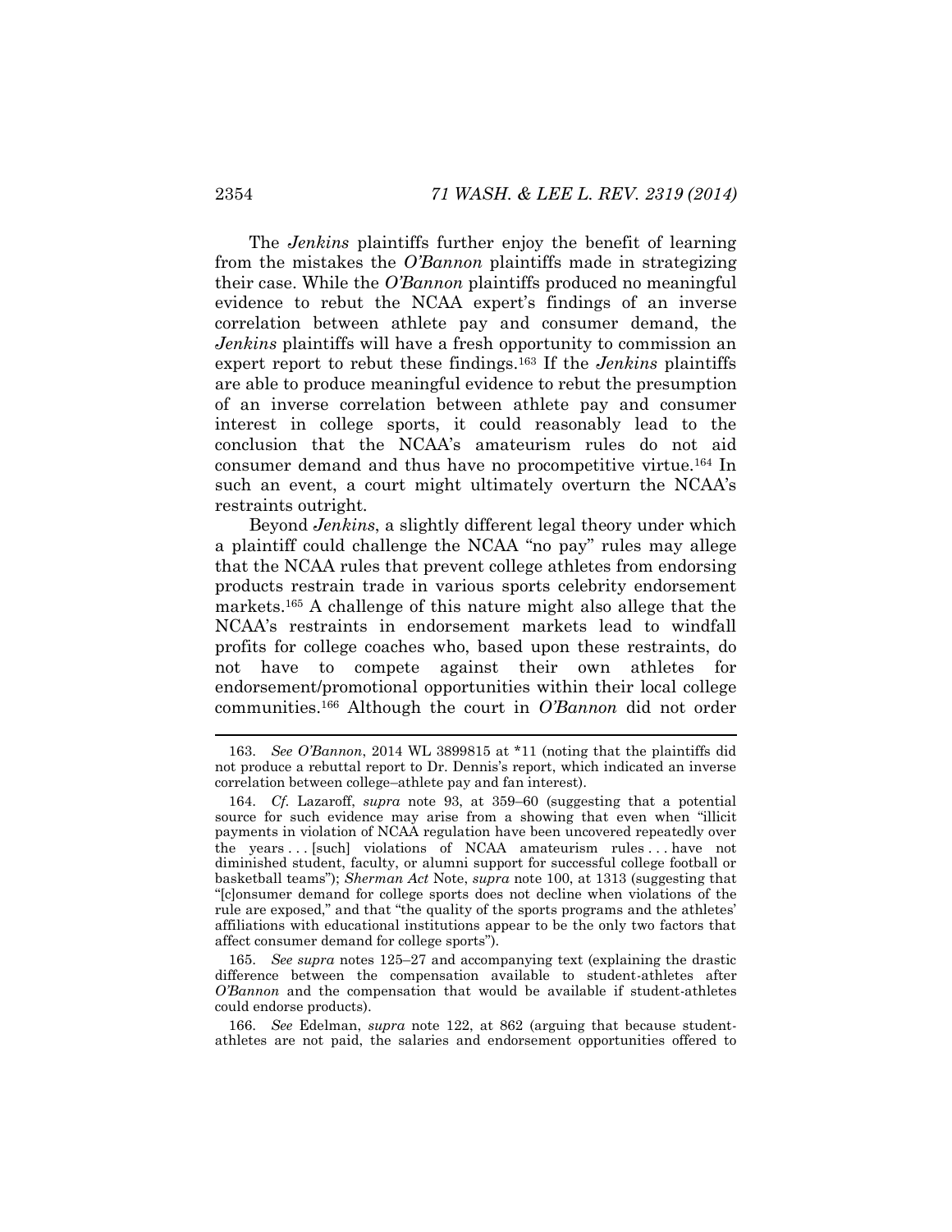The *Jenkins* plaintiffs further enjoy the benefit of learning from the mistakes the *O'Bannon* plaintiffs made in strategizing their case. While the *O'Bannon* plaintiffs produced no meaningful evidence to rebut the NCAA expert's findings of an inverse correlation between athlete pay and consumer demand, the *Jenkins* plaintiffs will have a fresh opportunity to commission an expert report to rebut these findings.[163] If the *Jenkins* plaintiffs are able to produce meaningful evidence to rebut the presumption of an inverse correlation between athlete pay and consumer interest in college sports, it could reasonably lead to the conclusion that the NCAA's amateurism rules do not aid consumer demand and thus have no procompetitive virtue.[164] In such an event, a court might ultimately overturn the NCAA's restraints outright.

Beyond *Jenkins*, a slightly different legal theory under which a plaintiff could challenge the NCAA "no pay" rules may allege that the NCAA rules that prevent college athletes from endorsing products restrain trade in various sports celebrity endorsement markets.[165] A challenge of this nature might also allege that the NCAA's restraints in endorsement markets lead to windfall profits for college coaches who, based upon these restraints, do not have to compete against their own athletes for endorsement/promotional opportunities within their local college communities.[166] Although the court in *O'Bannon* did not order

---

163. *See O'Bannon*, 2014 WL 3899815 at *11 (noting that the plaintiffs did not produce a rebuttal report to Dr. Dennis's report, which indicated an inverse correlation between college–athlete pay and fan interest).

164. *Cf.* Lazaroff, *supra* note 93, at 359–60 (suggesting that a potential source for such evidence may arise from a showing that even when "illicit payments in violation of NCAA regulation have been uncovered repeatedly over the years . . . [such] violations of NCAA amateurism rules . . . have not diminished student, faculty, or alumni support for successful college football or basketball teams"); *Sherman Act* Note, *supra* note 100, at 1313 (suggesting that "[c]onsumer demand for college sports does not decline when violations of the rule are exposed," and that "the quality of the sports programs and the athletes' affiliations with educational institutions appear to be the only two factors that affect consumer demand for college sports").

165. *See supra* notes 125–27 and accompanying text (explaining the drastic difference between the compensation available to student-athletes after *O'Bannon* and the compensation that would be available if student-athletes could endorse products).

166. *See* Edelman, *supra* note 122, at 862 (arguing that because student-athletes are not paid, the salaries and endorsement opportunities offered to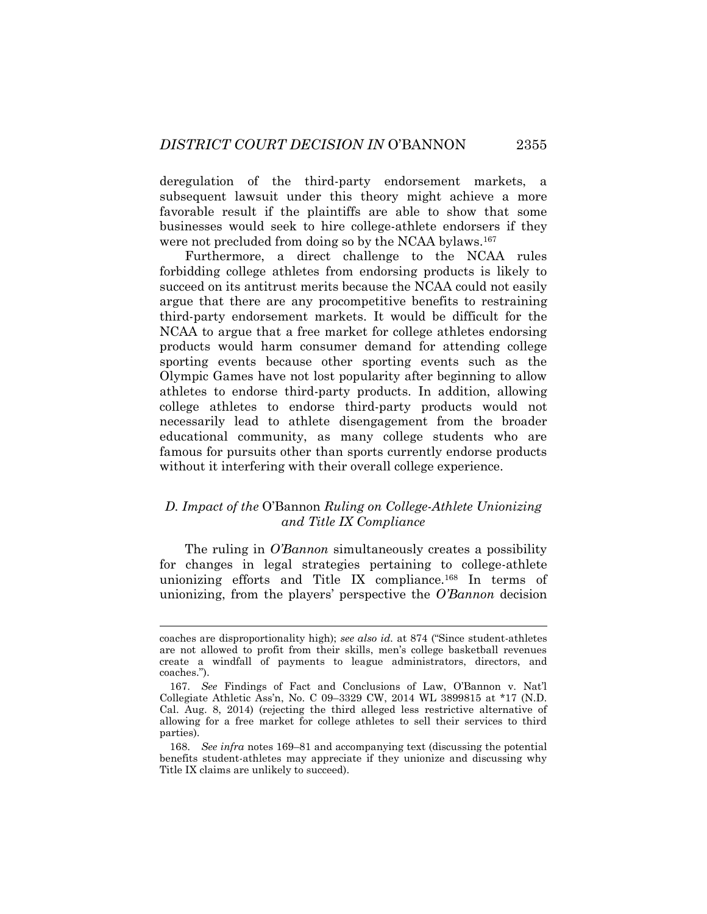deregulation of the third-party endorsement markets, a subsequent lawsuit under this theory might achieve a more favorable result if the plaintiffs are able to show that some businesses would seek to hire college-athlete endorsers if they were not precluded from doing so by the NCAA bylaws.[167]

Furthermore, a direct challenge to the NCAA rules forbidding college athletes from endorsing products is likely to succeed on its antitrust merits because the NCAA could not easily argue that there are any procompetitive benefits to restraining third-party endorsement markets. It would be difficult for the NCAA to argue that a free market for college athletes endorsing products would harm consumer demand for attending college sporting events because other sporting events such as the Olympic Games have not lost popularity after beginning to allow athletes to endorse third-party products. In addition, allowing college athletes to endorse third-party products would not necessarily lead to athlete disengagement from the broader educational community, as many college students who are famous for pursuits other than sports currently endorse products without it interfering with their overall college experience.

### *D. Impact of the* O'Bannon *Ruling on College-Athlete Unionizing and Title IX Compliance*

The ruling in *O'Bannon* simultaneously creates a possibility for changes in legal strategies pertaining to college-athlete unionizing efforts and Title IX compliance.[168] In terms of unionizing, from the players' perspective the *O'Bannon* decision

---

coaches are disproportionality high); *see also id.* at 874 ("Since student-athletes are not allowed to profit from their skills, men's college basketball revenues create a windfall of payments to league administrators, directors, and coaches.").

167. *See* Findings of Fact and Conclusions of Law, O'Bannon v. Nat'l Collegiate Athletic Ass'n, No. C 09–3329 CW, 2014 WL 3899815 at *17 (N.D. Cal. Aug. 8, 2014) (rejecting the third alleged less restrictive alternative of allowing for a free market for college athletes to sell their services to third parties).

168. *See infra* notes 169–81 and accompanying text (discussing the potential benefits student-athletes may appreciate if they unionize and discussing why Title IX claims are unlikely to succeed).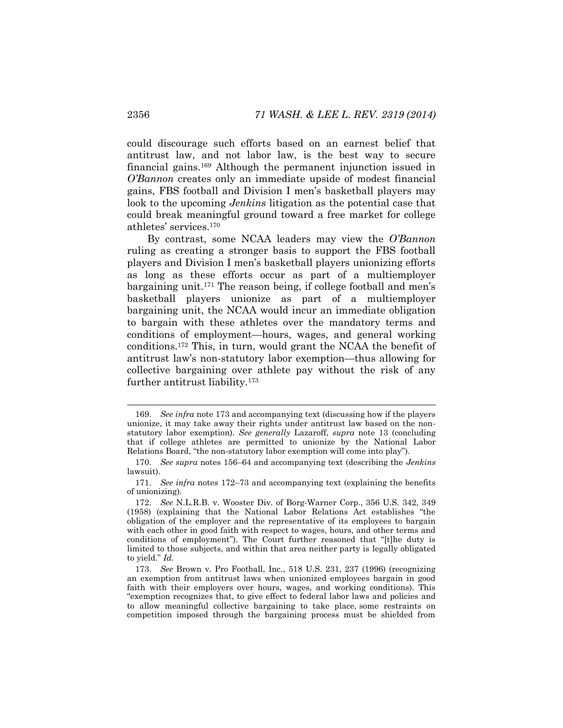could discourage such efforts based on an earnest belief that antitrust law, and not labor law, is the best way to secure financial gains.[169] Although the permanent injunction issued in *O'Bannon* creates only an immediate upside of modest financial gains, FBS football and Division I men's basketball players may look to the upcoming *Jenkins* litigation as the potential case that could break meaningful ground toward a free market for college athletes' services.[170]

By contrast, some NCAA leaders may view the *O'Bannon* ruling as creating a stronger basis to support the FBS football players and Division I men's basketball players unionizing efforts as long as these efforts occur as part of a multiemployer bargaining unit.[171] The reason being, if college football and men's basketball players unionize as part of a multiemployer bargaining unit, the NCAA would incur an immediate obligation to bargain with these athletes over the mandatory terms and conditions of employment—hours, wages, and general working conditions.[172] This, in turn, would grant the NCAA the benefit of antitrust law's non-statutory labor exemption—thus allowing for collective bargaining over athlete pay without the risk of any further antitrust liability.[173]

---

169. *See infra* note 173 and accompanying text (discussing how if the players unionize, it may take away their rights under antitrust law based on the non-statutory labor exemption). *See generally* Lazaroff, *supra* note 13 (concluding that if college athletes are permitted to unionize by the National Labor Relations Board, "the non-statutory labor exemption will come into play").

170. *See supra* notes 156–64 and accompanying text (describing the *Jenkins* lawsuit).

171. *See infra* notes 172–73 and accompanying text (explaining the benefits of unionizing).

172. *See* N.L.R.B. v. Wooster Div. of Borg-Warner Corp., 356 U.S. 342, 349 (1958) (explaining that the National Labor Relations Act establishes "the obligation of the employer and the representative of its employees to bargain with each other in good faith with respect to wages, hours, and other terms and conditions of employment"). The Court further reasoned that "[t]he duty is limited to those subjects, and within that area neither party is legally obligated to yield." *Id.*

173. *See* Brown v. Pro Football, Inc., 518 U.S. 231, 237 (1996) (recognizing an exemption from antitrust laws when unionized employees bargain in good faith with their employers over hours, wages, and working conditions). This "exemption recognizes that, to give effect to federal labor laws and policies and to allow meaningful collective bargaining to take place, some restraints on competition imposed through the bargaining process must be shielded from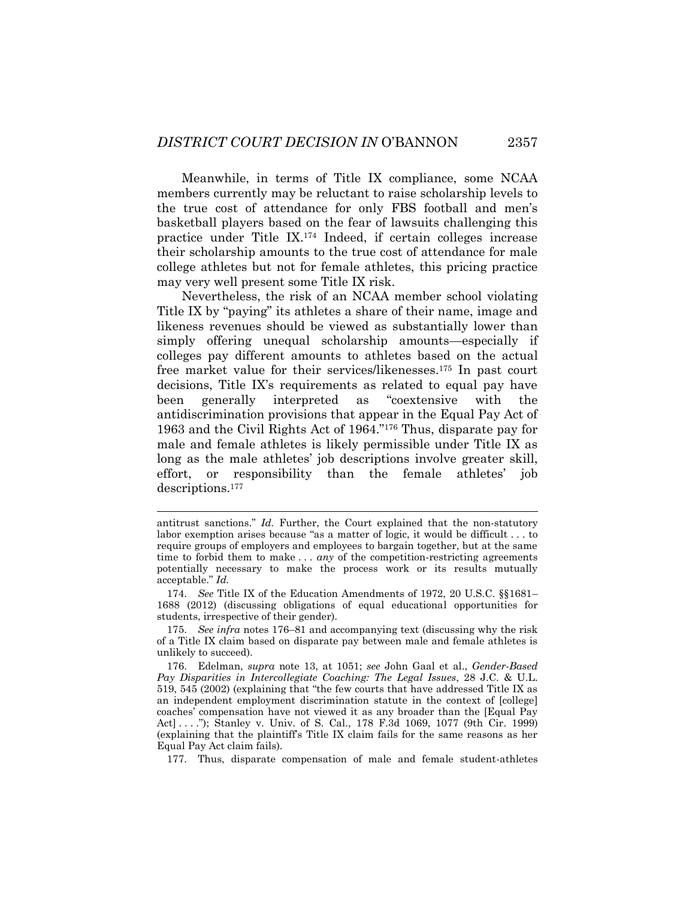Meanwhile, in terms of Title IX compliance, some NCAA members currently may be reluctant to raise scholarship levels to the true cost of attendance for only FBS football and men's basketball players based on the fear of lawsuits challenging this practice under Title IX.[174] Indeed, if certain colleges increase their scholarship amounts to the true cost of attendance for male college athletes but not for female athletes, this pricing practice may very well present some Title IX risk.

Nevertheless, the risk of an NCAA member school violating Title IX by "paying" its athletes a share of their name, image and likeness revenues should be viewed as substantially lower than simply offering unequal scholarship amounts—especially if colleges pay different amounts to athletes based on the actual free market value for their services/likenesses.[175] In past court decisions, Title IX's requirements as related to equal pay have been generally interpreted as "coextensive with the antidiscrimination provisions that appear in the Equal Pay Act of 1963 and the Civil Rights Act of 1964."[176] Thus, disparate pay for male and female athletes is likely permissible under Title IX as long as the male athletes' job descriptions involve greater skill, effort, or responsibility than the female athletes' job descriptions.[177]

---

antitrust sanctions." *Id.* Further, the Court explained that the non-statutory labor exemption arises because "as a matter of logic, it would be difficult . . . to require groups of employers and employees to bargain together, but at the same time to forbid them to make . . . *any* of the competition-restricting agreements potentially necessary to make the process work or its results mutually acceptable." *Id.*

174. *See* Title IX of the Education Amendments of 1972, 20 U.S.C. §§1681–1688 (2012) (discussing obligations of equal educational opportunities for students, irrespective of their gender).

175. *See infra* notes 176–81 and accompanying text (discussing why the risk of a Title IX claim based on disparate pay between male and female athletes is unlikely to succeed).

176. Edelman, *supra* note 13, at 1051; *see* John Gaal et al., *Gender-Based Pay Disparities in Intercollegiate Coaching: The Legal Issues*, 28 J.C. & U.L. 519, 545 (2002) (explaining that "the few courts that have addressed Title IX as an independent employment discrimination statute in the context of [college] coaches' compensation have not viewed it as any broader than the [Equal Pay Act] . . . ."); Stanley v. Univ. of S. Cal., 178 F.3d 1069, 1077 (9th Cir. 1999) (explaining that the plaintiff's Title IX claim fails for the same reasons as her Equal Pay Act claim fails).

177. Thus, disparate compensation of male and female student-athletes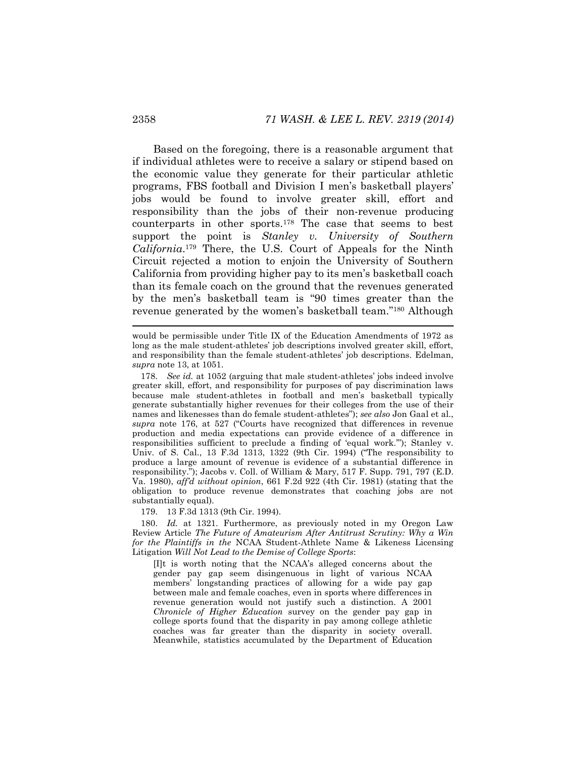Based on the foregoing, there is a reasonable argument that if individual athletes were to receive a salary or stipend based on the economic value they generate for their particular athletic programs, FBS football and Division I men's basketball players' jobs would be found to involve greater skill, effort and responsibility than the jobs of their non-revenue producing counterparts in other sports.[178] The case that seems to best support the point is *Stanley v. University of Southern California*.[179] There, the U.S. Court of Appeals for the Ninth Circuit rejected a motion to enjoin the University of Southern California from providing higher pay to its men's basketball coach than its female coach on the ground that the revenues generated by the men's basketball team is "90 times greater than the revenue generated by the women's basketball team."[180] Although

---

would be permissible under Title IX of the Education Amendments of 1972 as long as the male student-athletes' job descriptions involved greater skill, effort, and responsibility than the female student-athletes' job descriptions. Edelman, *supra* note 13, at 1051.

178. *See id.* at 1052 (arguing that male student-athletes' jobs indeed involve greater skill, effort, and responsibility for purposes of pay discrimination laws because male student-athletes in football and men's basketball typically generate substantially higher revenues for their colleges from the use of their names and likenesses than do female student-athletes"); *see also* Jon Gaal et al., *supra* note 176, at 527 ("Courts have recognized that differences in revenue production and media expectations can provide evidence of a difference in responsibilities sufficient to preclude a finding of 'equal work.'"); Stanley v. Univ. of S. Cal., 13 F.3d 1313, 1322 (9th Cir. 1994) ("The responsibility to produce a large amount of revenue is evidence of a substantial difference in responsibility."); Jacobs v. Coll. of William & Mary, 517 F. Supp. 791, 797 (E.D. Va. 1980), *aff'd without opinion*, 661 F.2d 922 (4th Cir. 1981) (stating that the obligation to produce revenue demonstrates that coaching jobs are not substantially equal).

179. 13 F.3d 1313 (9th Cir. 1994).

180. *Id.* at 1321. Furthermore, as previously noted in my Oregon Law Review Article *The Future of Amateurism After Antitrust Scrutiny: Why a Win for the Plaintiffs in the* NCAA Student-Athlete Name & Likeness Licensing Litigation *Will Not Lead to the Demise of College Sports*:

> [I]t is worth noting that the NCAA's alleged concerns about the gender pay gap seem disingenuous in light of various NCAA members' longstanding practices of allowing for a wide pay gap between male and female coaches, even in sports where differences in revenue generation would not justify such a distinction. A 2001 *Chronicle of Higher Education* survey on the gender pay gap in college sports found that the disparity in pay among college athletic coaches was far greater than the disparity in society overall. Meanwhile, statistics accumulated by the Department of Education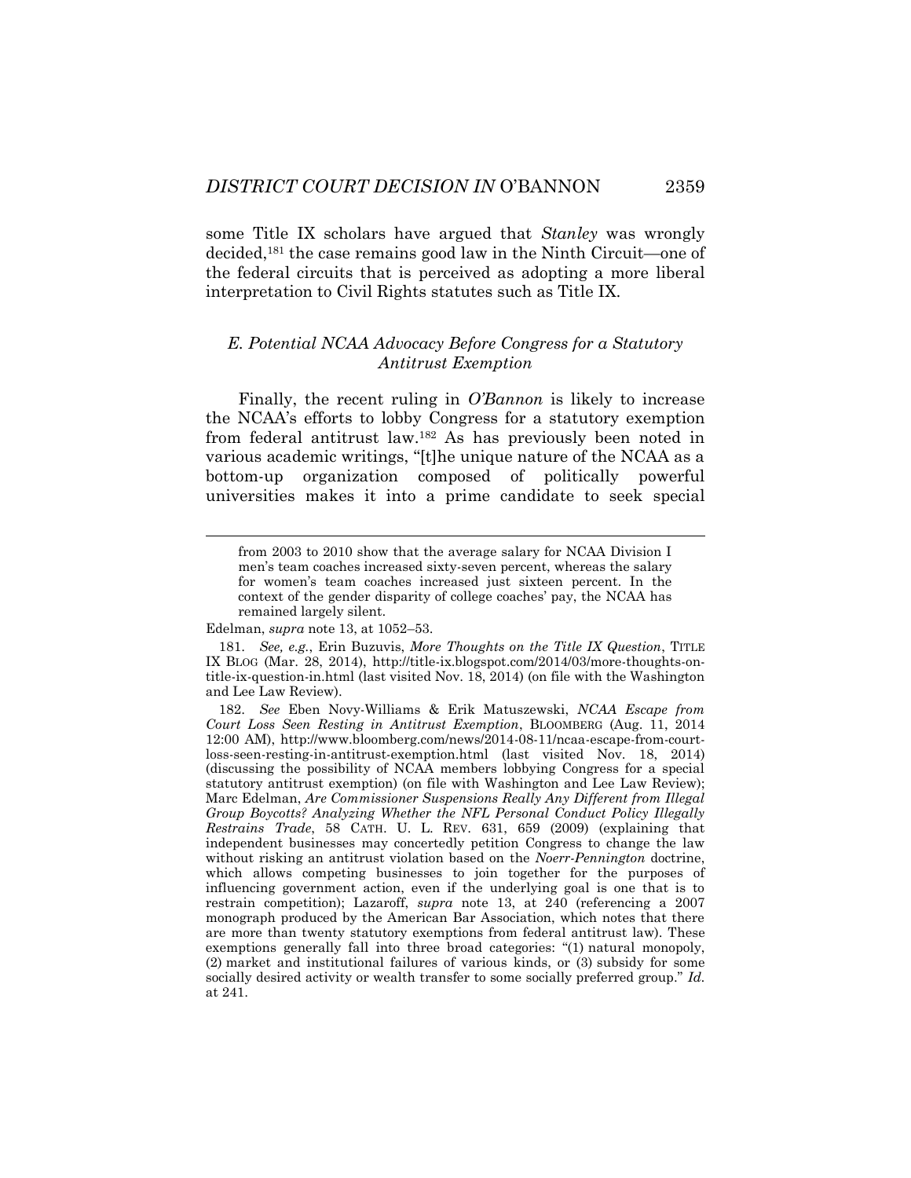some Title IX scholars have argued that *Stanley* was wrongly decided,[181] the case remains good law in the Ninth Circuit—one of the federal circuits that is perceived as adopting a more liberal interpretation to Civil Rights statutes such as Title IX.

### *E. Potential NCAA Advocacy Before Congress for a Statutory Antitrust Exemption*

Finally, the recent ruling in *O'Bannon* is likely to increase the NCAA's efforts to lobby Congress for a statutory exemption from federal antitrust law.[182] As has previously been noted in various academic writings, "[t]he unique nature of the NCAA as a bottom-up organization composed of politically powerful universities makes it into a prime candidate to seek special

> from 2003 to 2010 show that the average salary for NCAA Division I men's team coaches increased sixty-seven percent, whereas the salary for women's team coaches increased just sixteen percent. In the context of the gender disparity of college coaches' pay, the NCAA has remained largely silent.

Edelman, *supra* note 13, at 1052–53.

181. *See, e.g.*, Erin Buzuvis, *More Thoughts on the Title IX Question*, TITLE IX BLOG (Mar. 28, 2014), http://title-ix.blogspot.com/2014/03/more-thoughts-on-title-ix-question-in.html (last visited Nov. 18, 2014) (on file with the Washington and Lee Law Review).

182. *See* Eben Novy-Williams & Erik Matuszewski, *NCAA Escape from Court Loss Seen Resting in Antitrust Exemption*, BLOOMBERG (Aug. 11, 2014 12:00 AM), http://www.bloomberg.com/news/2014-08-11/ncaa-escape-from-court-loss-seen-resting-in-antitrust-exemption.html (last visited Nov. 18, 2014) (discussing the possibility of NCAA members lobbying Congress for a special statutory antitrust exemption) (on file with Washington and Lee Law Review); Marc Edelman, *Are Commissioner Suspensions Really Any Different from Illegal Group Boycotts? Analyzing Whether the NFL Personal Conduct Policy Illegally Restrains Trade*, 58 CATH. U. L. REV. 631, 659 (2009) (explaining that independent businesses may concertedly petition Congress to change the law without risking an antitrust violation based on the *Noerr-Pennington* doctrine, which allows competing businesses to join together for the purposes of influencing government action, even if the underlying goal is one that is to restrain competition); Lazaroff, *supra* note 13, at 240 (referencing a 2007 monograph produced by the American Bar Association, which notes that there are more than twenty statutory exemptions from federal antitrust law). These exemptions generally fall into three broad categories: "(1) natural monopoly, (2) market and institutional failures of various kinds, or (3) subsidy for some socially desired activity or wealth transfer to some socially preferred group." *Id.* at 241.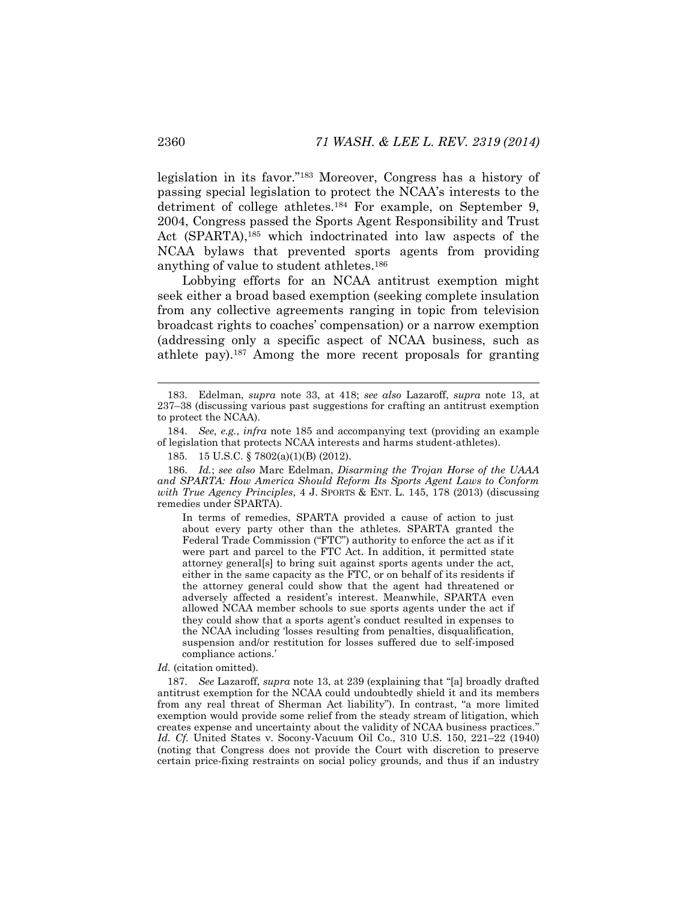legislation in its favor."[183] Moreover, Congress has a history of passing special legislation to protect the NCAA's interests to the detriment of college athletes.[184] For example, on September 9, 2004, Congress passed the Sports Agent Responsibility and Trust Act (SPARTA),[185] which indoctrinated into law aspects of the NCAA bylaws that prevented sports agents from providing anything of value to student athletes.[186]

Lobbying efforts for an NCAA antitrust exemption might seek either a broad based exemption (seeking complete insulation from any collective agreements ranging in topic from television broadcast rights to coaches' compensation) or a narrow exemption (addressing only a specific aspect of NCAA business, such as athlete pay).[187] Among the more recent proposals for granting

---

183. Edelman, *supra* note 33, at 418; *see also* Lazaroff, *supra* note 13, at 237–38 (discussing various past suggestions for crafting an antitrust exemption to protect the NCAA).

184. *See, e.g.*, *infra* note 185 and accompanying text (providing an example of legislation that protects NCAA interests and harms student-athletes).

185. 15 U.S.C. § 7802(a)(1)(B) (2012).

186. *Id.*; *see also* Marc Edelman, *Disarming the Trojan Horse of the UAAA and SPARTA: How America Should Reform Its Sports Agent Laws to Conform with True Agency Principles*, 4 J. SPORTS & ENT. L. 145, 178 (2013) (discussing remedies under SPARTA).

> In terms of remedies, SPARTA provided a cause of action to just about every party other than the athletes. SPARTA granted the Federal Trade Commission ("FTC") authority to enforce the act as if it were part and parcel to the FTC Act. In addition, it permitted state attorney general[s] to bring suit against sports agents under the act, either in the same capacity as the FTC, or on behalf of its residents if the attorney general could show that the agent had threatened or adversely affected a resident's interest. Meanwhile, SPARTA even allowed NCAA member schools to sue sports agents under the act if they could show that a sports agent's conduct resulted in expenses to the NCAA including 'losses resulting from penalties, disqualification, suspension and/or restitution for losses suffered due to self-imposed compliance actions.'

*Id.* (citation omitted).

187. *See* Lazaroff, *supra* note 13, at 239 (explaining that "[a] broadly drafted antitrust exemption for the NCAA could undoubtedly shield it and its members from any real threat of Sherman Act liability"). In contrast, "a more limited exemption would provide some relief from the steady stream of litigation, which creates expense and uncertainty about the validity of NCAA business practices." *Id. Cf.* United States v. Socony-Vacuum Oil Co., 310 U.S. 150, 221–22 (1940) (noting that Congress does not provide the Court with discretion to preserve certain price-fixing restraints on social policy grounds, and thus if an industry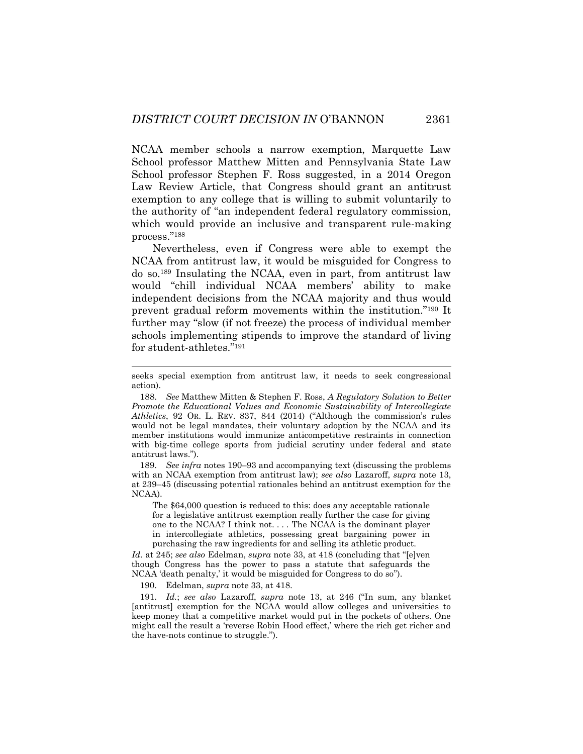NCAA member schools a narrow exemption, Marquette Law School professor Matthew Mitten and Pennsylvania State Law School professor Stephen F. Ross suggested, in a 2014 Oregon Law Review Article, that Congress should grant an antitrust exemption to any college that is willing to submit voluntarily to the authority of "an independent federal regulatory commission, which would provide an inclusive and transparent rule-making process."[188]

Nevertheless, even if Congress were able to exempt the NCAA from antitrust law, it would be misguided for Congress to do so.[189] Insulating the NCAA, even in part, from antitrust law would "chill individual NCAA members' ability to make independent decisions from the NCAA majority and thus would prevent gradual reform movements within the institution."[190] It further may "slow (if not freeze) the process of individual member schools implementing stipends to improve the standard of living for student-athletes."[191]

---

seeks special exemption from antitrust law, it needs to seek congressional action).

188. *See* Matthew Mitten & Stephen F. Ross, *A Regulatory Solution to Better Promote the Educational Values and Economic Sustainability of Intercollegiate Athletics*, 92 OR. L. REV. 837, 844 (2014) ("Although the commission's rules would not be legal mandates, their voluntary adoption by the NCAA and its member institutions would immunize anticompetitive restraints in connection with big-time college sports from judicial scrutiny under federal and state antitrust laws.").

189. *See infra* notes 190–93 and accompanying text (discussing the problems with an NCAA exemption from antitrust law); *see also* Lazaroff, *supra* note 13, at 239–45 (discussing potential rationales behind an antitrust exemption for the NCAA).

> The $64,000 question is reduced to this: does any acceptable rationale for a legislative antitrust exemption really further the case for giving one to the NCAA? I think not. . . . The NCAA is the dominant player in intercollegiate athletics, possessing great bargaining power in purchasing the raw ingredients for and selling its athletic product.

*Id.* at 245; *see also* Edelman, *supra* note 33, at 418 (concluding that "[e]ven though Congress has the power to pass a statute that safeguards the NCAA 'death penalty,' it would be misguided for Congress to do so").

190. Edelman, *supra* note 33, at 418.

191. *Id.*; *see also* Lazaroff, *supra* note 13, at 246 ("In sum, any blanket [antitrust] exemption for the NCAA would allow colleges and universities to keep money that a competitive market would put in the pockets of others. One might call the result a 'reverse Robin Hood effect,' where the rich get richer and the have-nots continue to struggle.").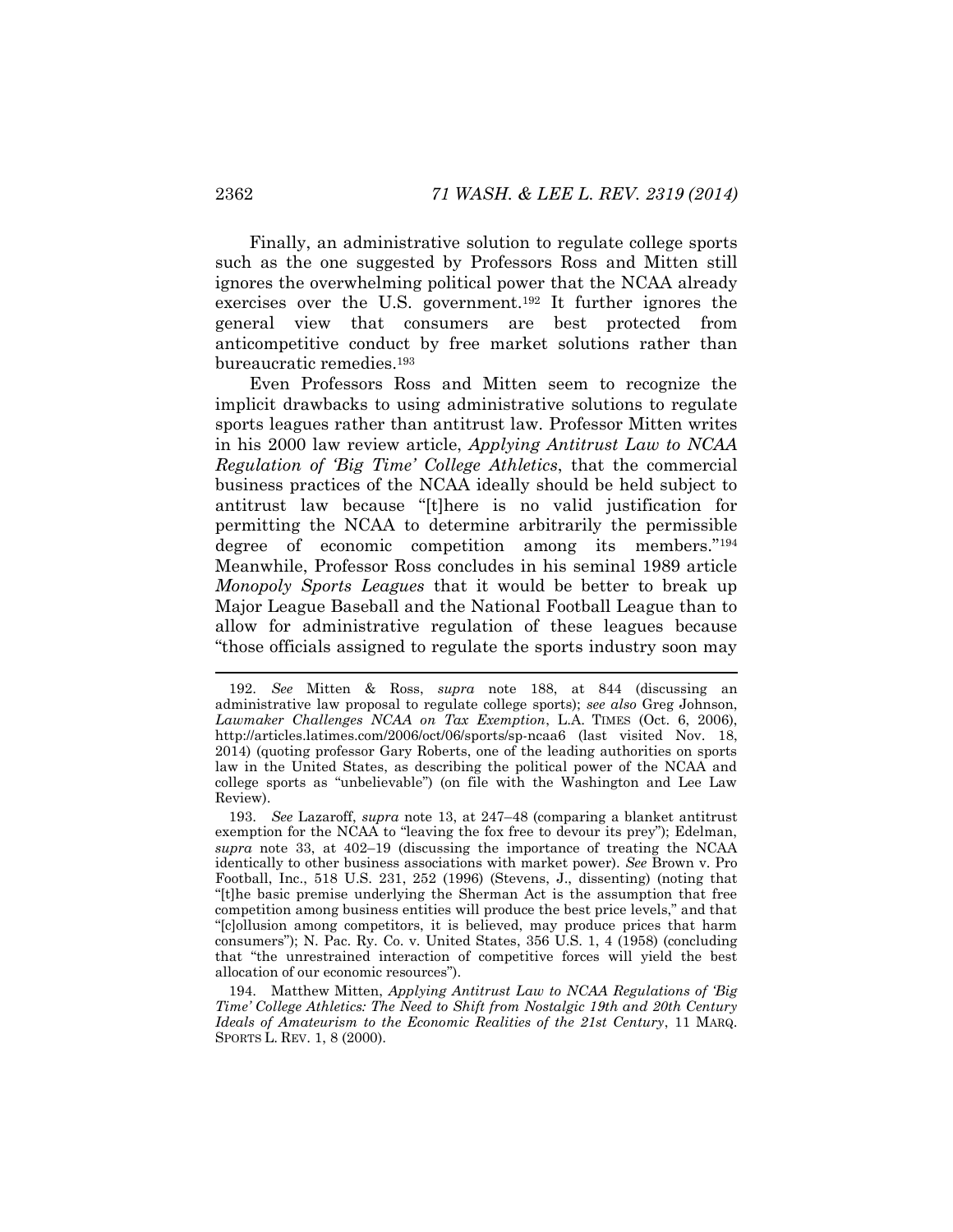Finally, an administrative solution to regulate college sports such as the one suggested by Professors Ross and Mitten still ignores the overwhelming political power that the NCAA already exercises over the U.S. government.[192] It further ignores the general view that consumers are best protected from anticompetitive conduct by free market solutions rather than bureaucratic remedies.[193]

Even Professors Ross and Mitten seem to recognize the implicit drawbacks to using administrative solutions to regulate sports leagues rather than antitrust law. Professor Mitten writes in his 2000 law review article, *Applying Antitrust Law to NCAA Regulation of 'Big Time' College Athletics*, that the commercial business practices of the NCAA ideally should be held subject to antitrust law because "[t]here is no valid justification for permitting the NCAA to determine arbitrarily the permissible degree of economic competition among its members."[194] Meanwhile, Professor Ross concludes in his seminal 1989 article *Monopoly Sports Leagues* that it would be better to break up Major League Baseball and the National Football League than to allow for administrative regulation of these leagues because "those officials assigned to regulate the sports industry soon may

---

192. *See* Mitten & Ross, *supra* note 188, at 844 (discussing an administrative law proposal to regulate college sports); *see also* Greg Johnson, *Lawmaker Challenges NCAA on Tax Exemption*, L.A. TIMES (Oct. 6, 2006), http://articles.latimes.com/2006/oct/06/sports/sp-ncaa6 (last visited Nov. 18, 2014) (quoting professor Gary Roberts, one of the leading authorities on sports law in the United States, as describing the political power of the NCAA and college sports as "unbelievable") (on file with the Washington and Lee Law Review).

193. *See* Lazaroff, *supra* note 13, at 247–48 (comparing a blanket antitrust exemption for the NCAA to "leaving the fox free to devour its prey"); Edelman, *supra* note 33, at 402–19 (discussing the importance of treating the NCAA identically to other business associations with market power). *See* Brown v. Pro Football, Inc., 518 U.S. 231, 252 (1996) (Stevens, J., dissenting) (noting that "[t]he basic premise underlying the Sherman Act is the assumption that free competition among business entities will produce the best price levels," and that "[c]ollusion among competitors, it is believed, may produce prices that harm consumers"); N. Pac. Ry. Co. v. United States, 356 U.S. 1, 4 (1958) (concluding that "the unrestrained interaction of competitive forces will yield the best allocation of our economic resources").

194. Matthew Mitten, *Applying Antitrust Law to NCAA Regulations of 'Big Time' College Athletics: The Need to Shift from Nostalgic 19th and 20th Century Ideals of Amateurism to the Economic Realities of the 21st Century*, 11 MARQ. SPORTS L. REV. 1, 8 (2000).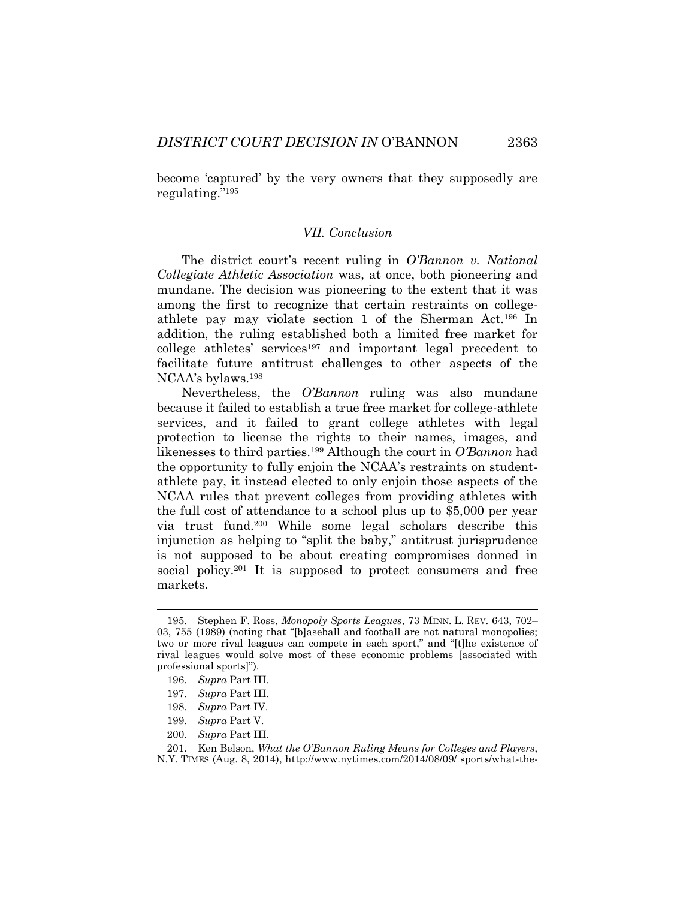become 'captured' by the very owners that they supposedly are regulating."[195]

### *VII. Conclusion*

The district court's recent ruling in *O'Bannon v. National Collegiate Athletic Association* was, at once, both pioneering and mundane. The decision was pioneering to the extent that it was among the first to recognize that certain restraints on college-athlete pay may violate section 1 of the Sherman Act.[196] In addition, the ruling established both a limited free market for college athletes' services[197] and important legal precedent to facilitate future antitrust challenges to other aspects of the NCAA's bylaws.[198]

Nevertheless, the *O'Bannon* ruling was also mundane because it failed to establish a true free market for college-athlete services, and it failed to grant college athletes with legal protection to license the rights to their names, images, and likenesses to third parties.[199] Although the court in *O'Bannon* had the opportunity to fully enjoin the NCAA's restraints on student-athlete pay, it instead elected to only enjoin those aspects of the NCAA rules that prevent colleges from providing athletes with the full cost of attendance to a school plus up to $5,000 per year via trust fund.[200] While some legal scholars describe this injunction as helping to "split the baby," antitrust jurisprudence is not supposed to be about creating compromises donned in social policy.[201] It is supposed to protect consumers and free markets.

---

195. Stephen F. Ross, *Monopoly Sports Leagues*, 73 MINN. L. REV. 643, 702–03, 755 (1989) (noting that "[b]aseball and football are not natural monopolies; two or more rival leagues can compete in each sport," and "[t]he existence of rival leagues would solve most of these economic problems [associated with professional sports]").

196. *Supra* Part III.

197. *Supra* Part III.

198. *Supra* Part IV.

199. *Supra* Part V.

200. *Supra* Part III.

201. Ken Belson, *What the O'Bannon Ruling Means for Colleges and Players*, N.Y. TIMES (Aug. 8, 2014), http://www.nytimes.com/2014/08/09/ sports/what-the-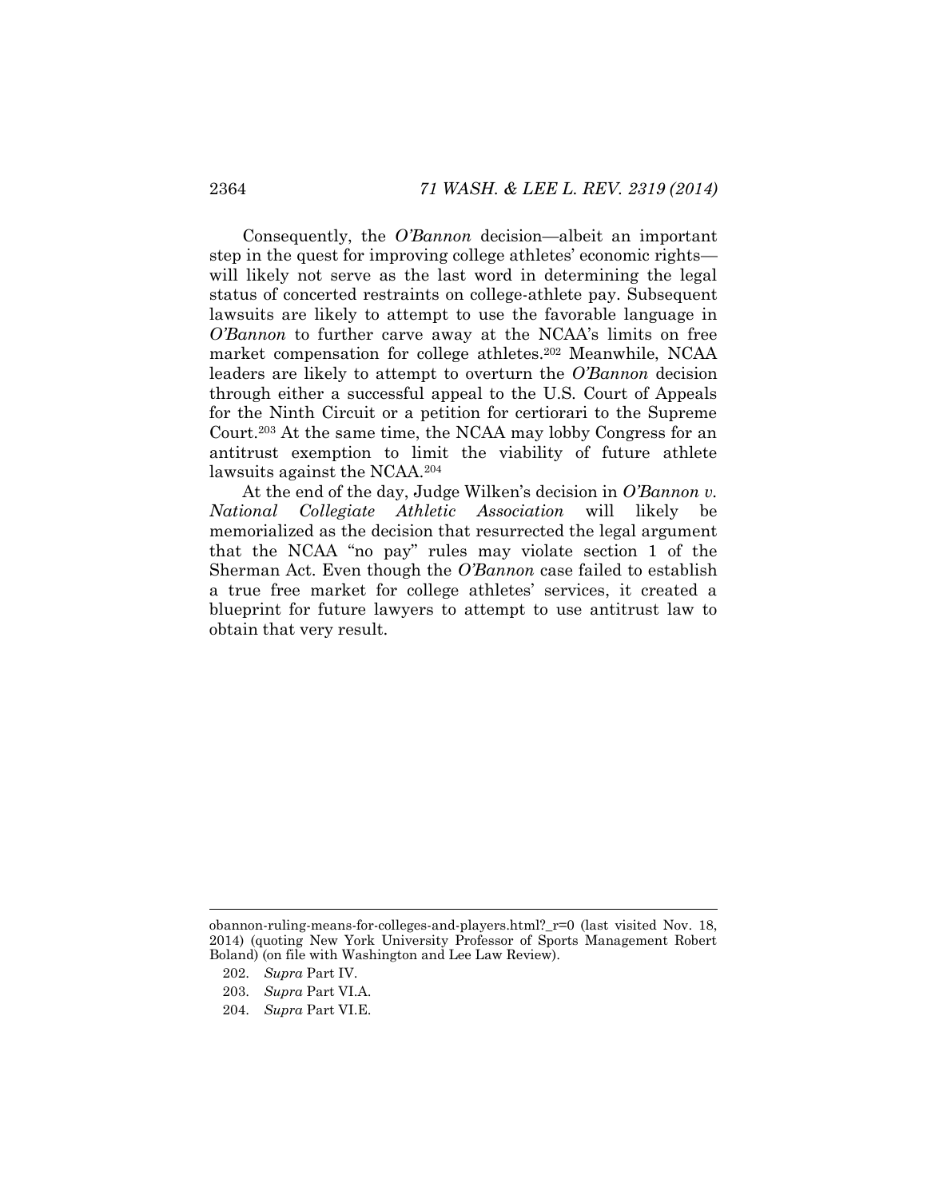Consequently, the *O'Bannon* decision—albeit an important step in the quest for improving college athletes' economic rights—will likely not serve as the last word in determining the legal status of concerted restraints on college-athlete pay. Subsequent lawsuits are likely to attempt to use the favorable language in *O'Bannon* to further carve away at the NCAA's limits on free market compensation for college athletes.[202] Meanwhile, NCAA leaders are likely to attempt to overturn the *O'Bannon* decision through either a successful appeal to the U.S. Court of Appeals for the Ninth Circuit or a petition for certiorari to the Supreme Court.[203] At the same time, the NCAA may lobby Congress for an antitrust exemption to limit the viability of future athlete lawsuits against the NCAA.[204]

At the end of the day, Judge Wilken's decision in *O'Bannon v. National Collegiate Athletic Association* will likely be memorialized as the decision that resurrected the legal argument that the NCAA "no pay" rules may violate section 1 of the Sherman Act. Even though the *O'Bannon* case failed to establish a true free market for college athletes' services, it created a blueprint for future lawyers to attempt to use antitrust law to obtain that very result.

---

obannon-ruling-means-for-colleges-and-players.html?_r=0 (last visited Nov. 18, 2014) (quoting New York University Professor of Sports Management Robert Boland) (on file with Washington and Lee Law Review).

202. *Supra* Part IV.

203. *Supra* Part VI.A.

204. *Supra* Part VI.E.